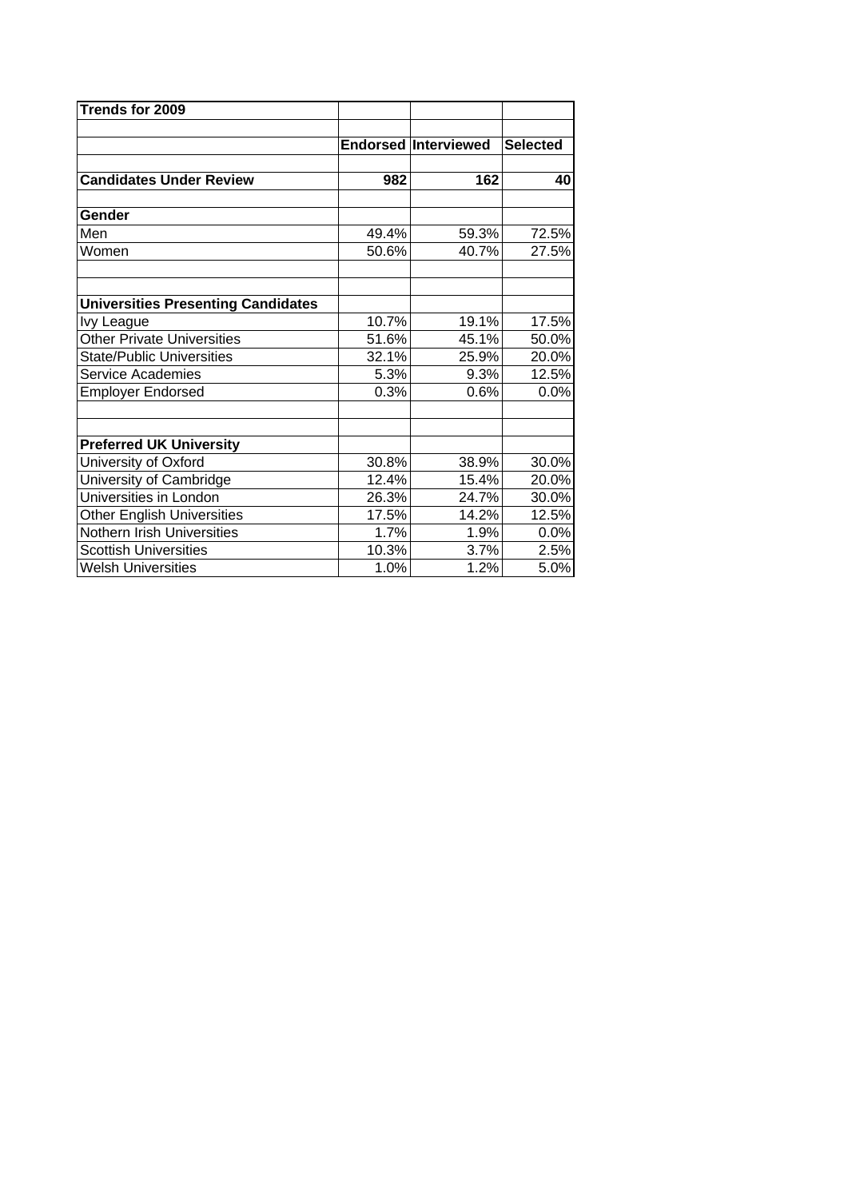| Trends for 2009 | | | |
|---|---|---|---|
| | | | |
| | **Endorsed** | **Interviewed** | **Selected** |
| | | | |
| **Candidates Under Review** | **982** | **162** | **40** |
| | | | |
| **Gender** | | | |
| Men | 49.4% | 59.3% | 72.5% |
| Women | 50.6% | 40.7% | 27.5% |
| | | | |
| | | | |
| **Universities Presenting Candidates** | | | |
| Ivy League | 10.7% | 19.1% | 17.5% |
| Other Private Universities | 51.6% | 45.1% | 50.0% |
| State/Public Universities | 32.1% | 25.9% | 20.0% |
| Service Academies | 5.3% | 9.3% | 12.5% |
| Employer Endorsed | 0.3% | 0.6% | 0.0% |
| | | | |
| | | | |
| **Preferred UK University** | | | |
| University of Oxford | 30.8% | 38.9% | 30.0% |
| University of Cambridge | 12.4% | 15.4% | 20.0% |
| Universities in London | 26.3% | 24.7% | 30.0% |
| Other English Universities | 17.5% | 14.2% | 12.5% |
| Nothern Irish Universities | 1.7% | 1.9% | 0.0% |
| Scottish Universities | 10.3% | 3.7% | 2.5% |
| Welsh Universities | 1.0% | 1.2% | 5.0% |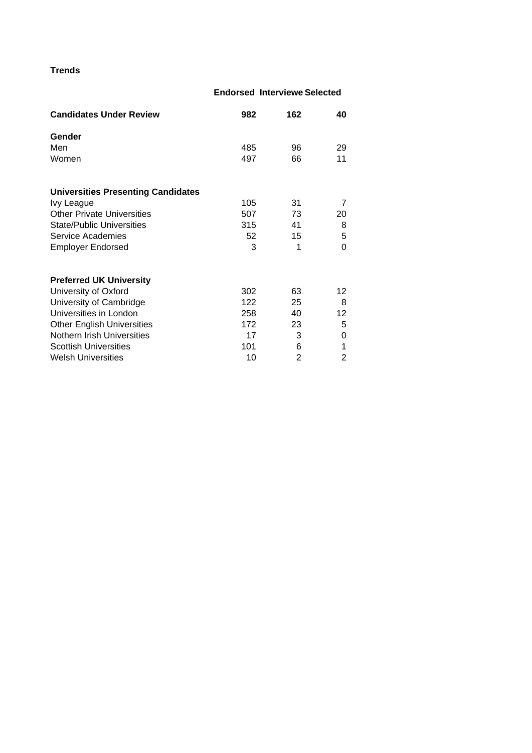**Trends**

| | Endorsed | Interviewe | Selected |
|---|---|---|---|
| **Candidates Under Review** | **982** | **162** | **40** |
| **Gender** | | | |
| Men | 485 | 96 | 29 |
| Women | 497 | 66 | 11 |
| **Universities Presenting Candidates** | | | |
| Ivy League | 105 | 31 | 7 |
| Other Private Universities | 507 | 73 | 20 |
| State/Public Universities | 315 | 41 | 8 |
| Service Academies | 52 | 15 | 5 |
| Employer Endorsed | 3 | 1 | 0 |
| **Preferred UK University** | | | |
| University of Oxford | 302 | 63 | 12 |
| University of Cambridge | 122 | 25 | 8 |
| Universities in London | 258 | 40 | 12 |
| Other English Universities | 172 | 23 | 5 |
| Nothern Irish Universities | 17 | 3 | 0 |
| Scottish Universities | 101 | 6 | 1 |
| Welsh Universities | 10 | 2 | 2 |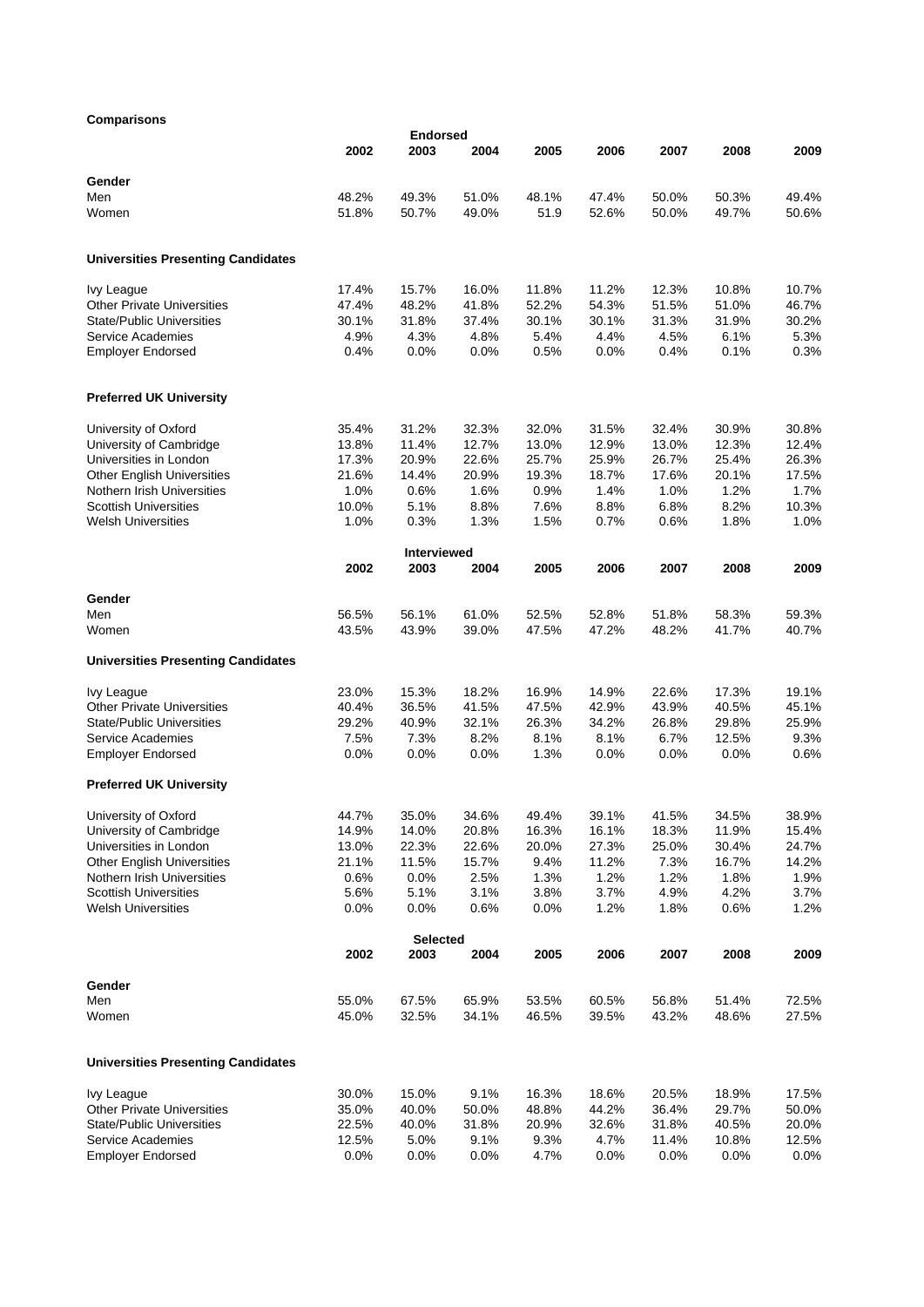**Comparisons**

**Endorsed**

| | 2002 | 2003 | 2004 | 2005 | 2006 | 2007 | 2008 | 2009 |
|---|---|---|---|---|---|---|---|---|
| **Gender** | | | | | | | | |
| Men | 48.2% | 49.3% | 51.0% | 48.1% | 47.4% | 50.0% | 50.3% | 49.4% |
| Women | 51.8% | 50.7% | 49.0% | 51.9 | 52.6% | 50.0% | 49.7% | 50.6% |
| **Universities Presenting Candidates** | | | | | | | | |
| Ivy League | 17.4% | 15.7% | 16.0% | 11.8% | 11.2% | 12.3% | 10.8% | 10.7% |
| Other Private Universities | 47.4% | 48.2% | 41.8% | 52.2% | 54.3% | 51.5% | 51.0% | 46.7% |
| State/Public Universities | 30.1% | 31.8% | 37.4% | 30.1% | 30.1% | 31.3% | 31.9% | 30.2% |
| Service Academies | 4.9% | 4.3% | 4.8% | 5.4% | 4.4% | 4.5% | 6.1% | 5.3% |
| Employer Endorsed | 0.4% | 0.0% | 0.0% | 0.5% | 0.0% | 0.4% | 0.1% | 0.3% |
| **Preferred UK University** | | | | | | | | |
| University of Oxford | 35.4% | 31.2% | 32.3% | 32.0% | 31.5% | 32.4% | 30.9% | 30.8% |
| University of Cambridge | 13.8% | 11.4% | 12.7% | 13.0% | 12.9% | 13.0% | 12.3% | 12.4% |
| Universities in London | 17.3% | 20.9% | 22.6% | 25.7% | 25.9% | 26.7% | 25.4% | 26.3% |
| Other English Universities | 21.6% | 14.4% | 20.9% | 19.3% | 18.7% | 17.6% | 20.1% | 17.5% |
| Nothern Irish Universities | 1.0% | 0.6% | 1.6% | 0.9% | 1.4% | 1.0% | 1.2% | 1.7% |
| Scottish Universities | 10.0% | 5.1% | 8.8% | 7.6% | 8.8% | 6.8% | 8.2% | 10.3% |
| Welsh Universities | 1.0% | 0.3% | 1.3% | 1.5% | 0.7% | 0.6% | 1.8% | 1.0% |

**Interviewed**

| | 2002 | 2003 | 2004 | 2005 | 2006 | 2007 | 2008 | 2009 |
|---|---|---|---|---|---|---|---|---|
| **Gender** | | | | | | | | |
| Men | 56.5% | 56.1% | 61.0% | 52.5% | 52.8% | 51.8% | 58.3% | 59.3% |
| Women | 43.5% | 43.9% | 39.0% | 47.5% | 47.2% | 48.2% | 41.7% | 40.7% |
| **Universities Presenting Candidates** | | | | | | | | |
| Ivy League | 23.0% | 15.3% | 18.2% | 16.9% | 14.9% | 22.6% | 17.3% | 19.1% |
| Other Private Universities | 40.4% | 36.5% | 41.5% | 47.5% | 42.9% | 43.9% | 40.5% | 45.1% |
| State/Public Universities | 29.2% | 40.9% | 32.1% | 26.3% | 34.2% | 26.8% | 29.8% | 25.9% |
| Service Academies | 7.5% | 7.3% | 8.2% | 8.1% | 8.1% | 6.7% | 12.5% | 9.3% |
| Employer Endorsed | 0.0% | 0.0% | 0.0% | 1.3% | 0.0% | 0.0% | 0.0% | 0.6% |
| **Preferred UK University** | | | | | | | | |
| University of Oxford | 44.7% | 35.0% | 34.6% | 49.4% | 39.1% | 41.5% | 34.5% | 38.9% |
| University of Cambridge | 14.9% | 14.0% | 20.8% | 16.3% | 16.1% | 18.3% | 11.9% | 15.4% |
| Universities in London | 13.0% | 22.3% | 22.6% | 20.0% | 27.3% | 25.0% | 30.4% | 24.7% |
| Other English Universities | 21.1% | 11.5% | 15.7% | 9.4% | 11.2% | 7.3% | 16.7% | 14.2% |
| Nothern Irish Universities | 0.6% | 0.0% | 2.5% | 1.3% | 1.2% | 1.2% | 1.8% | 1.9% |
| Scottish Universities | 5.6% | 5.1% | 3.1% | 3.8% | 3.7% | 4.9% | 4.2% | 3.7% |
| Welsh Universities | 0.0% | 0.0% | 0.6% | 0.0% | 1.2% | 1.8% | 0.6% | 1.2% |

**Selected**

| | 2002 | 2003 | 2004 | 2005 | 2006 | 2007 | 2008 | 2009 |
|---|---|---|---|---|---|---|---|---|
| **Gender** | | | | | | | | |
| Men | 55.0% | 67.5% | 65.9% | 53.5% | 60.5% | 56.8% | 51.4% | 72.5% |
| Women | 45.0% | 32.5% | 34.1% | 46.5% | 39.5% | 43.2% | 48.6% | 27.5% |
| **Universities Presenting Candidates** | | | | | | | | |
| Ivy League | 30.0% | 15.0% | 9.1% | 16.3% | 18.6% | 20.5% | 18.9% | 17.5% |
| Other Private Universities | 35.0% | 40.0% | 50.0% | 48.8% | 44.2% | 36.4% | 29.7% | 50.0% |
| State/Public Universities | 22.5% | 40.0% | 31.8% | 20.9% | 32.6% | 31.8% | 40.5% | 20.0% |
| Service Academies | 12.5% | 5.0% | 9.1% | 9.3% | 4.7% | 11.4% | 10.8% | 12.5% |
| Employer Endorsed | 0.0% | 0.0% | 0.0% | 4.7% | 0.0% | 0.0% | 0.0% | 0.0% |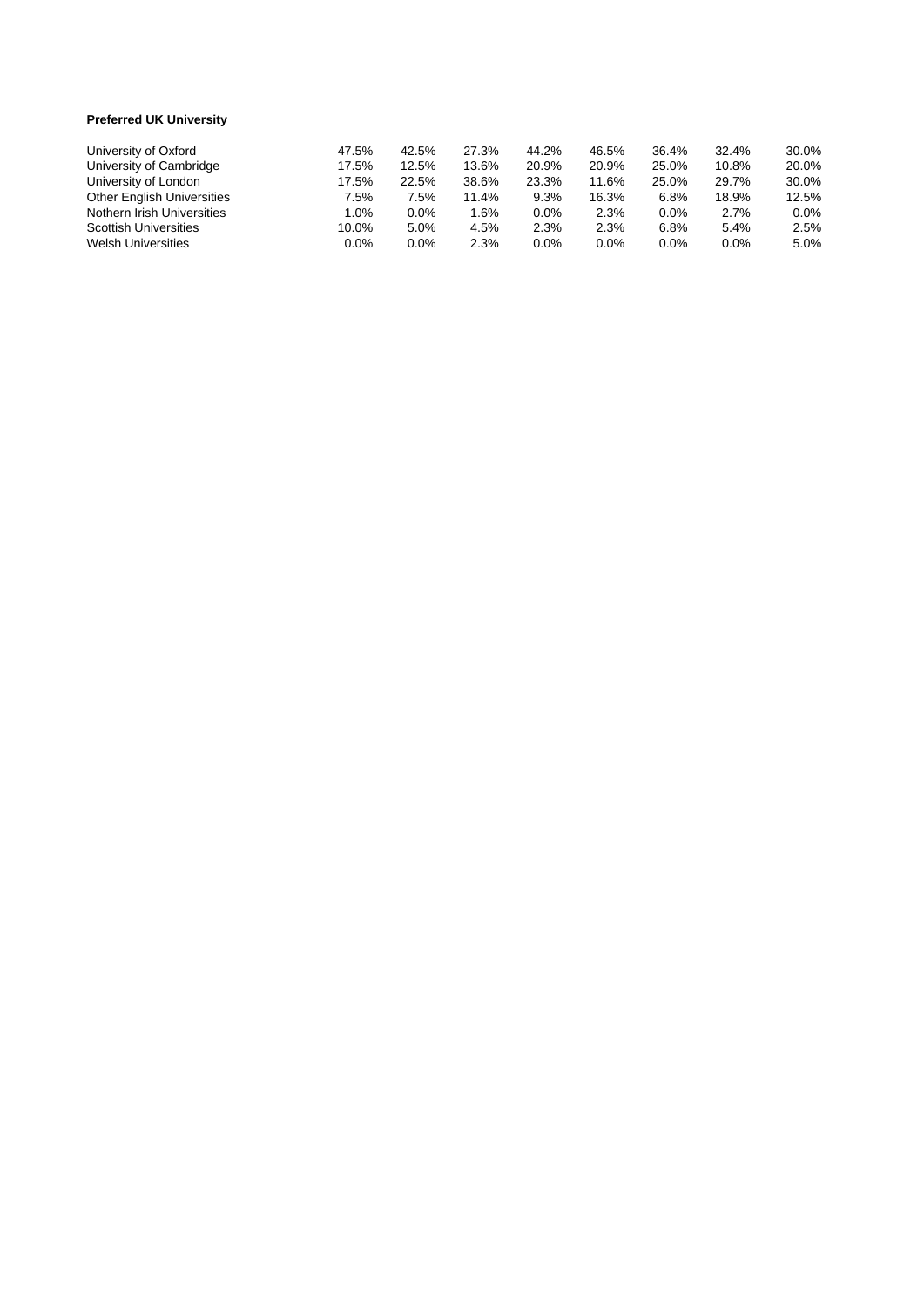**Preferred UK University**

| | | | | | | | | |
|---|---|---|---|---|---|---|---|---|
| University of Oxford | 47.5% | 42.5% | 27.3% | 44.2% | 46.5% | 36.4% | 32.4% | 30.0% |
| University of Cambridge | 17.5% | 12.5% | 13.6% | 20.9% | 20.9% | 25.0% | 10.8% | 20.0% |
| University of London | 17.5% | 22.5% | 38.6% | 23.3% | 11.6% | 25.0% | 29.7% | 30.0% |
| Other English Universities | 7.5% | 7.5% | 11.4% | 9.3% | 16.3% | 6.8% | 18.9% | 12.5% |
| Nothern Irish Universities | 1.0% | 0.0% | 1.6% | 0.0% | 2.3% | 0.0% | 2.7% | 0.0% |
| Scottish Universities | 10.0% | 5.0% | 4.5% | 2.3% | 2.3% | 6.8% | 5.4% | 2.5% |
| Welsh Universities | 0.0% | 0.0% | 2.3% | 0.0% | 0.0% | 0.0% | 0.0% | 5.0% |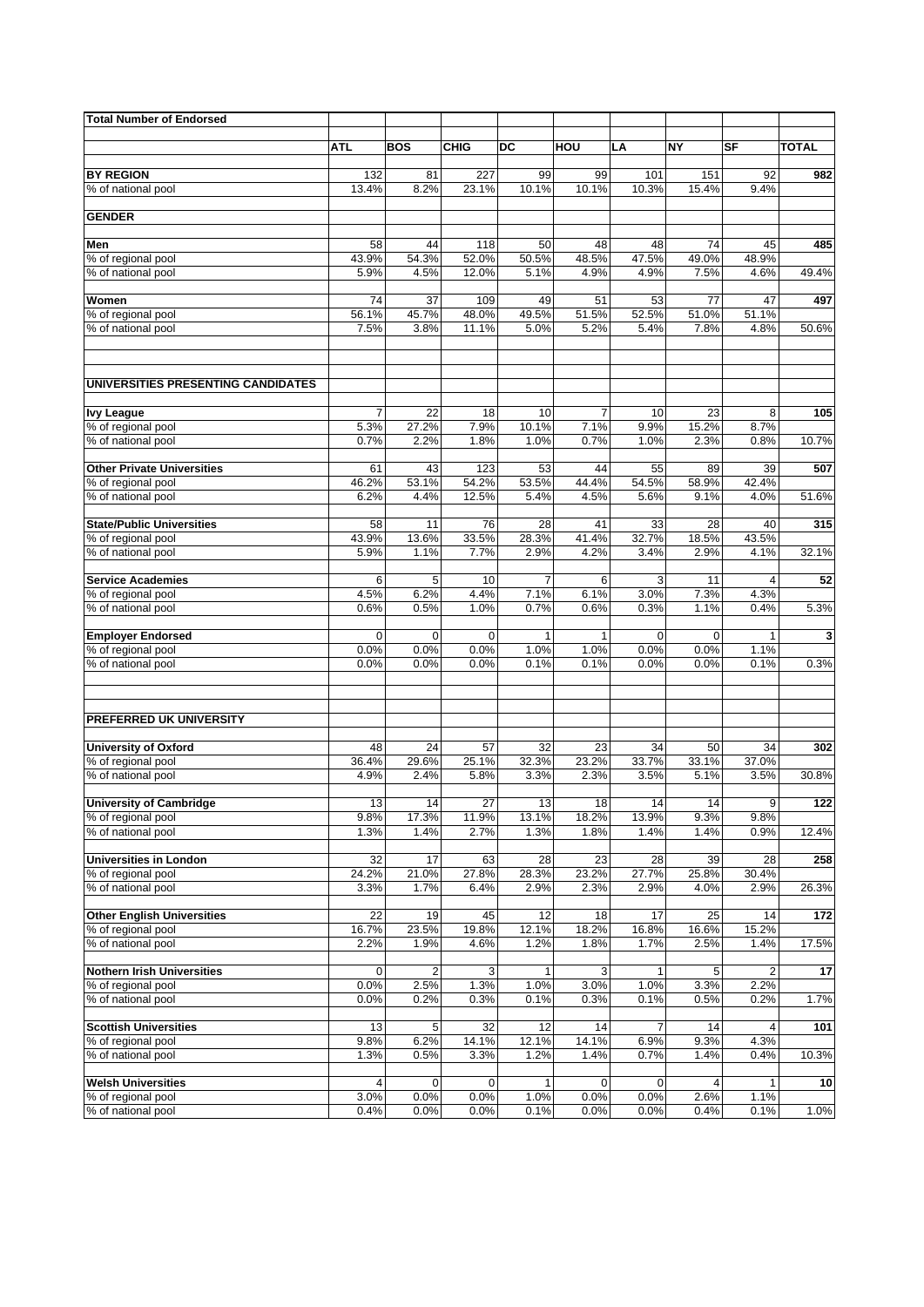| Total Number of Endorsed | | | | | | | | | |
|---|---|---|---|---|---|---|---|---|---|
| | ATL | BOS | CHIG | DC | HOU | LA | NY | SF | TOTAL |
| **BY REGION** | 132 | 81 | 227 | 99 | 99 | 101 | 151 | 92 | **982** |
| % of national pool | 13.4% | 8.2% | 23.1% | 10.1% | 10.1% | 10.3% | 15.4% | 9.4% | |
| **GENDER** | | | | | | | | | |
| **Men** | 58 | 44 | 118 | 50 | 48 | 48 | 74 | 45 | **485** |
| % of regional pool | 43.9% | 54.3% | 52.0% | 50.5% | 48.5% | 47.5% | 49.0% | 48.9% | |
| % of national pool | 5.9% | 4.5% | 12.0% | 5.1% | 4.9% | 4.9% | 7.5% | 4.6% | 49.4% |
| **Women** | 74 | 37 | 109 | 49 | 51 | 53 | 77 | 47 | **497** |
| % of regional pool | 56.1% | 45.7% | 48.0% | 49.5% | 51.5% | 52.5% | 51.0% | 51.1% | |
| % of national pool | 7.5% | 3.8% | 11.1% | 5.0% | 5.2% | 5.4% | 7.8% | 4.8% | 50.6% |
| **UNIVERSITIES PRESENTING CANDIDATES** | | | | | | | | | |
| **Ivy League** | 7 | 22 | 18 | 10 | 7 | 10 | 23 | 8 | **105** |
| % of regional pool | 5.3% | 27.2% | 7.9% | 10.1% | 7.1% | 9.9% | 15.2% | 8.7% | |
| % of national pool | 0.7% | 2.2% | 1.8% | 1.0% | 0.7% | 1.0% | 2.3% | 0.8% | 10.7% |
| **Other Private Universities** | 61 | 43 | 123 | 53 | 44 | 55 | 89 | 39 | **507** |
| % of regional pool | 46.2% | 53.1% | 54.2% | 53.5% | 44.4% | 54.5% | 58.9% | 42.4% | |
| % of national pool | 6.2% | 4.4% | 12.5% | 5.4% | 4.5% | 5.6% | 9.1% | 4.0% | 51.6% |
| **State/Public Universities** | 58 | 11 | 76 | 28 | 41 | 33 | 28 | 40 | **315** |
| % of regional pool | 43.9% | 13.6% | 33.5% | 28.3% | 41.4% | 32.7% | 18.5% | 43.5% | |
| % of national pool | 5.9% | 1.1% | 7.7% | 2.9% | 4.2% | 3.4% | 2.9% | 4.1% | 32.1% |
| **Service Academies** | 6 | 5 | 10 | 7 | 6 | 3 | 11 | 4 | **52** |
| % of regional pool | 4.5% | 6.2% | 4.4% | 7.1% | 6.1% | 3.0% | 7.3% | 4.3% | |
| % of national pool | 0.6% | 0.5% | 1.0% | 0.7% | 0.6% | 0.3% | 1.1% | 0.4% | 5.3% |
| **Employer Endorsed** | 0 | 0 | 0 | 1 | 1 | 0 | 0 | 1 | **3** |
| % of regional pool | 0.0% | 0.0% | 0.0% | 1.0% | 1.0% | 0.0% | 0.0% | 1.1% | |
| % of national pool | 0.0% | 0.0% | 0.0% | 0.1% | 0.1% | 0.0% | 0.0% | 0.1% | 0.3% |
| **PREFERRED UK UNIVERSITY** | | | | | | | | | |
| **University of Oxford** | 48 | 24 | 57 | 32 | 23 | 34 | 50 | 34 | **302** |
| % of regional pool | 36.4% | 29.6% | 25.1% | 32.3% | 23.2% | 33.7% | 33.1% | 37.0% | |
| % of national pool | 4.9% | 2.4% | 5.8% | 3.3% | 2.3% | 3.5% | 5.1% | 3.5% | 30.8% |
| **University of Cambridge** | 13 | 14 | 27 | 13 | 18 | 14 | 14 | 9 | **122** |
| % of regional pool | 9.8% | 17.3% | 11.9% | 13.1% | 18.2% | 13.9% | 9.3% | 9.8% | |
| % of national pool | 1.3% | 1.4% | 2.7% | 1.3% | 1.8% | 1.4% | 1.4% | 0.9% | 12.4% |
| **Universities in London** | 32 | 17 | 63 | 28 | 23 | 28 | 39 | 28 | **258** |
| % of regional pool | 24.2% | 21.0% | 27.8% | 28.3% | 23.2% | 27.7% | 25.8% | 30.4% | |
| % of national pool | 3.3% | 1.7% | 6.4% | 2.9% | 2.3% | 2.9% | 4.0% | 2.9% | 26.3% |
| **Other English Universities** | 22 | 19 | 45 | 12 | 18 | 17 | 25 | 14 | **172** |
| % of regional pool | 16.7% | 23.5% | 19.8% | 12.1% | 18.2% | 16.8% | 16.6% | 15.2% | |
| % of national pool | 2.2% | 1.9% | 4.6% | 1.2% | 1.8% | 1.7% | 2.5% | 1.4% | 17.5% |
| **Nothern Irish Universities** | 0 | 2 | 3 | 1 | 3 | 1 | 5 | 2 | **17** |
| % of regional pool | 0.0% | 2.5% | 1.3% | 1.0% | 3.0% | 1.0% | 3.3% | 2.2% | |
| % of national pool | 0.0% | 0.2% | 0.3% | 0.1% | 0.3% | 0.1% | 0.5% | 0.2% | 1.7% |
| **Scottish Universities** | 13 | 5 | 32 | 12 | 14 | 7 | 14 | 4 | **101** |
| % of regional pool | 9.8% | 6.2% | 14.1% | 12.1% | 14.1% | 6.9% | 9.3% | 4.3% | |
| % of national pool | 1.3% | 0.5% | 3.3% | 1.2% | 1.4% | 0.7% | 1.4% | 0.4% | 10.3% |
| **Welsh Universities** | 4 | 0 | 0 | 1 | 0 | 0 | 4 | 1 | **10** |
| % of regional pool | 3.0% | 0.0% | 0.0% | 1.0% | 0.0% | 0.0% | 2.6% | 1.1% | |
| % of national pool | 0.4% | 0.0% | 0.0% | 0.1% | 0.0% | 0.0% | 0.4% | 0.1% | 1.0% |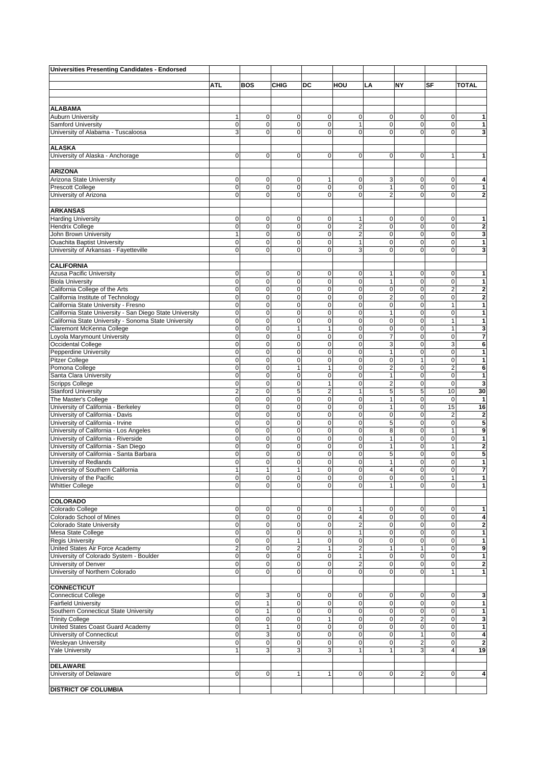**Universities Presenting Candidates - Endorsed**

| | ATL | BOS | CHIG | DC | HOU | LA | NY | SF | TOTAL |
|---|---|---|---|---|---|---|---|---|---|
| **ALABAMA** | | | | | | | | | |
| Auburn University | 1 | 0 | 0 | 0 | 0 | 0 | 0 | 0 | 1 |
| Samford University | 0 | 0 | 0 | 0 | 1 | 0 | 0 | 0 | 1 |
| University of Alabama - Tuscaloosa | 3 | 0 | 0 | 0 | 0 | 0 | 0 | 0 | 3 |
| **ALASKA** | | | | | | | | | |
| University of Alaska - Anchorage | 0 | 0 | 0 | 0 | 0 | 0 | 0 | 1 | 1 |
| **ARIZONA** | | | | | | | | | |
| Arizona State University | 0 | 0 | 0 | 1 | 0 | 3 | 0 | 0 | 4 |
| Prescott College | 0 | 0 | 0 | 0 | 0 | 1 | 0 | 0 | 1 |
| University of Arizona | 0 | 0 | 0 | 0 | 0 | 2 | 0 | 0 | 2 |
| **ARKANSAS** | | | | | | | | | |
| Harding University | 0 | 0 | 0 | 0 | 1 | 0 | 0 | 0 | 1 |
| Hendrix College | 0 | 0 | 0 | 0 | 2 | 0 | 0 | 0 | 2 |
| John Brown University | 1 | 0 | 0 | 0 | 2 | 0 | 0 | 0 | 3 |
| Ouachita Baptist University | 0 | 0 | 0 | 0 | 1 | 0 | 0 | 0 | 1 |
| University of Arkansas - Fayetteville | 0 | 0 | 0 | 0 | 3 | 0 | 0 | 0 | 3 |
| **CALIFORNIA** | | | | | | | | | |
| Azusa Pacific University | 0 | 0 | 0 | 0 | 0 | 1 | 0 | 0 | 1 |
| Biola University | 0 | 0 | 0 | 0 | 0 | 1 | 0 | 0 | 1 |
| California College of the Arts | 0 | 0 | 0 | 0 | 0 | 0 | 0 | 2 | 2 |
| California Institute of Technology | 0 | 0 | 0 | 0 | 0 | 2 | 0 | 0 | 2 |
| California State University - Fresno | 0 | 0 | 0 | 0 | 0 | 0 | 0 | 1 | 1 |
| California State University - San Diego State University | 0 | 0 | 0 | 0 | 0 | 1 | 0 | 0 | 1 |
| California State University - Sonoma State University | 0 | 0 | 0 | 0 | 0 | 0 | 0 | 1 | 1 |
| Claremont McKenna College | 0 | 0 | 1 | 1 | 0 | 0 | 0 | 1 | 3 |
| Loyola Marymount University | 0 | 0 | 0 | 0 | 0 | 7 | 0 | 0 | 7 |
| Occidental College | 0 | 0 | 0 | 0 | 0 | 3 | 0 | 3 | 6 |
| Pepperdine University | 0 | 0 | 0 | 0 | 0 | 1 | 0 | 0 | 1 |
| Pitzer College | 0 | 0 | 0 | 0 | 0 | 0 | 1 | 0 | 1 |
| Pomona College | 0 | 0 | 1 | 1 | 0 | 2 | 0 | 2 | 6 |
| Santa Clara University | 0 | 0 | 0 | 0 | 0 | 1 | 0 | 0 | 1 |
| Scripps College | 0 | 0 | 0 | 1 | 0 | 2 | 0 | 0 | 3 |
| Stanford University | 2 | 0 | 5 | 2 | 1 | 5 | 5 | 10 | 30 |
| The Master's College | 0 | 0 | 0 | 0 | 0 | 1 | 0 | 0 | 1 |
| University of California - Berkeley | 0 | 0 | 0 | 0 | 0 | 1 | 0 | 15 | 16 |
| University of California - Davis | 0 | 0 | 0 | 0 | 0 | 0 | 0 | 2 | 2 |
| University of California - Irvine | 0 | 0 | 0 | 0 | 0 | 5 | 0 | 0 | 5 |
| University of California - Los Angeles | 0 | 0 | 0 | 0 | 0 | 8 | 0 | 1 | 9 |
| University of California - Riverside | 0 | 0 | 0 | 0 | 0 | 1 | 0 | 0 | 1 |
| University of California - San Diego | 0 | 0 | 0 | 0 | 0 | 1 | 0 | 1 | 2 |
| University of California - Santa Barbara | 0 | 0 | 0 | 0 | 0 | 5 | 0 | 0 | 5 |
| University of Redlands | 0 | 0 | 0 | 0 | 0 | 1 | 0 | 0 | 1 |
| University of Southern California | 1 | 1 | 1 | 0 | 0 | 4 | 0 | 0 | 7 |
| University of the Pacific | 0 | 0 | 0 | 0 | 0 | 0 | 0 | 1 | 1 |
| Whittier College | 0 | 0 | 0 | 0 | 0 | 1 | 0 | 0 | 1 |
| **COLORADO** | | | | | | | | | |
| Colorado College | 0 | 0 | 0 | 0 | 1 | 0 | 0 | 0 | 1 |
| Colorado School of Mines | 0 | 0 | 0 | 0 | 4 | 0 | 0 | 0 | 4 |
| Colorado State University | 0 | 0 | 0 | 0 | 2 | 0 | 0 | 0 | 2 |
| Mesa State College | 0 | 0 | 0 | 0 | 1 | 0 | 0 | 0 | 1 |
| Regis University | 0 | 0 | 1 | 0 | 0 | 0 | 0 | 0 | 1 |
| United States Air Force Academy | 2 | 0 | 2 | 1 | 2 | 1 | 1 | 0 | 9 |
| University of Colorado System - Boulder | 0 | 0 | 0 | 0 | 1 | 0 | 0 | 0 | 1 |
| University of Denver | 0 | 0 | 0 | 0 | 2 | 0 | 0 | 0 | 2 |
| University of Northern Colorado | 0 | 0 | 0 | 0 | 0 | 0 | 0 | 1 | 1 |
| **CONNECTICUT** | | | | | | | | | |
| Connecticut College | 0 | 3 | 0 | 0 | 0 | 0 | 0 | 0 | 3 |
| Fairfield University | 0 | 1 | 0 | 0 | 0 | 0 | 0 | 0 | 1 |
| Southern Connecticut State University | 0 | 1 | 0 | 0 | 0 | 0 | 0 | 0 | 1 |
| Trinity College | 0 | 0 | 0 | 1 | 0 | 0 | 2 | 0 | 3 |
| United States Coast Guard Academy | 0 | 1 | 0 | 0 | 0 | 0 | 0 | 0 | 1 |
| University of Connecticut | 0 | 3 | 0 | 0 | 0 | 0 | 1 | 0 | 4 |
| Wesleyan University | 0 | 0 | 0 | 0 | 0 | 0 | 2 | 0 | 2 |
| Yale University | 1 | 3 | 3 | 3 | 1 | 1 | 3 | 4 | 19 |
| **DELAWARE** | | | | | | | | | |
| University of Delaware | 0 | 0 | 1 | 1 | 0 | 0 | 2 | 0 | 4 |
| **DISTRICT OF COLUMBIA** | | | | | | | | | |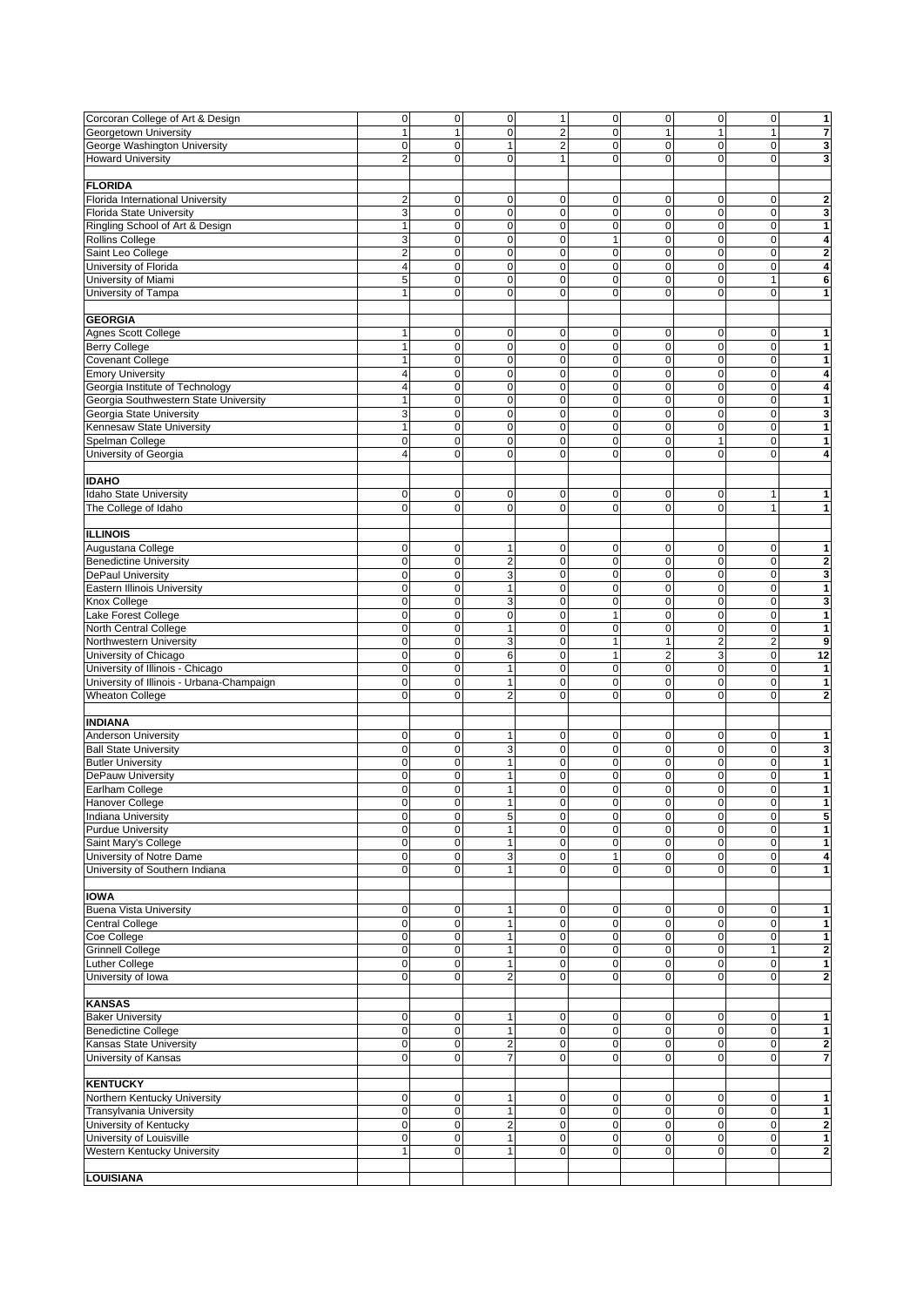| | | | | | | | | | |
|---|---|---|---|---|---|---|---|---|---|
| Corcoran College of Art & Design | 0 | 0 | 0 | 1 | 0 | 0 | 0 | 0 | **1** |
| Georgetown University | 1 | 1 | 0 | 2 | 0 | 1 | 1 | 1 | **7** |
| George Washington University | 0 | 0 | 1 | 2 | 0 | 0 | 0 | 0 | **3** |
| Howard University | 2 | 0 | 0 | 1 | 0 | 0 | 0 | 0 | **3** |
| | | | | | | | | | |
| **FLORIDA** | | | | | | | | | |
| Florida International University | 2 | 0 | 0 | 0 | 0 | 0 | 0 | 0 | **2** |
| Florida State University | 3 | 0 | 0 | 0 | 0 | 0 | 0 | 0 | **3** |
| Ringling School of Art & Design | 1 | 0 | 0 | 0 | 0 | 0 | 0 | 0 | **1** |
| Rollins College | 3 | 0 | 0 | 0 | 1 | 0 | 0 | 0 | **4** |
| Saint Leo College | 2 | 0 | 0 | 0 | 0 | 0 | 0 | 0 | **2** |
| University of Florida | 4 | 0 | 0 | 0 | 0 | 0 | 0 | 0 | **4** |
| University of Miami | 5 | 0 | 0 | 0 | 0 | 0 | 0 | 1 | **6** |
| University of Tampa | 1 | 0 | 0 | 0 | 0 | 0 | 0 | 0 | **1** |
| | | | | | | | | | |
| **GEORGIA** | | | | | | | | | |
| Agnes Scott College | 1 | 0 | 0 | 0 | 0 | 0 | 0 | 0 | **1** |
| Berry College | 1 | 0 | 0 | 0 | 0 | 0 | 0 | 0 | **1** |
| Covenant College | 1 | 0 | 0 | 0 | 0 | 0 | 0 | 0 | **1** |
| Emory University | 4 | 0 | 0 | 0 | 0 | 0 | 0 | 0 | **4** |
| Georgia Institute of Technology | 4 | 0 | 0 | 0 | 0 | 0 | 0 | 0 | **4** |
| Georgia Southwestern State University | 1 | 0 | 0 | 0 | 0 | 0 | 0 | 0 | **1** |
| Georgia State University | 3 | 0 | 0 | 0 | 0 | 0 | 0 | 0 | **3** |
| Kennesaw State University | 1 | 0 | 0 | 0 | 0 | 0 | 0 | 0 | **1** |
| Spelman College | 0 | 0 | 0 | 0 | 0 | 0 | 1 | 0 | **1** |
| University of Georgia | 4 | 0 | 0 | 0 | 0 | 0 | 0 | 0 | **4** |
| | | | | | | | | | |
| **IDAHO** | | | | | | | | | |
| Idaho State University | 0 | 0 | 0 | 0 | 0 | 0 | 0 | 1 | **1** |
| The College of Idaho | 0 | 0 | 0 | 0 | 0 | 0 | 0 | 1 | **1** |
| | | | | | | | | | |
| **ILLINOIS** | | | | | | | | | |
| Augustana College | 0 | 0 | 1 | 0 | 0 | 0 | 0 | 0 | **1** |
| Benedictine University | 0 | 0 | 2 | 0 | 0 | 0 | 0 | 0 | **2** |
| DePaul University | 0 | 0 | 3 | 0 | 0 | 0 | 0 | 0 | **3** |
| Eastern Illinois University | 0 | 0 | 1 | 0 | 0 | 0 | 0 | 0 | **1** |
| Knox College | 0 | 0 | 3 | 0 | 0 | 0 | 0 | 0 | **3** |
| Lake Forest College | 0 | 0 | 0 | 0 | 1 | 0 | 0 | 0 | **1** |
| North Central College | 0 | 0 | 1 | 0 | 0 | 0 | 0 | 0 | **1** |
| Northwestern University | 0 | 0 | 3 | 0 | 1 | 1 | 2 | 2 | **9** |
| University of Chicago | 0 | 0 | 6 | 0 | 1 | 2 | 3 | 0 | **12** |
| University of Illinois - Chicago | 0 | 0 | 1 | 0 | 0 | 0 | 0 | 0 | **1** |
| University of Illinois - Urbana-Champaign | 0 | 0 | 1 | 0 | 0 | 0 | 0 | 0 | **1** |
| Wheaton College | 0 | 0 | 2 | 0 | 0 | 0 | 0 | 0 | **2** |
| | | | | | | | | | |
| **INDIANA** | | | | | | | | | |
| Anderson University | 0 | 0 | 1 | 0 | 0 | 0 | 0 | 0 | **1** |
| Ball State University | 0 | 0 | 3 | 0 | 0 | 0 | 0 | 0 | **3** |
| Butler University | 0 | 0 | 1 | 0 | 0 | 0 | 0 | 0 | **1** |
| DePauw University | 0 | 0 | 1 | 0 | 0 | 0 | 0 | 0 | **1** |
| Earlham College | 0 | 0 | 1 | 0 | 0 | 0 | 0 | 0 | **1** |
| Hanover College | 0 | 0 | 1 | 0 | 0 | 0 | 0 | 0 | **1** |
| Indiana University | 0 | 0 | 5 | 0 | 0 | 0 | 0 | 0 | **5** |
| Purdue University | 0 | 0 | 1 | 0 | 0 | 0 | 0 | 0 | **1** |
| Saint Mary's College | 0 | 0 | 1 | 0 | 0 | 0 | 0 | 0 | **1** |
| University of Notre Dame | 0 | 0 | 3 | 0 | 1 | 0 | 0 | 0 | **4** |
| University of Southern Indiana | 0 | 0 | 1 | 0 | 0 | 0 | 0 | 0 | **1** |
| | | | | | | | | | |
| **IOWA** | | | | | | | | | |
| Buena Vista University | 0 | 0 | 1 | 0 | 0 | 0 | 0 | 0 | **1** |
| Central College | 0 | 0 | 1 | 0 | 0 | 0 | 0 | 0 | **1** |
| Coe College | 0 | 0 | 1 | 0 | 0 | 0 | 0 | 0 | **1** |
| Grinnell College | 0 | 0 | 1 | 0 | 0 | 0 | 0 | 1 | **2** |
| Luther College | 0 | 0 | 1 | 0 | 0 | 0 | 0 | 0 | **1** |
| University of Iowa | 0 | 0 | 2 | 0 | 0 | 0 | 0 | 0 | **2** |
| | | | | | | | | | |
| **KANSAS** | | | | | | | | | |
| Baker University | 0 | 0 | 1 | 0 | 0 | 0 | 0 | 0 | **1** |
| Benedictine College | 0 | 0 | 1 | 0 | 0 | 0 | 0 | 0 | **1** |
| Kansas State University | 0 | 0 | 2 | 0 | 0 | 0 | 0 | 0 | **2** |
| University of Kansas | 0 | 0 | 7 | 0 | 0 | 0 | 0 | 0 | **7** |
| | | | | | | | | | |
| **KENTUCKY** | | | | | | | | | |
| Northern Kentucky University | 0 | 0 | 1 | 0 | 0 | 0 | 0 | 0 | **1** |
| Transylvania University | 0 | 0 | 1 | 0 | 0 | 0 | 0 | 0 | **1** |
| University of Kentucky | 0 | 0 | 2 | 0 | 0 | 0 | 0 | 0 | **2** |
| University of Louisville | 0 | 0 | 1 | 0 | 0 | 0 | 0 | 0 | **1** |
| Western Kentucky University | 1 | 0 | 1 | 0 | 0 | 0 | 0 | 0 | **2** |
| | | | | | | | | | |
| **LOUISIANA** | | | | | | | | | |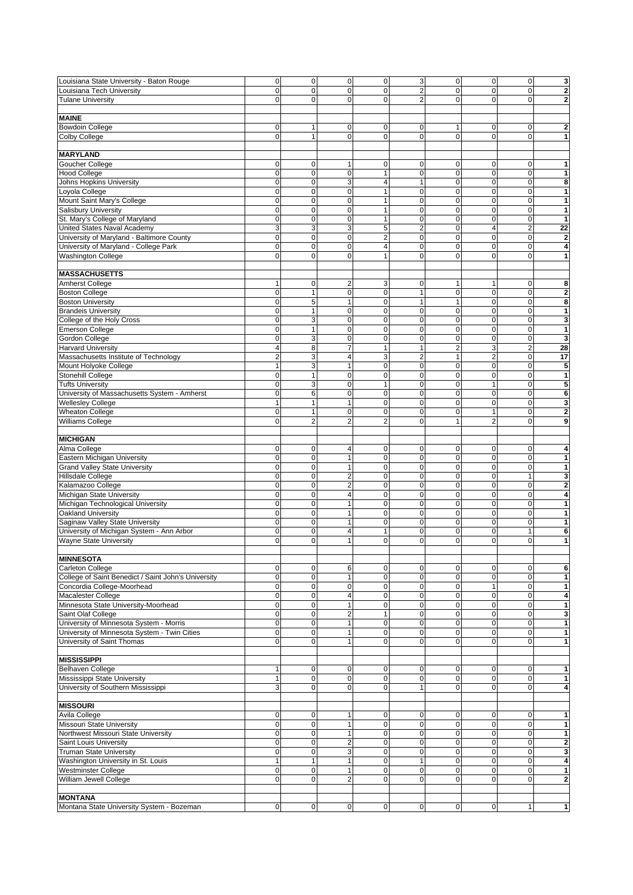| | | | | | | | | | |
|---|---|---|---|---|---|---|---|---|---|
| Louisiana State University - Baton Rouge | 0 | 0 | 0 | 0 | 3 | 0 | 0 | 0 | **3** |
| Louisiana Tech University | 0 | 0 | 0 | 0 | 2 | 0 | 0 | 0 | **2** |
| Tulane University | 0 | 0 | 0 | 0 | 2 | 0 | 0 | 0 | **2** |
| | | | | | | | | | |
| **MAINE** | | | | | | | | | |
| Bowdoin College | 0 | 1 | 0 | 0 | 0 | 1 | 0 | 0 | **2** |
| Colby College | 0 | 1 | 0 | 0 | 0 | 0 | 0 | 0 | **1** |
| | | | | | | | | | |
| **MARYLAND** | | | | | | | | | |
| Goucher College | 0 | 0 | 1 | 0 | 0 | 0 | 0 | 0 | **1** |
| Hood College | 0 | 0 | 0 | 1 | 0 | 0 | 0 | 0 | **1** |
| Johns Hopkins University | 0 | 0 | 3 | 4 | 1 | 0 | 0 | 0 | **8** |
| Loyola College | 0 | 0 | 0 | 1 | 0 | 0 | 0 | 0 | **1** |
| Mount Saint Mary's College | 0 | 0 | 0 | 1 | 0 | 0 | 0 | 0 | **1** |
| Salisbury University | 0 | 0 | 0 | 1 | 0 | 0 | 0 | 0 | **1** |
| St. Mary's College of Maryland | 0 | 0 | 0 | 1 | 0 | 0 | 0 | 0 | **1** |
| United States Naval Academy | 3 | 3 | 3 | 5 | 2 | 0 | 4 | 2 | **22** |
| University of Maryland - Baltimore County | 0 | 0 | 0 | 2 | 0 | 0 | 0 | 0 | **2** |
| University of Maryland - College Park | 0 | 0 | 0 | 4 | 0 | 0 | 0 | 0 | **4** |
| Washington College | 0 | 0 | 0 | 1 | 0 | 0 | 0 | 0 | **1** |
| | | | | | | | | | |
| **MASSACHUSETTS** | | | | | | | | | |
| Amherst College | 1 | 0 | 2 | 3 | 0 | 1 | 1 | 0 | **8** |
| Boston College | 0 | 1 | 0 | 0 | 1 | 0 | 0 | 0 | **2** |
| Boston University | 0 | 5 | 1 | 0 | 1 | 1 | 0 | 0 | **8** |
| Brandeis University | 0 | 1 | 0 | 0 | 0 | 0 | 0 | 0 | **1** |
| College of the Holy Cross | 0 | 3 | 0 | 0 | 0 | 0 | 0 | 0 | **3** |
| Emerson College | 0 | 1 | 0 | 0 | 0 | 0 | 0 | 0 | **1** |
| Gordon College | 0 | 3 | 0 | 0 | 0 | 0 | 0 | 0 | **3** |
| Harvard University | 4 | 8 | 7 | 1 | 1 | 2 | 3 | 2 | **28** |
| Massachusetts Institute of Technology | 2 | 3 | 4 | 3 | 2 | 1 | 2 | 0 | **17** |
| Mount Holyoke College | 1 | 3 | 1 | 0 | 0 | 0 | 0 | 0 | **5** |
| Stonehill College | 0 | 1 | 0 | 0 | 0 | 0 | 0 | 0 | **1** |
| Tufts University | 0 | 3 | 0 | 1 | 0 | 0 | 1 | 0 | **5** |
| University of Massachusetts System - Amherst | 0 | 6 | 0 | 0 | 0 | 0 | 0 | 0 | **6** |
| Wellesley College | 1 | 1 | 1 | 0 | 0 | 0 | 0 | 0 | **3** |
| Wheaton College | 0 | 1 | 0 | 0 | 0 | 0 | 1 | 0 | **2** |
| Williams College | 0 | 2 | 2 | 2 | 0 | 1 | 2 | 0 | **9** |
| | | | | | | | | | |
| **MICHIGAN** | | | | | | | | | |
| Alma College | 0 | 0 | 4 | 0 | 0 | 0 | 0 | 0 | **4** |
| Eastern Michigan University | 0 | 0 | 1 | 0 | 0 | 0 | 0 | 0 | **1** |
| Grand Valley State University | 0 | 0 | 1 | 0 | 0 | 0 | 0 | 0 | **1** |
| Hillsdale College | 0 | 0 | 2 | 0 | 0 | 0 | 0 | 1 | **3** |
| Kalamazoo College | 0 | 0 | 2 | 0 | 0 | 0 | 0 | 0 | **2** |
| Michigan State University | 0 | 0 | 4 | 0 | 0 | 0 | 0 | 0 | **4** |
| Michigan Technological University | 0 | 0 | 1 | 0 | 0 | 0 | 0 | 0 | **1** |
| Oakland University | 0 | 0 | 1 | 0 | 0 | 0 | 0 | 0 | **1** |
| Saginaw Valley State University | 0 | 0 | 1 | 0 | 0 | 0 | 0 | 0 | **1** |
| University of Michigan System - Ann Arbor | 0 | 0 | 4 | 1 | 0 | 0 | 0 | 1 | **6** |
| Wayne State University | 0 | 0 | 1 | 0 | 0 | 0 | 0 | 0 | **1** |
| | | | | | | | | | |
| **MINNESOTA** | | | | | | | | | |
| Carleton College | 0 | 0 | 6 | 0 | 0 | 0 | 0 | 0 | **6** |
| College of Saint Benedict / Saint John's University | 0 | 0 | 1 | 0 | 0 | 0 | 0 | 0 | **1** |
| Concordia College-Moorhead | 0 | 0 | 0 | 0 | 0 | 0 | 1 | 0 | **1** |
| Macalester College | 0 | 0 | 4 | 0 | 0 | 0 | 0 | 0 | **4** |
| Minnesota State University-Moorhead | 0 | 0 | 1 | 0 | 0 | 0 | 0 | 0 | **1** |
| Saint Olaf College | 0 | 0 | 2 | 1 | 0 | 0 | 0 | 0 | **3** |
| University of Minnesota System - Morris | 0 | 0 | 1 | 0 | 0 | 0 | 0 | 0 | **1** |
| University of Minnesota System - Twin Cities | 0 | 0 | 1 | 0 | 0 | 0 | 0 | 0 | **1** |
| University of Saint Thomas | 0 | 0 | 1 | 0 | 0 | 0 | 0 | 0 | **1** |
| | | | | | | | | | |
| **MISSISSIPPI** | | | | | | | | | |
| Belhaven College | 1 | 0 | 0 | 0 | 0 | 0 | 0 | 0 | **1** |
| Mississippi State University | 1 | 0 | 0 | 0 | 0 | 0 | 0 | 0 | **1** |
| University of Southern Mississippi | 3 | 0 | 0 | 0 | 1 | 0 | 0 | 0 | **4** |
| | | | | | | | | | |
| **MISSOURI** | | | | | | | | | |
| Avila College | 0 | 0 | 1 | 0 | 0 | 0 | 0 | 0 | **1** |
| Missouri State University | 0 | 0 | 1 | 0 | 0 | 0 | 0 | 0 | **1** |
| Northwest Missouri State University | 0 | 0 | 1 | 0 | 0 | 0 | 0 | 0 | **1** |
| Saint Louis University | 0 | 0 | 2 | 0 | 0 | 0 | 0 | 0 | **2** |
| Truman State University | 0 | 0 | 3 | 0 | 0 | 0 | 0 | 0 | **3** |
| Washington University in St. Louis | 1 | 1 | 1 | 0 | 1 | 0 | 0 | 0 | **4** |
| Westminster College | 0 | 0 | 1 | 0 | 0 | 0 | 0 | 0 | **1** |
| William Jewell College | 0 | 0 | 2 | 0 | 0 | 0 | 0 | 0 | **2** |
| | | | | | | | | | |
| **MONTANA** | | | | | | | | | |
| Montana State University System - Bozeman | 0 | 0 | 0 | 0 | 0 | 0 | 0 | 1 | **1** |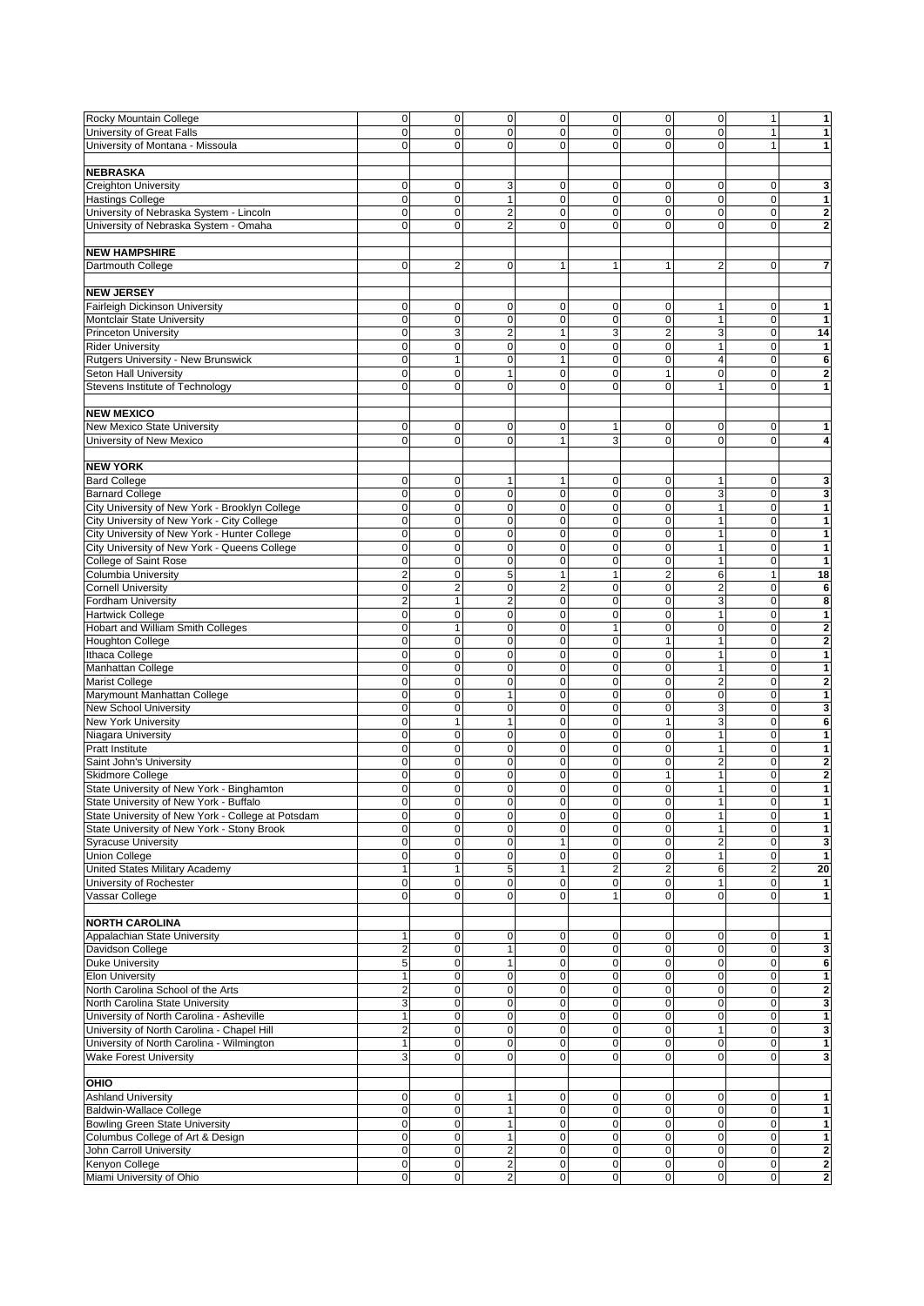| | | | | | | | | | |
|---|---|---|---|---|---|---|---|---|---|
| Rocky Mountain College | 0 | 0 | 0 | 0 | 0 | 0 | 0 | 1 | **1** |
| University of Great Falls | 0 | 0 | 0 | 0 | 0 | 0 | 0 | 1 | **1** |
| University of Montana - Missoula | 0 | 0 | 0 | 0 | 0 | 0 | 0 | 1 | **1** |
| | | | | | | | | | |
| **NEBRASKA** | | | | | | | | | |
| Creighton University | 0 | 0 | 3 | 0 | 0 | 0 | 0 | 0 | **3** |
| Hastings College | 0 | 0 | 1 | 0 | 0 | 0 | 0 | 0 | **1** |
| University of Nebraska System - Lincoln | 0 | 0 | 2 | 0 | 0 | 0 | 0 | 0 | **2** |
| University of Nebraska System - Omaha | 0 | 0 | 2 | 0 | 0 | 0 | 0 | 0 | **2** |
| | | | | | | | | | |
| **NEW HAMPSHIRE** | | | | | | | | | |
| Dartmouth College | 0 | 2 | 0 | 1 | 1 | 1 | 2 | 0 | **7** |
| | | | | | | | | | |
| **NEW JERSEY** | | | | | | | | | |
| Fairleigh Dickinson University | 0 | 0 | 0 | 0 | 0 | 0 | 1 | 0 | **1** |
| Montclair State University | 0 | 0 | 0 | 0 | 0 | 0 | 1 | 0 | **1** |
| Princeton University | 0 | 3 | 2 | 1 | 3 | 2 | 3 | 0 | **14** |
| Rider University | 0 | 0 | 0 | 0 | 0 | 0 | 1 | 0 | **1** |
| Rutgers University - New Brunswick | 0 | 1 | 0 | 1 | 0 | 0 | 4 | 0 | **6** |
| Seton Hall University | 0 | 0 | 1 | 0 | 0 | 1 | 0 | 0 | **2** |
| Stevens Institute of Technology | 0 | 0 | 0 | 0 | 0 | 0 | 1 | 0 | **1** |
| | | | | | | | | | |
| **NEW MEXICO** | | | | | | | | | |
| New Mexico State University | 0 | 0 | 0 | 0 | 1 | 0 | 0 | 0 | **1** |
| University of New Mexico | 0 | 0 | 0 | 1 | 3 | 0 | 0 | 0 | **4** |
| | | | | | | | | | |
| **NEW YORK** | | | | | | | | | |
| Bard College | 0 | 0 | 1 | 1 | 0 | 0 | 1 | 0 | **3** |
| Barnard College | 0 | 0 | 0 | 0 | 0 | 0 | 3 | 0 | **3** |
| City University of New York - Brooklyn College | 0 | 0 | 0 | 0 | 0 | 0 | 1 | 0 | **1** |
| City University of New York - City College | 0 | 0 | 0 | 0 | 0 | 0 | 1 | 0 | **1** |
| City University of New York - Hunter College | 0 | 0 | 0 | 0 | 0 | 0 | 1 | 0 | **1** |
| City University of New York - Queens College | 0 | 0 | 0 | 0 | 0 | 0 | 1 | 0 | **1** |
| College of Saint Rose | 0 | 0 | 0 | 0 | 0 | 0 | 1 | 0 | **1** |
| Columbia University | 2 | 0 | 5 | 1 | 1 | 2 | 6 | 1 | **18** |
| Cornell University | 0 | 2 | 0 | 2 | 0 | 0 | 2 | 0 | **6** |
| Fordham University | 2 | 1 | 2 | 0 | 0 | 0 | 3 | 0 | **8** |
| Hartwick College | 0 | 0 | 0 | 0 | 0 | 0 | 1 | 0 | **1** |
| Hobart and William Smith Colleges | 0 | 1 | 0 | 0 | 1 | 0 | 0 | 0 | **2** |
| Houghton College | 0 | 0 | 0 | 0 | 0 | 1 | 1 | 0 | **2** |
| Ithaca College | 0 | 0 | 0 | 0 | 0 | 0 | 1 | 0 | **1** |
| Manhattan College | 0 | 0 | 0 | 0 | 0 | 0 | 1 | 0 | **1** |
| Marist College | 0 | 0 | 0 | 0 | 0 | 0 | 2 | 0 | **2** |
| Marymount Manhattan College | 0 | 0 | 1 | 0 | 0 | 0 | 0 | 0 | **1** |
| New School University | 0 | 0 | 0 | 0 | 0 | 0 | 3 | 0 | **3** |
| New York University | 0 | 1 | 1 | 0 | 0 | 1 | 3 | 0 | **6** |
| Niagara University | 0 | 0 | 0 | 0 | 0 | 0 | 1 | 0 | **1** |
| Pratt Institute | 0 | 0 | 0 | 0 | 0 | 0 | 1 | 0 | **1** |
| Saint John's University | 0 | 0 | 0 | 0 | 0 | 0 | 2 | 0 | **2** |
| Skidmore College | 0 | 0 | 0 | 0 | 0 | 1 | 1 | 0 | **2** |
| State University of New York - Binghamton | 0 | 0 | 0 | 0 | 0 | 0 | 1 | 0 | **1** |
| State University of New York - Buffalo | 0 | 0 | 0 | 0 | 0 | 0 | 1 | 0 | **1** |
| State University of New York - College at Potsdam | 0 | 0 | 0 | 0 | 0 | 0 | 1 | 0 | **1** |
| State University of New York - Stony Brook | 0 | 0 | 0 | 0 | 0 | 0 | 1 | 0 | **1** |
| Syracuse University | 0 | 0 | 0 | 1 | 0 | 0 | 2 | 0 | **3** |
| Union College | 0 | 0 | 0 | 0 | 0 | 0 | 1 | 0 | **1** |
| United States Military Academy | 1 | 1 | 5 | 1 | 2 | 2 | 6 | 2 | **20** |
| University of Rochester | 0 | 0 | 0 | 0 | 0 | 0 | 1 | 0 | **1** |
| Vassar College | 0 | 0 | 0 | 0 | 1 | 0 | 0 | 0 | **1** |
| | | | | | | | | | |
| **NORTH CAROLINA** | | | | | | | | | |
| Appalachian State University | 1 | 0 | 0 | 0 | 0 | 0 | 0 | 0 | **1** |
| Davidson College | 2 | 0 | 1 | 0 | 0 | 0 | 0 | 0 | **3** |
| Duke University | 5 | 0 | 1 | 0 | 0 | 0 | 0 | 0 | **6** |
| Elon University | 1 | 0 | 0 | 0 | 0 | 0 | 0 | 0 | **1** |
| North Carolina School of the Arts | 2 | 0 | 0 | 0 | 0 | 0 | 0 | 0 | **2** |
| North Carolina State University | 3 | 0 | 0 | 0 | 0 | 0 | 0 | 0 | **3** |
| University of North Carolina - Asheville | 1 | 0 | 0 | 0 | 0 | 0 | 0 | 0 | **1** |
| University of North Carolina - Chapel Hill | 2 | 0 | 0 | 0 | 0 | 0 | 1 | 0 | **3** |
| University of North Carolina - Wilmington | 1 | 0 | 0 | 0 | 0 | 0 | 0 | 0 | **1** |
| Wake Forest University | 3 | 0 | 0 | 0 | 0 | 0 | 0 | 0 | **3** |
| | | | | | | | | | |
| **OHIO** | | | | | | | | | |
| Ashland University | 0 | 0 | 1 | 0 | 0 | 0 | 0 | 0 | **1** |
| Baldwin-Wallace College | 0 | 0 | 1 | 0 | 0 | 0 | 0 | 0 | **1** |
| Bowling Green State University | 0 | 0 | 1 | 0 | 0 | 0 | 0 | 0 | **1** |
| Columbus College of Art & Design | 0 | 0 | 1 | 0 | 0 | 0 | 0 | 0 | **1** |
| John Carroll University | 0 | 0 | 2 | 0 | 0 | 0 | 0 | 0 | **2** |
| Kenyon College | 0 | 0 | 2 | 0 | 0 | 0 | 0 | 0 | **2** |
| Miami University of Ohio | 0 | 0 | 2 | 0 | 0 | 0 | 0 | 0 | **2** |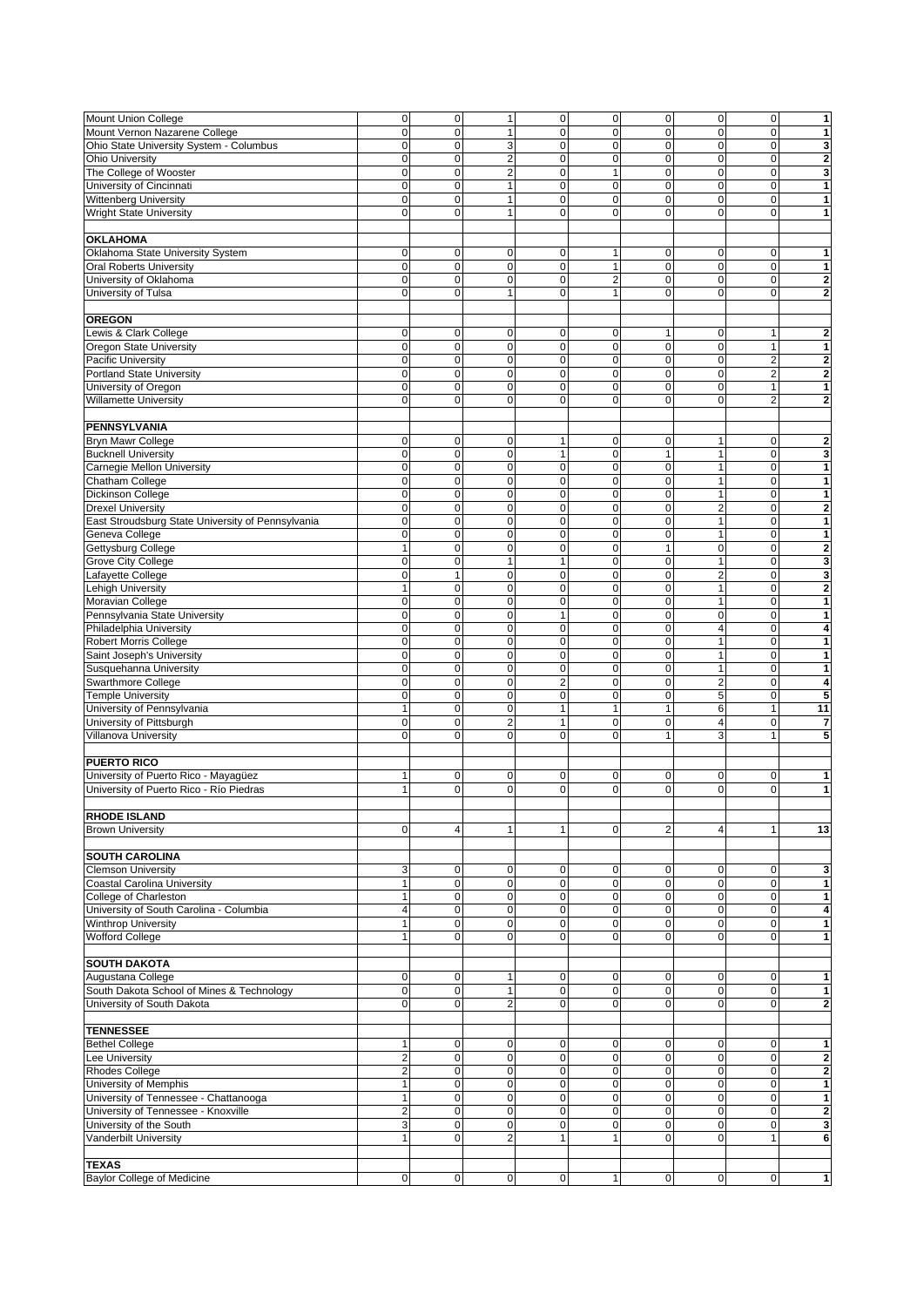| | | | | | | | | | |
|---|---|---|---|---|---|---|---|---|---|
| Mount Union College | 0 | 0 | 1 | 0 | 0 | 0 | 0 | 0 | 1 |
| Mount Vernon Nazarene College | 0 | 0 | 1 | 0 | 0 | 0 | 0 | 0 | 1 |
| Ohio State University System - Columbus | 0 | 0 | 3 | 0 | 0 | 0 | 0 | 0 | 3 |
| Ohio University | 0 | 0 | 2 | 0 | 0 | 0 | 0 | 0 | 2 |
| The College of Wooster | 0 | 0 | 2 | 0 | 1 | 0 | 0 | 0 | 3 |
| University of Cincinnati | 0 | 0 | 1 | 0 | 0 | 0 | 0 | 0 | 1 |
| Wittenberg University | 0 | 0 | 1 | 0 | 0 | 0 | 0 | 0 | 1 |
| Wright State University | 0 | 0 | 1 | 0 | 0 | 0 | 0 | 0 | 1 |
| | | | | | | | | | |
| **OKLAHOMA** | | | | | | | | | |
| Oklahoma State University System | 0 | 0 | 0 | 0 | 1 | 0 | 0 | 0 | 1 |
| Oral Roberts University | 0 | 0 | 0 | 0 | 1 | 0 | 0 | 0 | 1 |
| University of Oklahoma | 0 | 0 | 0 | 0 | 2 | 0 | 0 | 0 | 2 |
| University of Tulsa | 0 | 0 | 1 | 0 | 1 | 0 | 0 | 0 | 2 |
| | | | | | | | | | |
| **OREGON** | | | | | | | | | |
| Lewis & Clark College | 0 | 0 | 0 | 0 | 0 | 1 | 0 | 1 | 2 |
| Oregon State University | 0 | 0 | 0 | 0 | 0 | 0 | 0 | 1 | 1 |
| Pacific University | 0 | 0 | 0 | 0 | 0 | 0 | 0 | 2 | 2 |
| Portland State University | 0 | 0 | 0 | 0 | 0 | 0 | 0 | 2 | 2 |
| University of Oregon | 0 | 0 | 0 | 0 | 0 | 0 | 0 | 1 | 1 |
| Willamette University | 0 | 0 | 0 | 0 | 0 | 0 | 0 | 2 | 2 |
| | | | | | | | | | |
| **PENNSYLVANIA** | | | | | | | | | |
| Bryn Mawr College | 0 | 0 | 0 | 1 | 0 | 0 | 1 | 0 | 2 |
| Bucknell University | 0 | 0 | 0 | 1 | 0 | 1 | 1 | 0 | 3 |
| Carnegie Mellon University | 0 | 0 | 0 | 0 | 0 | 0 | 1 | 0 | 1 |
| Chatham College | 0 | 0 | 0 | 0 | 0 | 0 | 1 | 0 | 1 |
| Dickinson College | 0 | 0 | 0 | 0 | 0 | 0 | 1 | 0 | 1 |
| Drexel University | 0 | 0 | 0 | 0 | 0 | 0 | 2 | 0 | 2 |
| East Stroudsburg State University of Pennsylvania | 0 | 0 | 0 | 0 | 0 | 0 | 1 | 0 | 1 |
| Geneva College | 0 | 0 | 0 | 0 | 0 | 0 | 1 | 0 | 1 |
| Gettysburg College | 1 | 0 | 0 | 0 | 0 | 1 | 0 | 0 | 2 |
| Grove City College | 0 | 0 | 1 | 1 | 0 | 0 | 1 | 0 | 3 |
| Lafayette College | 0 | 1 | 0 | 0 | 0 | 0 | 2 | 0 | 3 |
| Lehigh University | 1 | 0 | 0 | 0 | 0 | 0 | 1 | 0 | 2 |
| Moravian College | 0 | 0 | 0 | 0 | 0 | 0 | 1 | 0 | 1 |
| Pennsylvania State University | 0 | 0 | 0 | 1 | 0 | 0 | 0 | 0 | 1 |
| Philadelphia University | 0 | 0 | 0 | 0 | 0 | 0 | 4 | 0 | 4 |
| Robert Morris College | 0 | 0 | 0 | 0 | 0 | 0 | 1 | 0 | 1 |
| Saint Joseph's University | 0 | 0 | 0 | 0 | 0 | 0 | 1 | 0 | 1 |
| Susquehanna University | 0 | 0 | 0 | 0 | 0 | 0 | 1 | 0 | 1 |
| Swarthmore College | 0 | 0 | 0 | 2 | 0 | 0 | 2 | 0 | 4 |
| Temple University | 0 | 0 | 0 | 0 | 0 | 0 | 5 | 0 | 5 |
| University of Pennsylvania | 1 | 0 | 0 | 1 | 1 | 1 | 6 | 1 | 11 |
| University of Pittsburgh | 0 | 0 | 2 | 1 | 0 | 0 | 4 | 0 | 7 |
| Villanova University | 0 | 0 | 0 | 0 | 0 | 1 | 3 | 1 | 5 |
| | | | | | | | | | |
| **PUERTO RICO** | | | | | | | | | |
| University of Puerto Rico - Mayagüez | 1 | 0 | 0 | 0 | 0 | 0 | 0 | 0 | 1 |
| University of Puerto Rico - Río Piedras | 1 | 0 | 0 | 0 | 0 | 0 | 0 | 0 | 1 |
| | | | | | | | | | |
| **RHODE ISLAND** | | | | | | | | | |
| Brown University | 0 | 4 | 1 | 1 | 0 | 2 | 4 | 1 | 13 |
| | | | | | | | | | |
| **SOUTH CAROLINA** | | | | | | | | | |
| Clemson University | 3 | 0 | 0 | 0 | 0 | 0 | 0 | 0 | 3 |
| Coastal Carolina University | 1 | 0 | 0 | 0 | 0 | 0 | 0 | 0 | 1 |
| College of Charleston | 1 | 0 | 0 | 0 | 0 | 0 | 0 | 0 | 1 |
| University of South Carolina - Columbia | 4 | 0 | 0 | 0 | 0 | 0 | 0 | 0 | 4 |
| Winthrop University | 1 | 0 | 0 | 0 | 0 | 0 | 0 | 0 | 1 |
| Wofford College | 1 | 0 | 0 | 0 | 0 | 0 | 0 | 0 | 1 |
| | | | | | | | | | |
| **SOUTH DAKOTA** | | | | | | | | | |
| Augustana College | 0 | 0 | 1 | 0 | 0 | 0 | 0 | 0 | 1 |
| South Dakota School of Mines & Technology | 0 | 0 | 1 | 0 | 0 | 0 | 0 | 0 | 1 |
| University of South Dakota | 0 | 0 | 2 | 0 | 0 | 0 | 0 | 0 | 2 |
| | | | | | | | | | |
| **TENNESSEE** | | | | | | | | | |
| Bethel College | 1 | 0 | 0 | 0 | 0 | 0 | 0 | 0 | 1 |
| Lee University | 2 | 0 | 0 | 0 | 0 | 0 | 0 | 0 | 2 |
| Rhodes College | 2 | 0 | 0 | 0 | 0 | 0 | 0 | 0 | 2 |
| University of Memphis | 1 | 0 | 0 | 0 | 0 | 0 | 0 | 0 | 1 |
| University of Tennessee - Chattanooga | 1 | 0 | 0 | 0 | 0 | 0 | 0 | 0 | 1 |
| University of Tennessee - Knoxville | 2 | 0 | 0 | 0 | 0 | 0 | 0 | 0 | 2 |
| University of the South | 3 | 0 | 0 | 0 | 0 | 0 | 0 | 0 | 3 |
| Vanderbilt University | 1 | 0 | 2 | 1 | 1 | 0 | 0 | 1 | 6 |
| | | | | | | | | | |
| **TEXAS** | | | | | | | | | |
| Baylor College of Medicine | 0 | 0 | 0 | 0 | 1 | 0 | 0 | 0 | 1 |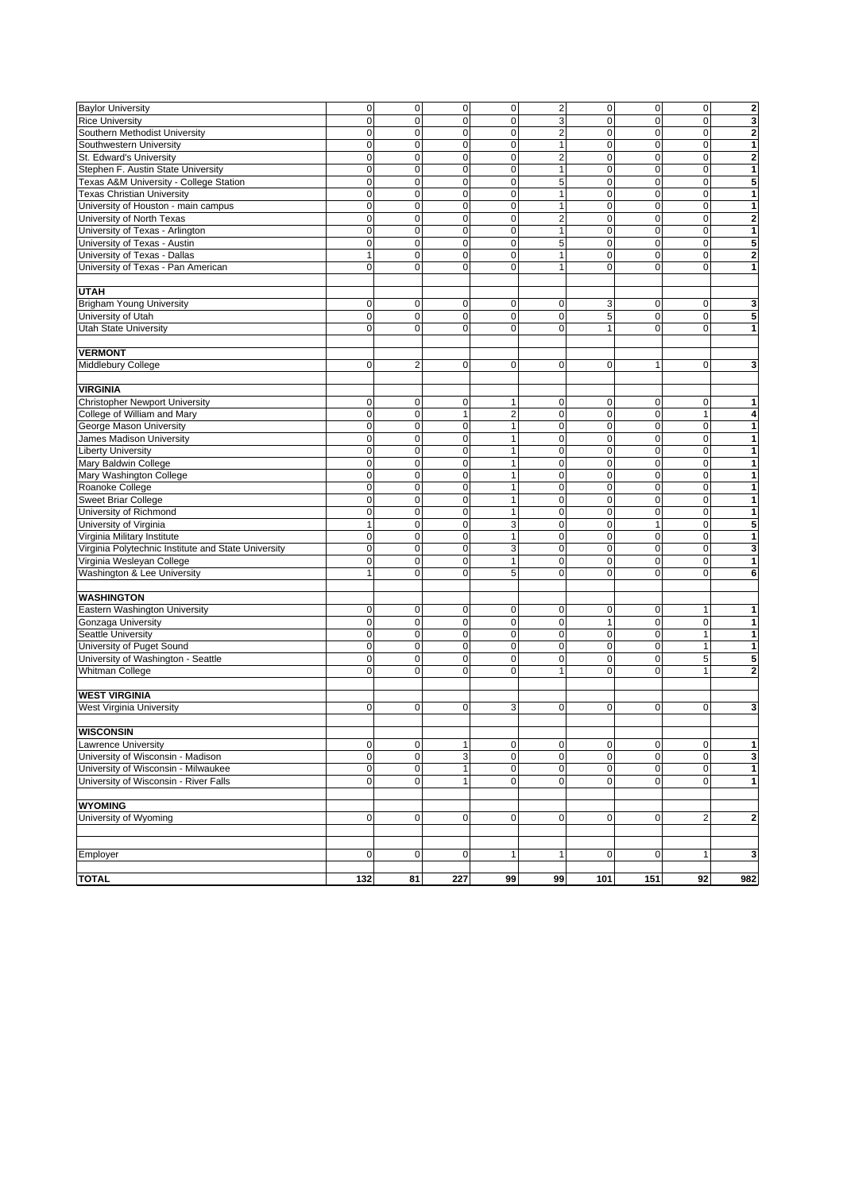| | | | | | | | | | |
|---|---|---|---|---|---|---|---|---|---|
| Baylor University | 0 | 0 | 0 | 0 | 2 | 0 | 0 | 0 | **2** |
| Rice University | 0 | 0 | 0 | 0 | 3 | 0 | 0 | 0 | **3** |
| Southern Methodist University | 0 | 0 | 0 | 0 | 2 | 0 | 0 | 0 | **2** |
| Southwestern University | 0 | 0 | 0 | 0 | 1 | 0 | 0 | 0 | **1** |
| St. Edward's University | 0 | 0 | 0 | 0 | 2 | 0 | 0 | 0 | **2** |
| Stephen F. Austin State University | 0 | 0 | 0 | 0 | 1 | 0 | 0 | 0 | **1** |
| Texas A&M University - College Station | 0 | 0 | 0 | 0 | 5 | 0 | 0 | 0 | **5** |
| Texas Christian University | 0 | 0 | 0 | 0 | 1 | 0 | 0 | 0 | **1** |
| University of Houston - main campus | 0 | 0 | 0 | 0 | 1 | 0 | 0 | 0 | **1** |
| University of North Texas | 0 | 0 | 0 | 0 | 2 | 0 | 0 | 0 | **2** |
| University of Texas - Arlington | 0 | 0 | 0 | 0 | 1 | 0 | 0 | 0 | **1** |
| University of Texas - Austin | 0 | 0 | 0 | 0 | 5 | 0 | 0 | 0 | **5** |
| University of Texas - Dallas | 1 | 0 | 0 | 0 | 1 | 0 | 0 | 0 | **2** |
| University of Texas - Pan American | 0 | 0 | 0 | 0 | 1 | 0 | 0 | 0 | **1** |
| | | | | | | | | | |
| **UTAH** | | | | | | | | | |
| Brigham Young University | 0 | 0 | 0 | 0 | 0 | 3 | 0 | 0 | **3** |
| University of Utah | 0 | 0 | 0 | 0 | 0 | 5 | 0 | 0 | **5** |
| Utah State University | 0 | 0 | 0 | 0 | 0 | 1 | 0 | 0 | **1** |
| | | | | | | | | | |
| **VERMONT** | | | | | | | | | |
| Middlebury College | 0 | 2 | 0 | 0 | 0 | 0 | 1 | 0 | **3** |
| | | | | | | | | | |
| **VIRGINIA** | | | | | | | | | |
| Christopher Newport University | 0 | 0 | 0 | 1 | 0 | 0 | 0 | 0 | **1** |
| College of William and Mary | 0 | 0 | 1 | 2 | 0 | 0 | 0 | 1 | **4** |
| George Mason University | 0 | 0 | 0 | 1 | 0 | 0 | 0 | 0 | **1** |
| James Madison University | 0 | 0 | 0 | 1 | 0 | 0 | 0 | 0 | **1** |
| Liberty University | 0 | 0 | 0 | 1 | 0 | 0 | 0 | 0 | **1** |
| Mary Baldwin College | 0 | 0 | 0 | 1 | 0 | 0 | 0 | 0 | **1** |
| Mary Washington College | 0 | 0 | 0 | 1 | 0 | 0 | 0 | 0 | **1** |
| Roanoke College | 0 | 0 | 0 | 1 | 0 | 0 | 0 | 0 | **1** |
| Sweet Briar College | 0 | 0 | 0 | 1 | 0 | 0 | 0 | 0 | **1** |
| University of Richmond | 0 | 0 | 0 | 1 | 0 | 0 | 0 | 0 | **1** |
| University of Virginia | 1 | 0 | 0 | 3 | 0 | 0 | 1 | 0 | **5** |
| Virginia Military Institute | 0 | 0 | 0 | 1 | 0 | 0 | 0 | 0 | **1** |
| Virginia Polytechnic Institute and State University | 0 | 0 | 0 | 3 | 0 | 0 | 0 | 0 | **3** |
| Virginia Wesleyan College | 0 | 0 | 0 | 1 | 0 | 0 | 0 | 0 | **1** |
| Washington & Lee University | 1 | 0 | 0 | 5 | 0 | 0 | 0 | 0 | **6** |
| | | | | | | | | | |
| **WASHINGTON** | | | | | | | | | |
| Eastern Washington University | 0 | 0 | 0 | 0 | 0 | 0 | 0 | 1 | **1** |
| Gonzaga University | 0 | 0 | 0 | 0 | 0 | 1 | 0 | 0 | **1** |
| Seattle University | 0 | 0 | 0 | 0 | 0 | 0 | 0 | 1 | **1** |
| University of Puget Sound | 0 | 0 | 0 | 0 | 0 | 0 | 0 | 1 | **1** |
| University of Washington - Seattle | 0 | 0 | 0 | 0 | 0 | 0 | 0 | 5 | **5** |
| Whitman College | 0 | 0 | 0 | 0 | 1 | 0 | 0 | 1 | **2** |
| | | | | | | | | | |
| **WEST VIRGINIA** | | | | | | | | | |
| West Virginia University | 0 | 0 | 0 | 3 | 0 | 0 | 0 | 0 | **3** |
| | | | | | | | | | |
| **WISCONSIN** | | | | | | | | | |
| Lawrence University | 0 | 0 | 1 | 0 | 0 | 0 | 0 | 0 | **1** |
| University of Wisconsin - Madison | 0 | 0 | 3 | 0 | 0 | 0 | 0 | 0 | **3** |
| University of Wisconsin - Milwaukee | 0 | 0 | 1 | 0 | 0 | 0 | 0 | 0 | **1** |
| University of Wisconsin - River Falls | 0 | 0 | 1 | 0 | 0 | 0 | 0 | 0 | **1** |
| | | | | | | | | | |
| **WYOMING** | | | | | | | | | |
| University of Wyoming | 0 | 0 | 0 | 0 | 0 | 0 | 0 | 2 | **2** |
| | | | | | | | | | |
| Employer | 0 | 0 | 0 | 1 | 1 | 0 | 0 | 1 | **3** |
| | | | | | | | | | |
| **TOTAL** | **132** | **81** | **227** | **99** | **99** | **101** | **151** | **92** | **982** |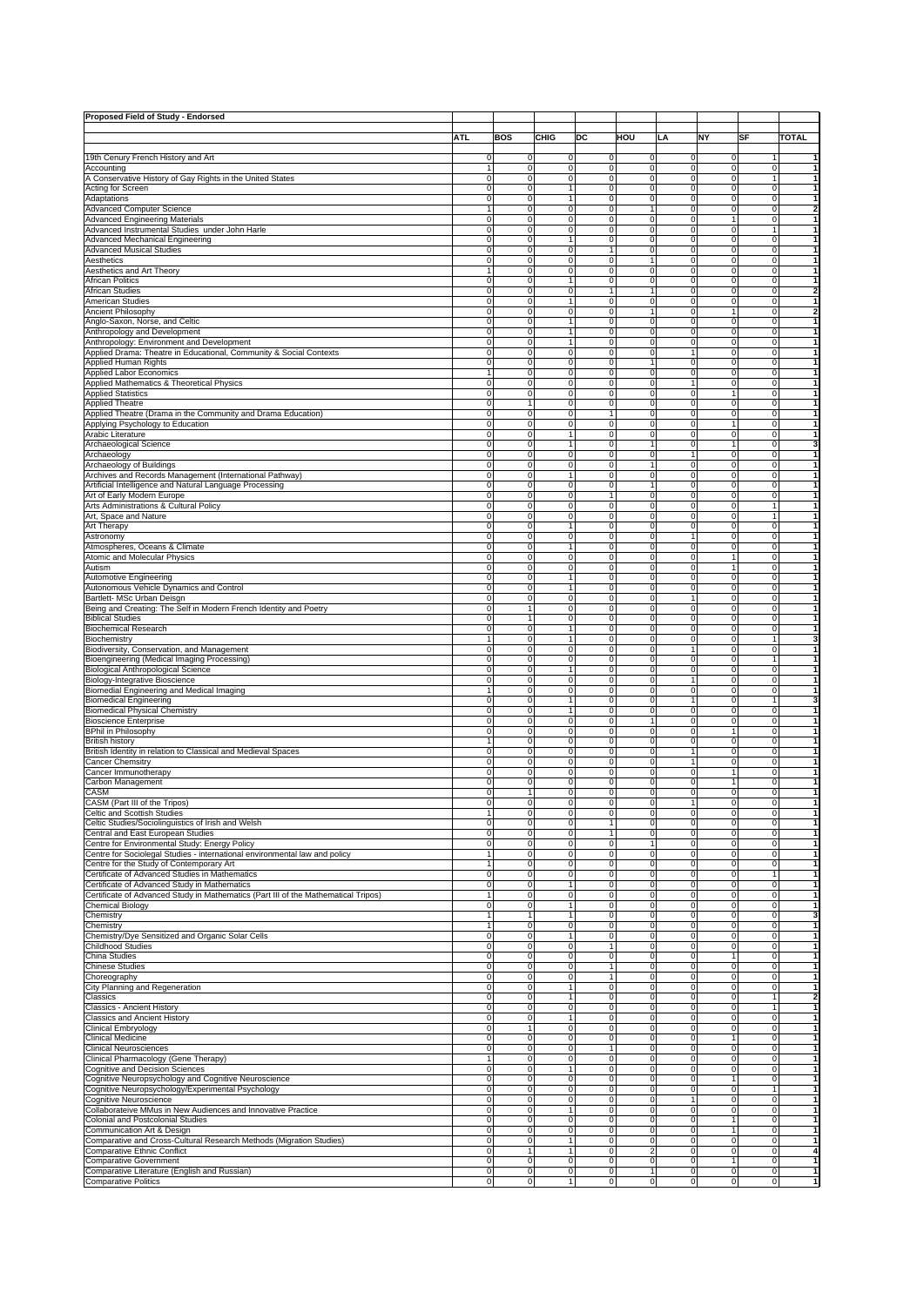**Proposed Field of Study - Endorsed**

| | ATL | BOS | CHIG | DC | HOU | LA | NY | SF | TOTAL |
|---|---|---|---|---|---|---|---|---|---|
| 19th Cenury French History and Art | 0 | 0 | 0 | 0 | 0 | 0 | 0 | 1 | 1 |
| Accounting | 1 | 0 | 0 | 0 | 0 | 0 | 0 | 0 | 1 |
| A Conservative History of Gay Rights in the United States | 0 | 0 | 0 | 0 | 0 | 0 | 0 | 1 | 1 |
| Acting for Screen | 0 | 0 | 1 | 0 | 0 | 0 | 0 | 0 | 1 |
| Adaptations | 0 | 0 | 1 | 0 | 0 | 0 | 0 | 0 | 1 |
| Advanced Computer Science | 1 | 0 | 0 | 0 | 1 | 0 | 0 | 0 | 2 |
| Advanced Engineering Materials | 0 | 0 | 0 | 0 | 0 | 0 | 1 | 0 | 1 |
| Advanced Instrumental Studies under John Harle | 0 | 0 | 0 | 0 | 0 | 0 | 0 | 1 | 1 |
| Advanced Mechanical Engineering | 0 | 0 | 1 | 0 | 0 | 0 | 0 | 0 | 1 |
| Advanced Musical Studies | 0 | 0 | 0 | 1 | 0 | 0 | 0 | 0 | 1 |
| Aesthetics | 0 | 0 | 0 | 0 | 1 | 0 | 0 | 0 | 1 |
| Aesthetics and Art Theory | 1 | 0 | 0 | 0 | 0 | 0 | 0 | 0 | 1 |
| African Politics | 0 | 0 | 1 | 0 | 0 | 0 | 0 | 0 | 1 |
| African Studies | 0 | 0 | 0 | 1 | 1 | 0 | 0 | 0 | 2 |
| American Studies | 0 | 0 | 1 | 0 | 0 | 0 | 0 | 0 | 1 |
| Ancient Philosophy | 0 | 0 | 0 | 0 | 1 | 0 | 1 | 0 | 2 |
| Anglo-Saxon, Norse, and Celtic | 0 | 0 | 1 | 0 | 0 | 0 | 0 | 0 | 1 |
| Anthropology and Development | 0 | 0 | 1 | 0 | 0 | 0 | 0 | 0 | 1 |
| Anthropology: Environment and Development | 0 | 0 | 1 | 0 | 0 | 0 | 0 | 0 | 1 |
| Applied Drama: Theatre in Educational, Community & Social Contexts | 0 | 0 | 0 | 0 | 0 | 1 | 0 | 0 | 1 |
| Applied Human Rights | 0 | 0 | 0 | 0 | 1 | 0 | 0 | 0 | 1 |
| Applied Labor Economics | 1 | 0 | 0 | 0 | 0 | 0 | 0 | 0 | 1 |
| Applied Mathematics & Theoretical Physics | 0 | 0 | 0 | 0 | 0 | 1 | 0 | 0 | 1 |
| Applied Statistics | 0 | 0 | 0 | 0 | 0 | 0 | 1 | 0 | 1 |
| Applied Theatre | 0 | 1 | 0 | 0 | 0 | 0 | 0 | 0 | 1 |
| Applied Theatre (Drama in the Community and Drama Education) | 0 | 0 | 0 | 1 | 0 | 0 | 0 | 0 | 1 |
| Applying Psychology to Education | 0 | 0 | 0 | 0 | 0 | 0 | 1 | 0 | 1 |
| Arabic Literature | 0 | 0 | 1 | 0 | 0 | 0 | 0 | 0 | 1 |
| Archaeological Science | 0 | 0 | 1 | 0 | 1 | 0 | 1 | 0 | 3 |
| Archaeology | 0 | 0 | 0 | 0 | 0 | 1 | 0 | 0 | 1 |
| Archaeology of Buildings | 0 | 0 | 0 | 0 | 1 | 0 | 0 | 0 | 1 |
| Archives and Records Management (International Pathway) | 0 | 0 | 1 | 0 | 0 | 0 | 0 | 0 | 1 |
| Artificial Intelligence and Natural Language Processing | 0 | 0 | 0 | 0 | 1 | 0 | 0 | 0 | 1 |
| Art of Early Modern Europe | 0 | 0 | 0 | 1 | 0 | 0 | 0 | 0 | 1 |
| Arts Administrations & Cultural Policy | 0 | 0 | 0 | 0 | 0 | 0 | 0 | 1 | 1 |
| Art, Space and Nature | 0 | 0 | 0 | 0 | 0 | 0 | 0 | 1 | 1 |
| Art Therapy | 0 | 0 | 1 | 0 | 0 | 0 | 0 | 0 | 1 |
| Astronomy | 0 | 0 | 0 | 0 | 0 | 1 | 0 | 0 | 1 |
| Atmospheres, Oceans & Climate | 0 | 0 | 1 | 0 | 0 | 0 | 0 | 0 | 1 |
| Atomic and Molecular Physics | 0 | 0 | 0 | 0 | 0 | 0 | 1 | 0 | 1 |
| Autism | 0 | 0 | 0 | 0 | 0 | 0 | 1 | 0 | 1 |
| Automotive Engineering | 0 | 0 | 1 | 0 | 0 | 0 | 0 | 0 | 1 |
| Autonomous Vehicle Dynamics and Control | 0 | 0 | 1 | 0 | 0 | 0 | 0 | 0 | 1 |
| Bartlett- MSc Urban Deisgn | 0 | 0 | 0 | 0 | 0 | 1 | 0 | 0 | 1 |
| Being and Creating: The Self in Modern French Identity and Poetry | 0 | 1 | 0 | 0 | 0 | 0 | 0 | 0 | 1 |
| Biblical Studies | 0 | 1 | 0 | 0 | 0 | 0 | 0 | 0 | 1 |
| Biochemical Research | 0 | 0 | 1 | 0 | 0 | 0 | 0 | 0 | 1 |
| Biochemistry | 1 | 0 | 1 | 0 | 0 | 0 | 0 | 1 | 3 |
| Biodiversity, Conservation, and Management | 0 | 0 | 0 | 0 | 0 | 1 | 0 | 0 | 1 |
| Bioengineering (Medical Imaging Processing) | 0 | 0 | 0 | 0 | 0 | 0 | 0 | 1 | 1 |
| Biological Anthropological Science | 0 | 0 | 1 | 0 | 0 | 0 | 0 | 0 | 1 |
| Biology-Integrative Bioscience | 0 | 0 | 0 | 0 | 0 | 1 | 0 | 0 | 1 |
| Biomedial Engineering and Medical Imaging | 1 | 0 | 0 | 0 | 0 | 0 | 0 | 0 | 1 |
| Biomedical Engineering | 0 | 0 | 1 | 0 | 0 | 1 | 0 | 1 | 3 |
| Biomedical Physical Chemistry | 0 | 0 | 1 | 0 | 0 | 0 | 0 | 0 | 1 |
| Bioscience Enterprise | 0 | 0 | 0 | 0 | 1 | 0 | 0 | 0 | 1 |
| BPhil in Philosophy | 0 | 0 | 0 | 0 | 0 | 0 | 1 | 0 | 1 |
| British history | 1 | 0 | 0 | 0 | 0 | 0 | 0 | 0 | 1 |
| British Identity in relation to Classical and Medieval Spaces | 0 | 0 | 0 | 0 | 0 | 1 | 0 | 0 | 1 |
| Cancer Chemsitry | 0 | 0 | 0 | 0 | 0 | 1 | 0 | 0 | 1 |
| Cancer Immunotherapy | 0 | 0 | 0 | 0 | 0 | 0 | 1 | 0 | 1 |
| Carbon Management | 0 | 0 | 0 | 0 | 0 | 0 | 1 | 0 | 1 |
| CASM | 0 | 1 | 0 | 0 | 0 | 0 | 0 | 0 | 1 |
| CASM (Part III of the Tripos) | 0 | 0 | 0 | 0 | 0 | 1 | 0 | 0 | 1 |
| Celtic and Scottish Studies | 1 | 0 | 0 | 0 | 0 | 0 | 0 | 0 | 1 |
| Celtic Studies/Sociolinguistics of Irish and Welsh | 0 | 0 | 0 | 1 | 0 | 0 | 0 | 0 | 1 |
| Central and East European Studies | 0 | 0 | 0 | 1 | 0 | 0 | 0 | 0 | 1 |
| Centre for Environmental Study: Energy Policy | 0 | 0 | 0 | 0 | 1 | 0 | 0 | 0 | 1 |
| Centre for Sociolegal Studies - international environmental law and policy | 1 | 0 | 0 | 0 | 0 | 0 | 0 | 0 | 1 |
| Centre for the Study of Contemporary Art | 1 | 0 | 0 | 0 | 0 | 0 | 0 | 0 | 1 |
| Certificate of Advanced Studies in Mathematics | 0 | 0 | 0 | 0 | 0 | 0 | 0 | 1 | 1 |
| Certificate of Advanced Study in Mathematics | 0 | 0 | 1 | 0 | 0 | 0 | 0 | 0 | 1 |
| Certificate of Advanced Study in Mathematics (Part III of the Mathematical Tripos) | 1 | 0 | 0 | 0 | 0 | 0 | 0 | 0 | 1 |
| Chemical Biology | 0 | 0 | 1 | 0 | 0 | 0 | 0 | 0 | 1 |
| Chemistry | 1 | 1 | 1 | 0 | 0 | 0 | 0 | 0 | 3 |
| Chemistry | 1 | 0 | 0 | 0 | 0 | 0 | 0 | 0 | 1 |
| Chemistry/Dye Sensitized and Organic Solar Cells | 0 | 0 | 1 | 0 | 0 | 0 | 0 | 0 | 1 |
| Childhood Studies | 0 | 0 | 0 | 1 | 0 | 0 | 0 | 0 | 1 |
| China Studies | 0 | 0 | 0 | 0 | 0 | 0 | 1 | 0 | 1 |
| Chinese Studies | 0 | 0 | 0 | 1 | 0 | 0 | 0 | 0 | 1 |
| Choreography | 0 | 0 | 0 | 1 | 0 | 0 | 0 | 0 | 1 |
| City Planning and Regeneration | 0 | 0 | 1 | 0 | 0 | 0 | 0 | 0 | 1 |
| Classics | 0 | 0 | 1 | 0 | 0 | 0 | 0 | 1 | 2 |
| Classics - Ancient History | 0 | 0 | 0 | 0 | 0 | 0 | 0 | 1 | 1 |
| Classics and Ancient History | 0 | 0 | 1 | 0 | 0 | 0 | 0 | 0 | 1 |
| Clinical Embryology | 0 | 1 | 0 | 0 | 0 | 0 | 0 | 0 | 1 |
| Clinical Medicine | 0 | 0 | 0 | 0 | 0 | 0 | 1 | 0 | 1 |
| Clinical Neurosciences | 0 | 0 | 0 | 1 | 0 | 0 | 0 | 0 | 1 |
| Clinical Pharmacology (Gene Therapy) | 1 | 0 | 0 | 0 | 0 | 0 | 0 | 0 | 1 |
| Cognitive and Decision Sciences | 0 | 0 | 1 | 0 | 0 | 0 | 0 | 0 | 1 |
| Cognitive Neuropsychology and Cognitive Neuroscience | 0 | 0 | 0 | 0 | 0 | 0 | 1 | 0 | 1 |
| Cognitive Neuropsychology/Experimental Psychology | 0 | 0 | 0 | 0 | 0 | 0 | 0 | 1 | 1 |
| Cognitive Neuroscience | 0 | 0 | 0 | 0 | 0 | 1 | 0 | 0 | 1 |
| Collaborateive MMus in New Audiences and Innovative Practice | 0 | 0 | 1 | 0 | 0 | 0 | 0 | 0 | 1 |
| Colonial and Postcolonial Studies | 0 | 0 | 0 | 0 | 0 | 0 | 1 | 0 | 1 |
| Communication Art & Design | 0 | 0 | 0 | 0 | 0 | 0 | 1 | 0 | 1 |
| Comparative and Cross-Cultural Research Methods (Migration Studies) | 0 | 0 | 1 | 0 | 0 | 0 | 0 | 0 | 1 |
| Comparative Ethnic Conflict | 0 | 1 | 1 | 0 | 2 | 0 | 0 | 0 | 4 |
| Comparative Government | 0 | 0 | 0 | 0 | 0 | 0 | 1 | 0 | 1 |
| Comparative Literature (English and Russian) | 0 | 0 | 0 | 0 | 1 | 0 | 0 | 0 | 1 |
| Comparative Politics | 0 | 0 | 1 | 0 | 0 | 0 | 0 | 0 | 1 |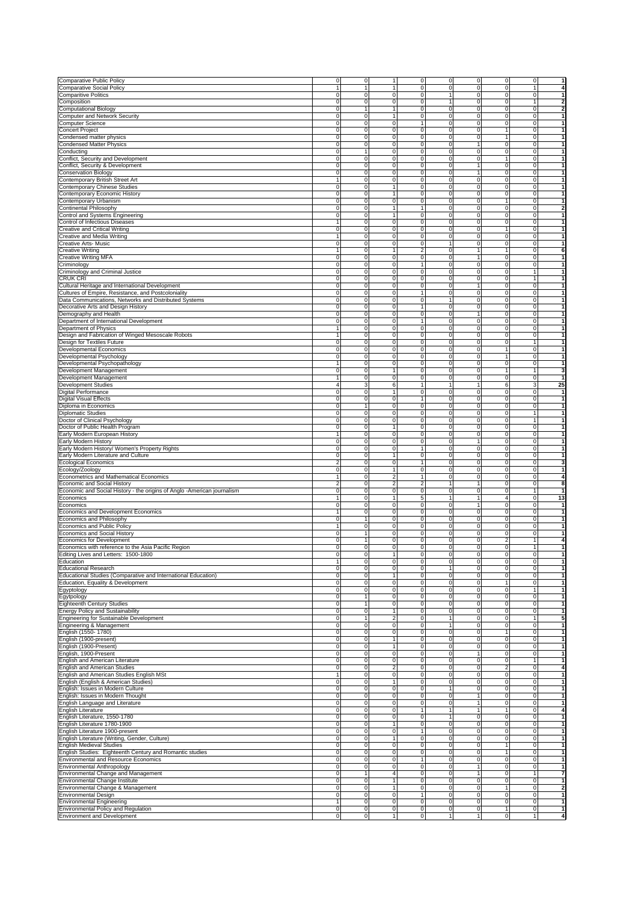| | | | | | | | | | |
|---|---|---|---|---|---|---|---|---|---|
| Comparative Public Policy | 0 | 0 | 1 | 0 | 0 | 0 | 0 | 0 | **1** |
| Comparative Social Policy | 1 | 1 | 1 | 0 | 0 | 0 | 0 | 1 | **4** |
| Comparitive Politics | 0 | 0 | 0 | 0 | 1 | 0 | 0 | 0 | **1** |
| Composition | 0 | 0 | 0 | 0 | 1 | 0 | 0 | 1 | **2** |
| Computational Biology | 0 | 1 | 1 | 0 | 0 | 0 | 0 | 0 | **2** |
| Computer and Network Security | 0 | 0 | 1 | 0 | 0 | 0 | 0 | 0 | **1** |
| Computer Science | 0 | 0 | 0 | 1 | 0 | 0 | 0 | 0 | **1** |
| Concert Project | 0 | 0 | 0 | 0 | 0 | 0 | 1 | 0 | **1** |
| Condensed matter physics | 0 | 0 | 0 | 0 | 0 | 0 | 1 | 0 | **1** |
| Condensed Matter Physics | 0 | 0 | 0 | 0 | 0 | 1 | 0 | 0 | **1** |
| Conducting | 0 | 1 | 0 | 0 | 0 | 0 | 0 | 0 | **1** |
| Conflict, Security and Development | 0 | 0 | 0 | 0 | 0 | 0 | 1 | 0 | **1** |
| Conflict, Security & Development | 0 | 0 | 0 | 0 | 0 | 1 | 0 | 0 | **1** |
| Conservation Biology | 0 | 0 | 0 | 0 | 0 | 1 | 0 | 0 | **1** |
| Contemporary British Street Art | 1 | 0 | 0 | 0 | 0 | 0 | 0 | 0 | **1** |
| Contemporary Chinese Studies | 0 | 0 | 1 | 0 | 0 | 0 | 0 | 0 | **1** |
| Contemporary Economic History | 0 | 0 | 1 | 0 | 0 | 0 | 0 | 0 | **1** |
| Contemporary Urbanism | 0 | 0 | 0 | 0 | 0 | 0 | 1 | 0 | **1** |
| Continental Philosophy | 0 | 0 | 1 | 1 | 0 | 0 | 0 | 0 | **2** |
| Control and Systems Engineering | 0 | 0 | 1 | 0 | 0 | 0 | 0 | 0 | **1** |
| Control of Infectious Diseases | 1 | 0 | 0 | 0 | 0 | 0 | 0 | 0 | **1** |
| Creative and Critical Writing | 0 | 0 | 0 | 0 | 0 | 0 | 1 | 0 | **1** |
| Creative and Media Writing | 1 | 0 | 0 | 0 | 0 | 0 | 0 | 0 | **1** |
| Creative Arts- Music | 0 | 0 | 0 | 0 | 1 | 0 | 0 | 0 | **1** |
| Creative Writing | 1 | 0 | 1 | 2 | 0 | 1 | 1 | 0 | **6** |
| Creative Writing MFA | 0 | 0 | 0 | 0 | 0 | 1 | 0 | 0 | **1** |
| Criminology | 0 | 0 | 0 | 1 | 0 | 0 | 0 | 0 | **1** |
| Criminology and Criminal Justice | 0 | 0 | 0 | 0 | 0 | 0 | 0 | 1 | **1** |
| CRUK CRI | 0 | 0 | 0 | 0 | 0 | 0 | 0 | 1 | **1** |
| Cultural Heritage and International Development | 0 | 0 | 0 | 0 | 0 | 1 | 0 | 0 | **1** |
| Cultures of Empire, Resistance, and Postcoloniality | 0 | 0 | 0 | 1 | 0 | 0 | 0 | 0 | **1** |
| Data Communications, Networks and Distributed Systems | 0 | 0 | 0 | 0 | 1 | 0 | 0 | 0 | **1** |
| Decorative Arts and Design History | 0 | 0 | 0 | 1 | 0 | 0 | 0 | 0 | **1** |
| Demography and Health | 0 | 0 | 0 | 0 | 0 | 1 | 0 | 0 | **1** |
| Department of International Development | 0 | 0 | 0 | 1 | 0 | 0 | 0 | 0 | **1** |
| Department of Physics | 1 | 0 | 0 | 0 | 0 | 0 | 0 | 0 | **1** |
| Design and Fabrication of Winged Mesoscale Robots | 1 | 0 | 0 | 0 | 0 | 0 | 0 | 0 | **1** |
| Design for Textiles Future | 0 | 0 | 0 | 0 | 0 | 0 | 0 | 1 | **1** |
| Developmental Economics | 0 | 0 | 0 | 0 | 0 | 0 | 1 | 0 | **1** |
| Developmental Psychology | 0 | 0 | 0 | 0 | 0 | 0 | 1 | 0 | **1** |
| Developmental Psychopathology | 1 | 0 | 0 | 0 | 0 | 0 | 0 | 0 | **1** |
| Development Management | 0 | 0 | 1 | 0 | 0 | 0 | 1 | 1 | **3** |
| Development Management | 1 | 0 | 0 | 0 | 0 | 0 | 0 | 0 | **1** |
| Development Studies | 4 | 3 | 6 | 1 | 1 | 1 | 6 | 3 | **25** |
| Digital Performance | 0 | 0 | 1 | 0 | 0 | 0 | 0 | 0 | **1** |
| Digital Visual Effects | 0 | 0 | 0 | 1 | 0 | 0 | 0 | 0 | **1** |
| Diploma in Economics | 0 | 1 | 0 | 0 | 0 | 0 | 0 | 0 | **1** |
| Diplomatic Studies | 0 | 0 | 0 | 0 | 0 | 0 | 0 | 1 | **1** |
| Doctor of Clinical Psychology | 0 | 0 | 0 | 0 | 0 | 0 | 0 | 1 | **1** |
| Doctor of Public Health Program | 0 | 0 | 1 | 0 | 0 | 0 | 0 | 0 | **1** |
| Early Modern European History | 1 | 0 | 0 | 0 | 0 | 0 | 0 | 0 | **1** |
| Early Modern History | 0 | 0 | 0 | 0 | 0 | 1 | 0 | 0 | **1** |
| Early Modern History/ Women's Property Rights | 0 | 0 | 0 | 1 | 0 | 0 | 0 | 0 | **1** |
| Early Modern Literature and Culture | 0 | 0 | 1 | 0 | 0 | 0 | 0 | 0 | **1** |
| Ecological Economics | 2 | 0 | 0 | 1 | 0 | 0 | 0 | 0 | **3** |
| Ecology/Zoology | 0 | 0 | 1 | 0 | 0 | 0 | 0 | 0 | **1** |
| Econometrics and Mathematical Economics | 1 | 0 | 2 | 1 | 0 | 0 | 0 | 0 | **4** |
| Economic and Social History | 2 | 0 | 2 | 2 | 1 | 1 | 0 | 0 | **8** |
| Economic and Social History - the origins of Anglo -American journalism | 0 | 0 | 0 | 0 | 0 | 0 | 0 | 1 | **1** |
| Economics | 1 | 0 | 1 | 5 | 1 | 1 | 4 | 0 | **13** |
| Economics | 0 | 0 | 0 | 0 | 0 | 1 | 0 | 0 | **1** |
| Economics and Development Economics | 1 | 0 | 0 | 0 | 0 | 0 | 0 | 0 | **1** |
| Economics and Philosophy | 0 | 1 | 0 | 0 | 0 | 0 | 0 | 0 | **1** |
| Economics and Public Policy | 1 | 0 | 0 | 0 | 0 | 0 | 0 | 0 | **1** |
| Economics and Social History | 0 | 1 | 0 | 0 | 0 | 0 | 0 | 0 | **1** |
| Economics for Development | 0 | 1 | 0 | 0 | 0 | 0 | 2 | 1 | **4** |
| Economics with reference to the Asia Pacific Region | 0 | 0 | 0 | 0 | 0 | 0 | 0 | 1 | **1** |
| Editing Lives and Letters: 1500-1800 | 0 | 0 | 1 | 0 | 0 | 0 | 0 | 0 | **1** |
| Education | 1 | 0 | 0 | 0 | 0 | 0 | 0 | 0 | **1** |
| Educational Research | 0 | 0 | 0 | 0 | 1 | 0 | 0 | 0 | **1** |
| Educational Studies (Comparative and International Education) | 0 | 0 | 1 | 0 | 0 | 0 | 0 | 0 | **1** |
| Education, Equality & Development | 0 | 0 | 0 | 0 | 0 | 0 | 1 | 0 | **1** |
| Egyptology | 0 | 0 | 0 | 0 | 0 | 0 | 0 | 1 | **1** |
| Egytpology | 0 | 1 | 0 | 0 | 0 | 0 | 0 | 0 | **1** |
| Eighteenth Century Studies | 0 | 1 | 0 | 0 | 0 | 0 | 0 | 0 | **1** |
| Energy Policy and Sustainability | 0 | 0 | 1 | 0 | 0 | 0 | 0 | 0 | **1** |
| Engineering for Sustainable Development | 0 | 1 | 2 | 0 | 1 | 0 | 0 | 1 | **5** |
| Engineering & Management | 0 | 0 | 0 | 0 | 1 | 0 | 0 | 0 | **1** |
| English (1550- 1780) | 0 | 0 | 0 | 0 | 0 | 0 | 1 | 0 | **1** |
| English (1900-present) | 0 | 0 | 1 | 0 | 0 | 0 | 0 | 0 | **1** |
| English (1900-Present) | 0 | 0 | 1 | 0 | 0 | 0 | 0 | 0 | **1** |
| English, 1900-Present | 0 | 0 | 0 | 0 | 0 | 1 | 0 | 0 | **1** |
| English and American Literature | 0 | 0 | 0 | 0 | 0 | 0 | 0 | 1 | **1** |
| English and American Studies | 0 | 0 | 2 | 0 | 0 | 0 | 2 | 0 | **4** |
| English and American Studies English MSt | 1 | 0 | 0 | 0 | 0 | 0 | 0 | 0 | **1** |
| English (English & American Studies) | 0 | 0 | 1 | 0 | 0 | 0 | 0 | 0 | **1** |
| English: Issues in Modern Culture | 0 | 0 | 0 | 0 | 1 | 0 | 0 | 0 | **1** |
| English: Issues in Modern Thought | 0 | 0 | 0 | 0 | 0 | 1 | 0 | 0 | **1** |
| English Language and Literature | 0 | 0 | 0 | 0 | 0 | 1 | 0 | 0 | **1** |
| English Literature | 0 | 0 | 0 | 1 | 1 | 1 | 1 | 0 | **4** |
| English Literature, 1550-1780 | 0 | 0 | 0 | 0 | 1 | 0 | 0 | 0 | **1** |
| English Literature 1780-1900 | 0 | 0 | 1 | 0 | 0 | 0 | 0 | 0 | **1** |
| English Literature 1900-present | 0 | 0 | 0 | 1 | 0 | 0 | 0 | 0 | **1** |
| English Literature (Writing, Gender, Culture) | 0 | 0 | 1 | 0 | 0 | 0 | 0 | 0 | **1** |
| English Medieval Studies | 0 | 0 | 0 | 0 | 0 | 0 | 1 | 0 | **1** |
| English Studies: Eighteenth Century and Romantic studies | 0 | 0 | 0 | 0 | 0 | 0 | 1 | 0 | **1** |
| Environmental and Resource Economics | 0 | 0 | 0 | 1 | 0 | 0 | 0 | 0 | **1** |
| Environmental Anthropology | 0 | 0 | 0 | 0 | 0 | 1 | 0 | 0 | **1** |
| Environmental Change and Management | 0 | 1 | 4 | 0 | 0 | 1 | 0 | 1 | **7** |
| Environmental Change Institute | 0 | 0 | 1 | 0 | 0 | 0 | 0 | 0 | **1** |
| Environmental Change & Management | 0 | 0 | 1 | 0 | 0 | 0 | 1 | 0 | **2** |
| Environmental Design | 0 | 0 | 0 | 1 | 0 | 0 | 0 | 0 | **1** |
| Environmental Engineering | 1 | 0 | 0 | 0 | 0 | 0 | 0 | 0 | **1** |
| Environmental Policy and Regulation | 0 | 0 | 0 | 0 | 0 | 0 | 1 | 0 | **1** |
| Environment and Development | 0 | 0 | 1 | 0 | 1 | 1 | 0 | 1 | **4** |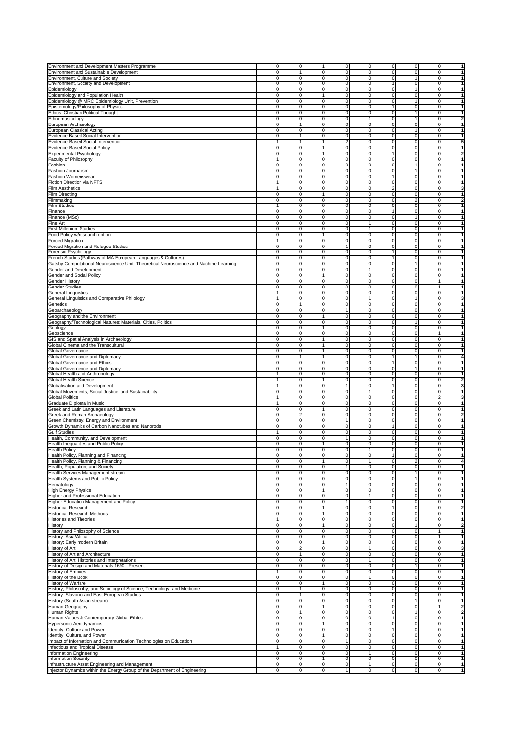| | | | | | | | | | |
|---|---|---|---|---|---|---|---|---|---|
| Environment and Development Masters Programme | 0 | 0 | 1 | 0 | 0 | 0 | 0 | 0 | 1 |
| Environment and Sustainable Development | 0 | 1 | 0 | 0 | 0 | 0 | 0 | 0 | 1 |
| Environment, Culture and Society | 0 | 0 | 0 | 0 | 0 | 0 | 1 | 0 | 1 |
| Environment, Society and Development | 0 | 0 | 0 | 0 | 0 | 1 | 0 | 0 | 1 |
| Epidemiology | 0 | 0 | 0 | 0 | 0 | 0 | 1 | 0 | 1 |
| Epidemiology and Population Health | 0 | 0 | 1 | 0 | 0 | 0 | 0 | 0 | 1 |
| Epidemiology @ MRC Epidemiology Unit, Prevention | 0 | 0 | 0 | 0 | 0 | 0 | 1 | 0 | 1 |
| Epistemology/Philosophy of Physics | 0 | 0 | 0 | 0 | 0 | 1 | 0 | 0 | 1 |
| Ethics: Christian Political Thought | 0 | 0 | 0 | 0 | 0 | 0 | 1 | 0 | 1 |
| Ethnomusicology | 0 | 0 | 0 | 0 | 1 | 0 | 1 | 0 | 2 |
| European Archaeology | 0 | 1 | 0 | 0 | 0 | 0 | 0 | 0 | 1 |
| European Classical Acting | 0 | 0 | 0 | 0 | 0 | 0 | 1 | 0 | 1 |
| Evidence Based Social Intervention | 0 | 1 | 0 | 0 | 0 | 0 | 0 | 0 | 1 |
| Evidence-Based Social Intervention | 1 | 1 | 1 | 2 | 0 | 0 | 0 | 0 | 5 |
| Evidence-Based Social Policy | 0 | 0 | 1 | 0 | 0 | 0 | 0 | 0 | 1 |
| Experimental Psychology | 0 | 0 | 1 | 0 | 0 | 1 | 0 | 0 | 2 |
| Faculty of Philosophy | 1 | 0 | 0 | 0 | 0 | 0 | 0 | 0 | 1 |
| Fashion | 0 | 0 | 0 | 0 | 0 | 0 | 1 | 0 | 1 |
| Fashion Journalism | 0 | 0 | 0 | 0 | 0 | 0 | 1 | 0 | 1 |
| Fashion Womenswear | 0 | 0 | 0 | 0 | 0 | 1 | 0 | 0 | 1 |
| Fiction Direction via NFTS | 1 | 0 | 0 | 0 | 0 | 0 | 0 | 0 | 1 |
| Film Aesthetics | 1 | 0 | 0 | 0 | 0 | 2 | 0 | 0 | 3 |
| Film Directing | 0 | 0 | 1 | 0 | 0 | 0 | 0 | 0 | 1 |
| Filmmaking | 0 | 0 | 0 | 0 | 0 | 0 | 2 | 0 | 2 |
| Film Studies | 1 | 0 | 0 | 0 | 0 | 0 | 0 | 0 | 1 |
| Finance | 0 | 0 | 0 | 0 | 0 | 1 | 0 | 0 | 1 |
| Finance (MSc) | 0 | 0 | 0 | 0 | 0 | 0 | 1 | 0 | 1 |
| Fine Art | 0 | 0 | 0 | 0 | 1 | 0 | 0 | 0 | 1 |
| First Millenium Studies | 0 | 0 | 0 | 0 | 1 | 0 | 0 | 0 | 1 |
| Food Policy w/research option | 0 | 0 | 1 | 0 | 0 | 0 | 0 | 0 | 1 |
| Forced Migration | 1 | 0 | 0 | 0 | 0 | 0 | 0 | 0 | 1 |
| Forced Migration and Refugee Studies | 0 | 0 | 0 | 1 | 0 | 0 | 0 | 0 | 1 |
| Forensic Psychology | 0 | 0 | 0 | 0 | 0 | 1 | 0 | 0 | 1 |
| French Studies (Pathway of MA European Languages & Cultures) | 0 | 0 | 0 | 0 | 0 | 1 | 0 | 0 | 1 |
| Gatsby Computational Neuroscience Unit: Theoretical Neuroscience and Machine Learning | 0 | 0 | 0 | 0 | 0 | 0 | 1 | 0 | 1 |
| Gender and Development | 0 | 0 | 0 | 0 | 1 | 0 | 0 | 0 | 1 |
| Gender and Social Policy | 0 | 0 | 1 | 0 | 0 | 0 | 0 | 0 | 1 |
| Gender History | 0 | 0 | 0 | 0 | 0 | 0 | 0 | 1 | 1 |
| Gender Studies | 0 | 0 | 0 | 0 | 0 | 0 | 0 | 1 | 1 |
| General Linguistics | 1 | 0 | 0 | 0 | 0 | 0 | 0 | 0 | 1 |
| General Linguistics and Comparative Philology | 1 | 0 | 0 | 0 | 1 | 0 | 1 | 0 | 3 |
| Genetics | 0 | 1 | 0 | 0 | 0 | 0 | 0 | 0 | 1 |
| Geoarchaeology | 0 | 0 | 0 | 1 | 0 | 0 | 0 | 0 | 1 |
| Geography and the Environment | 0 | 0 | 1 | 0 | 0 | 0 | 0 | 0 | 1 |
| Geography/Technological Natures: Materials, Cities, Politics | 0 | 0 | 0 | 0 | 0 | 0 | 1 | 0 | 1 |
| Geology | 0 | 0 | 1 | 0 | 0 | 0 | 0 | 0 | 1 |
| Geoscience | 0 | 0 | 0 | 0 | 0 | 0 | 0 | 1 | 1 |
| GIS and Spatial Analysis in Archaeology | 0 | 0 | 1 | 0 | 0 | 0 | 0 | 0 | 1 |
| Global Cinema and the Transcultural | 0 | 0 | 1 | 0 | 0 | 0 | 0 | 0 | 1 |
| Global Governance | 0 | 0 | 1 | 0 | 0 | 0 | 0 | 0 | 1 |
| Global Governance and Diplomacy | 0 | 1 | 1 | 0 | 0 | 1 | 1 | 0 | 4 |
| Global Governance and Ethics | 0 | 0 | 0 | 0 | 0 | 1 | 0 | 0 | 1 |
| Global Governence and Diplomacy | 0 | 0 | 0 | 0 | 0 | 0 | 1 | 0 | 1 |
| Global Health and Anthropology | 1 | 0 | 0 | 0 | 0 | 0 | 0 | 0 | 1 |
| Global Health Science | 1 | 0 | 1 | 0 | 0 | 0 | 0 | 0 | 2 |
| Globalisation and Development | 1 | 0 | 0 | 1 | 0 | 1 | 0 | 0 | 3 |
| Global Movements, Social Justice, and Sustainability | 0 | 0 | 0 | 0 | 1 | 0 | 0 | 0 | 1 |
| Global Politics | 1 | 0 | 0 | 0 | 0 | 0 | 0 | 2 | 3 |
| Graduate Diploma in Music | 1 | 0 | 0 | 0 | 0 | 0 | 0 | 0 | 1 |
| Greek and Latin Languages and Literature | 0 | 0 | 1 | 0 | 0 | 0 | 0 | 0 | 1 |
| Greek and Roman Archaeology | 0 | 2 | 0 | 0 | 0 | 0 | 0 | 0 | 2 |
| Green Chemistry: Energy and Environment | 0 | 0 | 0 | 1 | 0 | 0 | 0 | 0 | 1 |
| Growth Dynamics of Carbon Nanotubes and Nanorods | 0 | 0 | 0 | 0 | 0 | 1 | 0 | 0 | 1 |
| Gulf Studies | 1 | 0 | 0 | 0 | 0 | 0 | 0 | 0 | 1 |
| Health, Community, and Development | 0 | 0 | 0 | 1 | 0 | 0 | 0 | 0 | 1 |
| Health Inequalities and Public Policy | 0 | 0 | 1 | 0 | 0 | 0 | 0 | 0 | 1 |
| Health Policy | 0 | 0 | 0 | 0 | 1 | 0 | 0 | 0 | 1 |
| Health Policy, Planning and Financing | 0 | 0 | 0 | 0 | 0 | 1 | 0 | 0 | 1 |
| Health Policy, Planning & Financing | 0 | 0 | 1 | 0 | 1 | 0 | 2 | 0 | 4 |
| Health, Population, and Society | 0 | 0 | 0 | 1 | 0 | 0 | 0 | 0 | 1 |
| Health Services Management stream | 0 | 0 | 0 | 0 | 0 | 0 | 1 | 0 | 1 |
| Health Systems and Public Policy | 0 | 0 | 0 | 0 | 0 | 0 | 1 | 0 | 1 |
| Hematology | 0 | 0 | 0 | 1 | 0 | 0 | 0 | 0 | 1 |
| High Energy Physics | 0 | 0 | 1 | 0 | 0 | 0 | 0 | 0 | 1 |
| Higher and Professional Education | 0 | 0 | 0 | 0 | 1 | 0 | 0 | 0 | 1 |
| Higher Education Management and Policy | 0 | 0 | 0 | 1 | 0 | 0 | 0 | 0 | 1 |
| Historical Research | 0 | 0 | 1 | 0 | 0 | 1 | 0 | 0 | 2 |
| Historical Research Methods | 0 | 0 | 1 | 0 | 0 | 0 | 0 | 0 | 1 |
| Histories and Theories | 1 | 0 | 0 | 0 | 0 | 0 | 0 | 0 | 1 |
| History | 0 | 0 | 1 | 0 | 0 | 0 | 1 | 0 | 2 |
| History and Philosophy of Science | 0 | 0 | 0 | 0 | 0 | 0 | 0 | 1 | 1 |
| History: Asia/Africa | 0 | 0 | 0 | 0 | 0 | 0 | 0 | 1 | 1 |
| History: Early modern Britain | 0 | 0 | 1 | 0 | 0 | 0 | 0 | 0 | 1 |
| History of Art | 0 | 2 | 0 | 0 | 1 | 0 | 0 | 0 | 3 |
| History of Art and Architecture | 0 | 1 | 0 | 0 | 0 | 0 | 0 | 0 | 1 |
| History of Art: Histories and Interpretations | 0 | 0 | 0 | 0 | 1 | 0 | 0 | 0 | 1 |
| History of Design and Materials 1690 - Present | 0 | 0 | 0 | 0 | 0 | 0 | 1 | 0 | 1 |
| History of Empires | 1 | 0 | 0 | 0 | 0 | 0 | 0 | 0 | 1 |
| History of the Book | 0 | 0 | 0 | 0 | 1 | 0 | 0 | 0 | 1 |
| History of Warfare | 0 | 0 | 1 | 0 | 0 | 0 | 0 | 0 | 1 |
| History, Philosophy, and Sociology of Science, Technology, and Medicine | 0 | 1 | 0 | 0 | 0 | 0 | 0 | 0 | 1 |
| History: Slavonic and East European Studies | 0 | 1 | 0 | 0 | 0 | 0 | 0 | 0 | 1 |
| History (South Asian stream) | 0 | 0 | 0 | 0 | 0 | 0 | 1 | 0 | 1 |
| Human Geography | 0 | 0 | 1 | 0 | 0 | 0 | 0 | 1 | 2 |
| Human Rights | 0 | 1 | 0 | 0 | 0 | 0 | 1 | 0 | 2 |
| Human Values & Contemporary Global Ethics | 0 | 0 | 0 | 0 | 0 | 1 | 0 | 0 | 1 |
| Hypersonic Aerodynamics | 0 | 0 | 1 | 0 | 0 | 0 | 0 | 0 | 1 |
| Identity, Culture and Power | 0 | 0 | 0 | 0 | 0 | 1 | 0 | 0 | 1 |
| Identity, Culture, and Power | 0 | 0 | 1 | 0 | 0 | 0 | 0 | 0 | 1 |
| Impact of Information and Communication Technologies on Education | 0 | 0 | 0 | 1 | 0 | 0 | 0 | 0 | 1 |
| Infectious and Tropical Disease | 1 | 0 | 0 | 0 | 0 | 0 | 0 | 0 | 1 |
| Information Engineering | 0 | 0 | 0 | 0 | 1 | 0 | 0 | 0 | 1 |
| Information Security | 0 | 0 | 1 | 0 | 0 | 0 | 0 | 0 | 1 |
| Infrastructure Asset Engineering and Management | 0 | 0 | 0 | 0 | 1 | 0 | 0 | 0 | 1 |
| Injector Dynamics within the Energy Group of the Department of Engineering | 0 | 0 | 0 | 1 | 0 | 0 | 0 | 0 | 1 |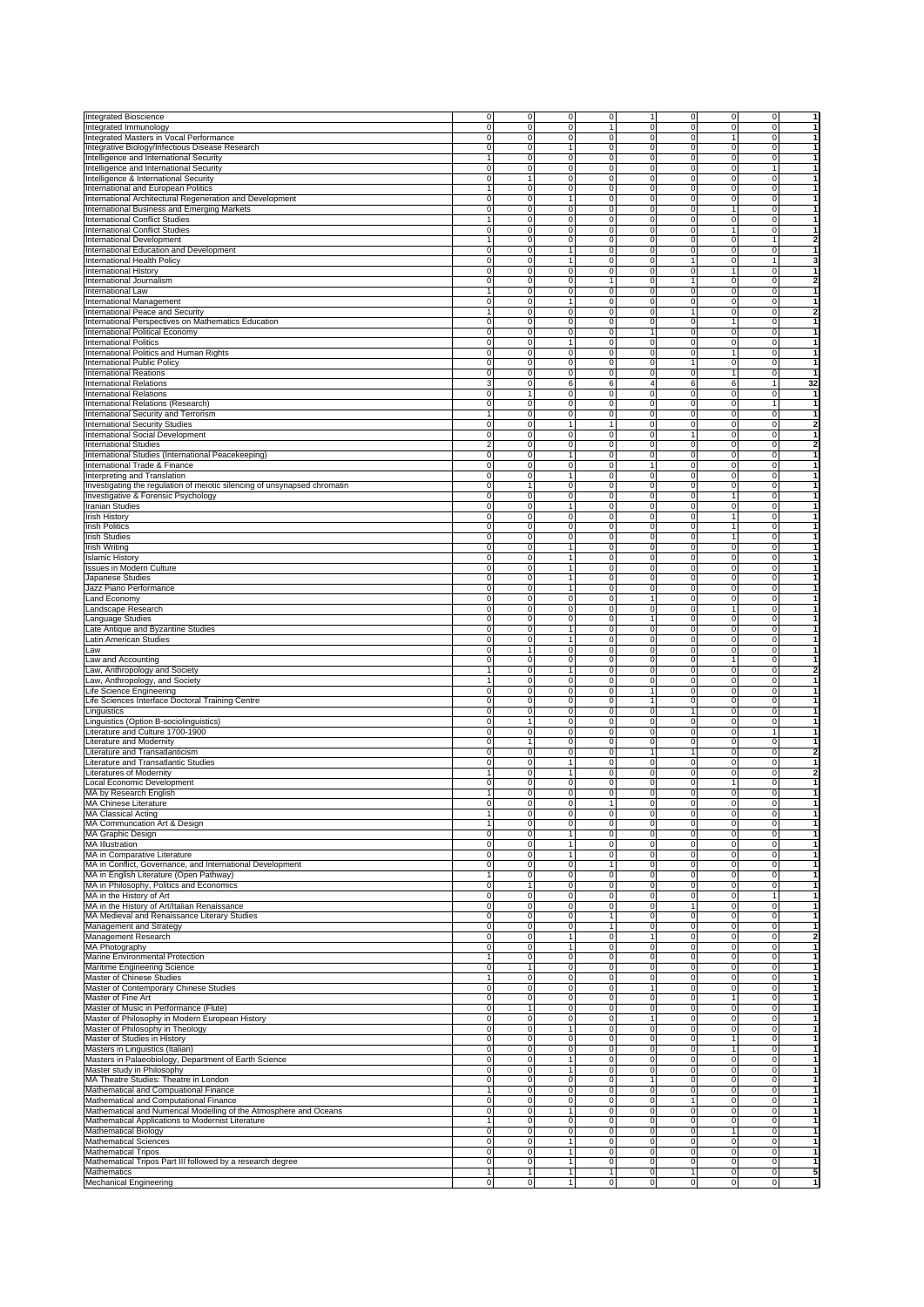| | | | | | | | | | |
|---|---|---|---|---|---|---|---|---|---|
| Integrated Bioscience | 0 | 0 | 0 | 0 | 1 | 0 | 0 | 0 | 1 |
| Integrated Immunology | 0 | 0 | 0 | 1 | 0 | 0 | 0 | 0 | 1 |
| Integrated Masters in Vocal Performance | 0 | 0 | 0 | 0 | 0 | 0 | 1 | 0 | 1 |
| Integrative Biology/Infectious Disease Research | 0 | 0 | 1 | 0 | 0 | 0 | 0 | 0 | 1 |
| Intelligence and International Security | 1 | 0 | 0 | 0 | 0 | 0 | 0 | 0 | 1 |
| Intelligence and International Security | 0 | 0 | 0 | 0 | 0 | 0 | 0 | 1 | 1 |
| Intelligence & International Security | 0 | 1 | 0 | 0 | 0 | 0 | 0 | 0 | 1 |
| International and European Politics | 1 | 0 | 0 | 0 | 0 | 0 | 0 | 0 | 1 |
| International Architectural Regeneration and Development | 0 | 0 | 1 | 0 | 0 | 0 | 0 | 0 | 1 |
| International Business and Emerging Markets | 0 | 0 | 0 | 0 | 0 | 0 | 1 | 0 | 1 |
| International Conflict Studies | 1 | 0 | 0 | 0 | 0 | 0 | 0 | 0 | 1 |
| International Conflict Studies | 0 | 0 | 0 | 0 | 0 | 0 | 1 | 0 | 1 |
| International Development | 1 | 0 | 0 | 0 | 0 | 0 | 0 | 1 | 2 |
| International Education and Development | 0 | 0 | 1 | 0 | 0 | 0 | 0 | 0 | 1 |
| International Health Policy | 0 | 0 | 1 | 0 | 0 | 1 | 0 | 1 | 3 |
| International History | 0 | 0 | 0 | 0 | 0 | 0 | 1 | 0 | 1 |
| International Journalism | 0 | 0 | 0 | 1 | 0 | 1 | 0 | 0 | 2 |
| International Law | 1 | 0 | 0 | 0 | 0 | 0 | 0 | 0 | 1 |
| International Management | 0 | 0 | 1 | 0 | 0 | 0 | 0 | 0 | 1 |
| International Peace and Security | 1 | 0 | 0 | 0 | 0 | 1 | 0 | 0 | 2 |
| International Perspectives on Mathematics Education | 0 | 0 | 0 | 0 | 0 | 0 | 1 | 0 | 1 |
| International Political Economy | 0 | 0 | 0 | 0 | 1 | 0 | 0 | 0 | 1 |
| International Politics | 0 | 0 | 1 | 0 | 0 | 0 | 0 | 0 | 1 |
| International Politics and Human Rights | 0 | 0 | 0 | 0 | 0 | 0 | 1 | 0 | 1 |
| International Public Policy | 0 | 0 | 0 | 0 | 0 | 1 | 0 | 0 | 1 |
| International Reations | 0 | 0 | 0 | 0 | 0 | 0 | 1 | 0 | 1 |
| International Relations | 3 | 0 | 6 | 6 | 4 | 6 | 6 | 1 | 32 |
| International Relations | 0 | 1 | 0 | 0 | 0 | 0 | 0 | 0 | 1 |
| International Relations (Research) | 0 | 0 | 0 | 0 | 0 | 0 | 0 | 1 | 1 |
| International Security and Terrorism | 1 | 0 | 0 | 0 | 0 | 0 | 0 | 0 | 1 |
| International Security Studies | 0 | 0 | 1 | 1 | 0 | 0 | 0 | 0 | 2 |
| International Social Development | 0 | 0 | 0 | 0 | 0 | 1 | 0 | 0 | 1 |
| International Studies | 2 | 0 | 0 | 0 | 0 | 0 | 0 | 0 | 2 |
| International Studies (International Peacekeeping) | 0 | 0 | 1 | 0 | 0 | 0 | 0 | 0 | 1 |
| International Trade & Finance | 0 | 0 | 0 | 0 | 1 | 0 | 0 | 0 | 1 |
| Interpreting and Translation | 0 | 0 | 1 | 0 | 0 | 0 | 0 | 0 | 1 |
| Investigating the regulation of meiotic silencing of unsynapsed chromatin | 0 | 1 | 0 | 0 | 0 | 0 | 0 | 0 | 1 |
| Investigative & Forensic Psychology | 0 | 0 | 0 | 0 | 0 | 0 | 1 | 0 | 1 |
| Iranian Studies | 0 | 0 | 1 | 0 | 0 | 0 | 0 | 0 | 1 |
| Irish History | 0 | 0 | 0 | 0 | 0 | 0 | 1 | 0 | 1 |
| Irish Politics | 0 | 0 | 0 | 0 | 0 | 0 | 1 | 0 | 1 |
| Irish Studies | 0 | 0 | 0 | 0 | 0 | 0 | 1 | 0 | 1 |
| Irish Writing | 0 | 0 | 1 | 0 | 0 | 0 | 0 | 0 | 1 |
| Islamic History | 0 | 0 | 1 | 0 | 0 | 0 | 0 | 0 | 1 |
| Issues in Modern Culture | 0 | 0 | 1 | 0 | 0 | 0 | 0 | 0 | 1 |
| Japanese Studies | 0 | 0 | 1 | 0 | 0 | 0 | 0 | 0 | 1 |
| Jazz Piano Performance | 0 | 0 | 1 | 0 | 0 | 0 | 0 | 0 | 1 |
| Land Economy | 0 | 0 | 0 | 0 | 1 | 0 | 0 | 0 | 1 |
| Landscape Research | 0 | 0 | 0 | 0 | 0 | 0 | 1 | 0 | 1 |
| Language Studies | 0 | 0 | 0 | 0 | 1 | 0 | 0 | 0 | 1 |
| Late Antique and Byzantine Studies | 0 | 0 | 1 | 0 | 0 | 0 | 0 | 0 | 1 |
| Latin American Studies | 0 | 0 | 1 | 0 | 0 | 0 | 0 | 0 | 1 |
| Law | 0 | 1 | 0 | 0 | 0 | 0 | 0 | 0 | 1 |
| Law and Accounting | 0 | 0 | 0 | 0 | 0 | 0 | 1 | 0 | 1 |
| Law, Anthropology and Society | 1 | 0 | 1 | 0 | 0 | 0 | 0 | 0 | 2 |
| Law, Anthropology, and Society | 1 | 0 | 0 | 0 | 0 | 0 | 0 | 0 | 1 |
| Life Science Engineering | 0 | 0 | 0 | 0 | 1 | 0 | 0 | 0 | 1 |
| Life Sciences Interface Doctoral Training Centre | 0 | 0 | 0 | 0 | 1 | 0 | 0 | 0 | 1 |
| Linguistics | 0 | 0 | 0 | 0 | 0 | 1 | 0 | 0 | 1 |
| Linguistics (Option B-sociolinguistics) | 0 | 1 | 0 | 0 | 0 | 0 | 0 | 0 | 1 |
| Literature and Culture 1700-1900 | 0 | 0 | 0 | 0 | 0 | 0 | 0 | 1 | 1 |
| Literature and Modernity | 0 | 1 | 0 | 0 | 0 | 0 | 0 | 0 | 1 |
| Literature and Transatlanticism | 0 | 0 | 0 | 0 | 1 | 1 | 0 | 0 | 2 |
| Literature and Transatlantic Studies | 0 | 0 | 1 | 0 | 0 | 0 | 0 | 0 | 1 |
| Literatures of Modernity | 1 | 0 | 1 | 0 | 0 | 0 | 0 | 0 | 2 |
| Local Economic Development | 0 | 0 | 0 | 0 | 0 | 0 | 1 | 0 | 1 |
| MA by Research English | 1 | 0 | 0 | 0 | 0 | 0 | 0 | 0 | 1 |
| MA Chinese Literature | 0 | 0 | 0 | 1 | 0 | 0 | 0 | 0 | 1 |
| MA Classical Acting | 1 | 0 | 0 | 0 | 0 | 0 | 0 | 0 | 1 |
| MA Communcation Art & Design | 1 | 0 | 0 | 0 | 0 | 0 | 0 | 0 | 1 |
| MA Graphic Design | 0 | 0 | 1 | 0 | 0 | 0 | 0 | 0 | 1 |
| MA Illustration | 0 | 0 | 1 | 0 | 0 | 0 | 0 | 0 | 1 |
| MA in Comparative Literature | 0 | 0 | 1 | 0 | 0 | 0 | 0 | 0 | 1 |
| MA in Conflict, Governance, and International Development | 0 | 0 | 0 | 1 | 0 | 0 | 0 | 0 | 1 |
| MA in English Literature (Open Pathway) | 1 | 0 | 0 | 0 | 0 | 0 | 0 | 0 | 1 |
| MA in Philosophy, Politics and Economics | 0 | 1 | 0 | 0 | 0 | 0 | 0 | 0 | 1 |
| MA in the History of Art | 0 | 0 | 0 | 0 | 0 | 0 | 0 | 1 | 1 |
| MA in the History of Art/Italian Renaissance | 0 | 0 | 0 | 0 | 0 | 1 | 0 | 0 | 1 |
| MA Medieval and Renaissance Literary Studies | 0 | 0 | 0 | 1 | 0 | 0 | 0 | 0 | 1 |
| Management and Strategy | 0 | 0 | 0 | 1 | 0 | 0 | 0 | 0 | 1 |
| Management Research | 0 | 0 | 1 | 0 | 1 | 0 | 0 | 0 | 2 |
| MA Photography | 0 | 0 | 1 | 0 | 0 | 0 | 0 | 0 | 1 |
| Marine Environmental Protection | 1 | 0 | 0 | 0 | 0 | 0 | 0 | 0 | 1 |
| Maritime Engineering Science | 0 | 1 | 0 | 0 | 0 | 0 | 0 | 0 | 1 |
| Master of Chinese Studies | 1 | 0 | 0 | 0 | 0 | 0 | 0 | 0 | 1 |
| Master of Contemporary Chinese Studies | 0 | 0 | 0 | 0 | 1 | 0 | 0 | 0 | 1 |
| Master of Fine Art | 0 | 0 | 0 | 0 | 0 | 0 | 1 | 0 | 1 |
| Master of Music in Performance (Flute) | 0 | 1 | 0 | 0 | 0 | 0 | 0 | 0 | 1 |
| Master of Philosophy in Modern European History | 0 | 0 | 0 | 0 | 1 | 0 | 0 | 0 | 1 |
| Master of Philosophy in Theology | 0 | 0 | 1 | 0 | 0 | 0 | 0 | 0 | 1 |
| Master of Studies in History | 0 | 0 | 0 | 0 | 0 | 0 | 1 | 0 | 1 |
| Masters in Linguistics (Italian) | 0 | 0 | 0 | 0 | 0 | 0 | 1 | 0 | 1 |
| Masters in Palaeobiology, Department of Earth Science | 0 | 0 | 1 | 0 | 0 | 0 | 0 | 0 | 1 |
| Master study in Philosophy | 0 | 0 | 1 | 0 | 0 | 0 | 0 | 0 | 1 |
| MA Theatre Studies: Theatre in London | 0 | 0 | 0 | 0 | 1 | 0 | 0 | 0 | 1 |
| Mathematical and Compuational Finance | 1 | 0 | 0 | 0 | 0 | 0 | 0 | 0 | 1 |
| Mathematical and Computational Finance | 0 | 0 | 0 | 0 | 0 | 1 | 0 | 0 | 1 |
| Mathematical and Numerical Modelling of the Atmosphere and Oceans | 0 | 0 | 1 | 0 | 0 | 0 | 0 | 0 | 1 |
| Mathematical Applications to Modernist Literature | 1 | 0 | 0 | 0 | 0 | 0 | 0 | 0 | 1 |
| Mathematical Biology | 0 | 0 | 0 | 0 | 0 | 0 | 1 | 0 | 1 |
| Mathematical Sciences | 0 | 0 | 1 | 0 | 0 | 0 | 0 | 0 | 1 |
| Mathematical Tripos | 0 | 0 | 1 | 0 | 0 | 0 | 0 | 0 | 1 |
| Mathematical Tripos Part III followed by a research degree | 0 | 0 | 1 | 0 | 0 | 0 | 0 | 0 | 1 |
| Mathematics | 1 | 1 | 1 | 1 | 0 | 1 | 0 | 0 | 5 |
| Mechanical Engineering | 0 | 0 | 1 | 0 | 0 | 0 | 0 | 0 | 1 |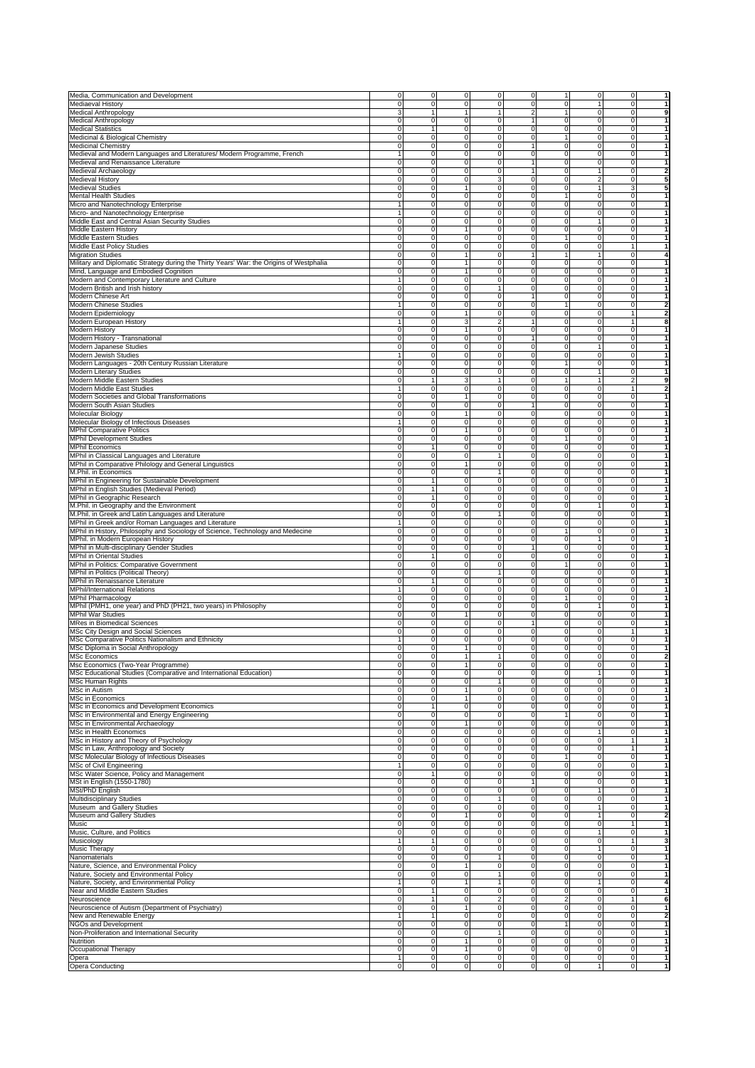| | | | | | | | | | |
|---|---|---|---|---|---|---|---|---|---|
| Media, Communication and Development | 0 | 0 | 0 | 0 | 0 | 1 | 0 | 0 | 1 |
| Mediaeval History | 0 | 0 | 0 | 0 | 0 | 0 | 1 | 0 | 1 |
| Medical Anthropology | 3 | 1 | 1 | 1 | 2 | 1 | 0 | 0 | 9 |
| Medical Anthropology | 0 | 0 | 0 | 0 | 1 | 0 | 0 | 0 | 1 |
| Medical Statistics | 0 | 1 | 0 | 0 | 0 | 0 | 0 | 0 | 1 |
| Medicinal & Biological Chemistry | 0 | 0 | 0 | 0 | 0 | 1 | 0 | 0 | 1 |
| Medicinal Chemistry | 0 | 0 | 0 | 0 | 1 | 0 | 0 | 0 | 1 |
| Medieval and Modern Languages and Literatures/ Modern Programme, French | 1 | 0 | 0 | 0 | 0 | 0 | 0 | 0 | 1 |
| Medieval and Renaissance Literature | 0 | 0 | 0 | 0 | 1 | 0 | 0 | 0 | 1 |
| Medieval Archaeology | 0 | 0 | 0 | 0 | 1 | 0 | 1 | 0 | 2 |
| Medieval History | 0 | 0 | 0 | 3 | 0 | 0 | 2 | 0 | 5 |
| Medieval Studies | 0 | 0 | 1 | 0 | 0 | 0 | 1 | 3 | 5 |
| Mental Health Studies | 0 | 0 | 0 | 0 | 0 | 1 | 0 | 0 | 1 |
| Micro and Nanotechnology Enterprise | 1 | 0 | 0 | 0 | 0 | 0 | 0 | 0 | 1 |
| Micro- and Nanotechnology Enterprise | 1 | 0 | 0 | 0 | 0 | 0 | 0 | 0 | 1 |
| Middle East and Central Asian Security Studies | 0 | 0 | 0 | 0 | 0 | 0 | 1 | 0 | 1 |
| Middle Eastern History | 0 | 0 | 1 | 0 | 0 | 0 | 0 | 0 | 1 |
| Middle Eastern Studies | 0 | 0 | 0 | 0 | 0 | 1 | 0 | 0 | 1 |
| Middle East Policy Studies | 0 | 0 | 0 | 0 | 0 | 0 | 0 | 1 | 1 |
| Migration Studies | 0 | 0 | 1 | 0 | 1 | 1 | 1 | 0 | 4 |
| Military and Diplomatic Strategy during the Thirty Years' War: the Origins of Westphalia | 0 | 0 | 1 | 0 | 0 | 0 | 0 | 0 | 1 |
| Mind, Language and Embodied Cognition | 0 | 0 | 1 | 0 | 0 | 0 | 0 | 0 | 1 |
| Modern and Contemporary Literature and Culture | 1 | 0 | 0 | 0 | 0 | 0 | 0 | 0 | 1 |
| Modern British and Irish history | 0 | 0 | 0 | 1 | 0 | 0 | 0 | 0 | 1 |
| Modern Chinese Art | 0 | 0 | 0 | 0 | 1 | 0 | 0 | 0 | 1 |
| Modern Chinese Studies | 1 | 0 | 0 | 0 | 0 | 1 | 0 | 0 | 2 |
| Modern Epidemiology | 0 | 0 | 1 | 0 | 0 | 0 | 0 | 1 | 2 |
| Modern European History | 1 | 0 | 3 | 2 | 1 | 0 | 0 | 1 | 8 |
| Modern History | 0 | 0 | 1 | 0 | 0 | 0 | 0 | 0 | 1 |
| Modern History - Transnational | 0 | 0 | 0 | 0 | 1 | 0 | 0 | 0 | 1 |
| Modern Japanese Studies | 0 | 0 | 0 | 0 | 0 | 0 | 1 | 0 | 1 |
| Modern Jewish Studies | 1 | 0 | 0 | 0 | 0 | 0 | 0 | 0 | 1 |
| Modern Languages - 20th Century Russian Literature | 0 | 0 | 0 | 0 | 0 | 1 | 0 | 0 | 1 |
| Modern Literary Studies | 0 | 0 | 0 | 0 | 0 | 0 | 1 | 0 | 1 |
| Modern Middle Eastern Studies | 0 | 1 | 3 | 1 | 0 | 1 | 1 | 2 | 9 |
| Modern Middle East Studies | 1 | 0 | 0 | 0 | 0 | 0 | 0 | 1 | 2 |
| Modern Societies and Global Transformations | 0 | 0 | 1 | 0 | 0 | 0 | 0 | 0 | 1 |
| Modern South Asian Studies | 0 | 0 | 0 | 0 | 1 | 0 | 0 | 0 | 1 |
| Molecular Biology | 0 | 0 | 1 | 0 | 0 | 0 | 0 | 0 | 1 |
| Molecular Biology of Infectious Diseases | 1 | 0 | 0 | 0 | 0 | 0 | 0 | 0 | 1 |
| MPhil Comparative Politics | 0 | 0 | 1 | 0 | 0 | 0 | 0 | 0 | 1 |
| MPhil Development Studies | 0 | 0 | 0 | 0 | 0 | 1 | 0 | 0 | 1 |
| MPhil Economics | 0 | 1 | 0 | 0 | 0 | 0 | 0 | 0 | 1 |
| MPhil in Classical Languages and Literature | 0 | 0 | 0 | 1 | 0 | 0 | 0 | 0 | 1 |
| MPhil in Comparative Philology and General Linguistics | 0 | 0 | 1 | 0 | 0 | 0 | 0 | 0 | 1 |
| M.Phil. in Economics | 0 | 0 | 0 | 1 | 0 | 0 | 0 | 0 | 1 |
| MPhil in Engineering for Sustainable Development | 0 | 1 | 0 | 0 | 0 | 0 | 0 | 0 | 1 |
| MPhil in English Studies (Medieval Period) | 0 | 1 | 0 | 0 | 0 | 0 | 0 | 0 | 1 |
| MPhil in Geographic Research | 0 | 1 | 0 | 0 | 0 | 0 | 0 | 0 | 1 |
| M.Phil. in Geography and the Environment | 0 | 0 | 0 | 0 | 0 | 0 | 1 | 0 | 1 |
| M.Phil. in Greek and Latin Languages and Literature | 0 | 0 | 0 | 1 | 0 | 0 | 0 | 0 | 1 |
| MPhil in Greek and/or Roman Languages and Literature | 1 | 0 | 0 | 0 | 0 | 0 | 0 | 0 | 1 |
| MPhil in History, Philosophy and Sociology of Science, Technology and Medecine | 0 | 0 | 0 | 0 | 0 | 1 | 0 | 0 | 1 |
| MPhil. in Modern European History | 0 | 0 | 0 | 0 | 0 | 0 | 1 | 0 | 1 |
| MPhil in Multi-disciplinary Gender Studies | 0 | 0 | 0 | 0 | 1 | 0 | 0 | 0 | 1 |
| MPhil in Oriental Studies | 0 | 1 | 0 | 0 | 0 | 0 | 0 | 0 | 1 |
| MPhil in Politics: Comparative Government | 0 | 0 | 0 | 0 | 0 | 1 | 0 | 0 | 1 |
| MPhil in Politics (Political Theory) | 0 | 0 | 0 | 1 | 0 | 0 | 0 | 0 | 1 |
| MPhil in Renaissance Literature | 0 | 1 | 0 | 0 | 0 | 0 | 0 | 0 | 1 |
| MPhil/International Relations | 1 | 0 | 0 | 0 | 0 | 0 | 0 | 0 | 1 |
| MPhil Pharmacology | 0 | 0 | 0 | 0 | 0 | 1 | 0 | 0 | 1 |
| MPhil (PMH1, one year) and PhD (PH21, two years) in Philosophy | 0 | 0 | 0 | 0 | 0 | 0 | 1 | 0 | 1 |
| MPhil War Studies | 0 | 0 | 1 | 0 | 0 | 0 | 0 | 0 | 1 |
| MRes in Biomedical Sciences | 0 | 0 | 0 | 0 | 1 | 0 | 0 | 0 | 1 |
| MSc City Design and Social Sciences | 0 | 0 | 0 | 0 | 0 | 0 | 0 | 1 | 1 |
| MSc Comparative Politics Nationalism and Ethnicity | 1 | 0 | 0 | 0 | 0 | 0 | 0 | 0 | 1 |
| MSc Diploma in Social Anthropology | 0 | 0 | 1 | 0 | 0 | 0 | 0 | 0 | 1 |
| MSc Economics | 0 | 0 | 1 | 1 | 0 | 0 | 0 | 0 | 2 |
| Msc Economics (Two-Year Programme) | 0 | 0 | 1 | 0 | 0 | 0 | 0 | 0 | 1 |
| MSc Educational Studies (Comparative and International Education) | 0 | 0 | 0 | 0 | 0 | 0 | 1 | 0 | 1 |
| MSc Human Rights | 0 | 0 | 0 | 1 | 0 | 0 | 0 | 0 | 1 |
| MSc in Autism | 0 | 0 | 1 | 0 | 0 | 0 | 0 | 0 | 1 |
| MSc in Economics | 0 | 0 | 1 | 0 | 0 | 0 | 0 | 0 | 1 |
| MSc in Economics and Development Economics | 0 | 1 | 0 | 0 | 0 | 0 | 0 | 0 | 1 |
| MSc in Environmental and Energy Engineering | 0 | 0 | 0 | 0 | 0 | 1 | 0 | 0 | 1 |
| MSc in Environmental Archaeology | 0 | 0 | 1 | 0 | 0 | 0 | 0 | 0 | 1 |
| MSc in Health Economics | 0 | 0 | 0 | 0 | 0 | 0 | 1 | 0 | 1 |
| MSc in History and Theory of Psychology | 0 | 0 | 0 | 0 | 0 | 0 | 0 | 1 | 1 |
| MSc in Law, Anthropology and Society | 0 | 0 | 0 | 0 | 0 | 0 | 0 | 1 | 1 |
| MSc Molecular Biology of Infectious Diseases | 0 | 0 | 0 | 0 | 0 | 1 | 0 | 0 | 1 |
| MSc of Civil Engineering | 1 | 0 | 0 | 0 | 0 | 0 | 0 | 0 | 1 |
| MSc Water Science, Policy and Management | 0 | 1 | 0 | 0 | 0 | 0 | 0 | 0 | 1 |
| MSt in English (1550-1780) | 0 | 0 | 0 | 0 | 1 | 0 | 0 | 0 | 1 |
| MSt/PhD English | 0 | 0 | 0 | 0 | 0 | 0 | 1 | 0 | 1 |
| Multidisciplinary Studies | 0 | 0 | 0 | 1 | 0 | 0 | 0 | 0 | 1 |
| Museum and Gallery Studies | 0 | 0 | 0 | 0 | 0 | 0 | 1 | 0 | 1 |
| Museum and Gallery Studies | 0 | 0 | 1 | 0 | 0 | 0 | 1 | 0 | 2 |
| Music | 0 | 0 | 0 | 0 | 0 | 0 | 0 | 1 | 1 |
| Music, Culture, and Politics | 0 | 0 | 0 | 0 | 0 | 0 | 1 | 0 | 1 |
| Musicology | 1 | 1 | 0 | 0 | 0 | 0 | 0 | 1 | 3 |
| Music Therapy | 0 | 0 | 0 | 0 | 0 | 0 | 1 | 0 | 1 |
| Nanomaterials | 0 | 0 | 0 | 1 | 0 | 0 | 0 | 0 | 1 |
| Nature, Science, and Environmental Policy | 0 | 0 | 1 | 0 | 0 | 0 | 0 | 0 | 1 |
| Nature, Society and Environmental Policy | 0 | 0 | 0 | 1 | 0 | 0 | 0 | 0 | 1 |
| Nature, Society, and Environmental Policy | 1 | 0 | 1 | 1 | 0 | 0 | 1 | 0 | 4 |
| Near and Middle Eastern Studies | 0 | 1 | 0 | 0 | 0 | 0 | 0 | 0 | 1 |
| Neuroscience | 0 | 1 | 0 | 2 | 0 | 2 | 0 | 1 | 6 |
| Neuroscience of Autism (Department of Psychiatry) | 0 | 0 | 1 | 0 | 0 | 0 | 0 | 0 | 1 |
| New and Renewable Energy | 1 | 1 | 0 | 0 | 0 | 0 | 0 | 0 | 2 |
| NGOs and Development | 0 | 0 | 0 | 0 | 0 | 1 | 0 | 0 | 1 |
| Non-Proliferation and International Security | 0 | 0 | 0 | 1 | 0 | 0 | 0 | 0 | 1 |
| Nutrition | 0 | 0 | 1 | 0 | 0 | 0 | 0 | 0 | 1 |
| Occupational Therapy | 0 | 0 | 1 | 0 | 0 | 0 | 0 | 0 | 1 |
| Opera | 1 | 0 | 0 | 0 | 0 | 0 | 0 | 0 | 1 |
| Opera Conducting | 0 | 0 | 0 | 0 | 0 | 0 | 1 | 0 | 1 |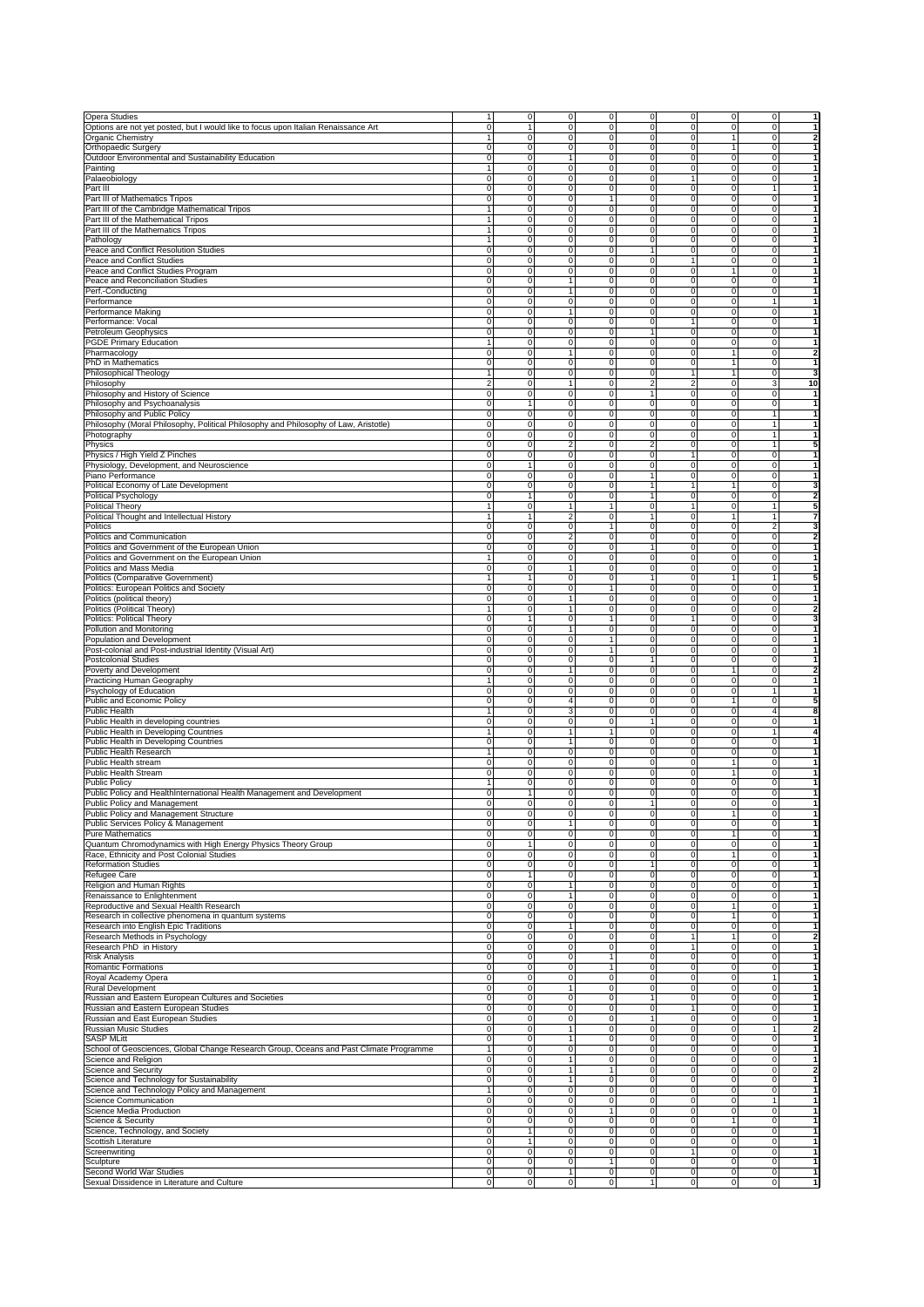| | | | | | | | | | |
|---|---|---|---|---|---|---|---|---|---|
| Opera Studies | 1 | 0 | 0 | 0 | 0 | 0 | 0 | 0 | 1 |
| Options are not yet posted, but I would like to focus upon Italian Renaissance Art | 0 | 1 | 0 | 0 | 0 | 0 | 0 | 0 | 1 |
| Organic Chemistry | 1 | 0 | 0 | 0 | 0 | 0 | 1 | 0 | 2 |
| Orthopaedic Surgery | 0 | 0 | 0 | 0 | 0 | 0 | 1 | 0 | 1 |
| Outdoor Environmental and Sustainability Education | 0 | 0 | 1 | 0 | 0 | 0 | 0 | 0 | 1 |
| Painting | 1 | 0 | 0 | 0 | 0 | 0 | 0 | 0 | 1 |
| Palaeobiology | 0 | 0 | 0 | 0 | 0 | 1 | 0 | 0 | 1 |
| Part III | 0 | 0 | 0 | 0 | 0 | 0 | 0 | 1 | 1 |
| Part III of Mathematics Tripos | 0 | 0 | 0 | 1 | 0 | 0 | 0 | 0 | 1 |
| Part III of the Cambridge Mathematical Tripos | 1 | 0 | 0 | 0 | 0 | 0 | 0 | 0 | 1 |
| Part III of the Mathematical Tripos | 1 | 0 | 0 | 0 | 0 | 0 | 0 | 0 | 1 |
| Part III of the Mathematics Tripos | 1 | 0 | 0 | 0 | 0 | 0 | 0 | 0 | 1 |
| Pathology | 1 | 0 | 0 | 0 | 0 | 0 | 0 | 0 | 1 |
| Peace and Conflict Resolution Studies | 0 | 0 | 0 | 0 | 1 | 0 | 0 | 0 | 1 |
| Peace and Conflict Studies | 0 | 0 | 0 | 0 | 0 | 1 | 0 | 0 | 1 |
| Peace and Conflict Studies Program | 0 | 0 | 0 | 0 | 0 | 0 | 1 | 0 | 1 |
| Peace and Reconciliation Studies | 0 | 0 | 1 | 0 | 0 | 0 | 0 | 0 | 1 |
| Perf.-Conducting | 0 | 0 | 1 | 0 | 0 | 0 | 0 | 0 | 1 |
| Performance | 0 | 0 | 0 | 0 | 0 | 0 | 0 | 1 | 1 |
| Performance Making | 0 | 0 | 1 | 0 | 0 | 0 | 0 | 0 | 1 |
| Performance: Vocal | 0 | 0 | 0 | 0 | 0 | 1 | 0 | 0 | 1 |
| Petroleum Geophysics | 0 | 0 | 0 | 0 | 1 | 0 | 0 | 0 | 1 |
| PGDE Primary Education | 1 | 0 | 0 | 0 | 0 | 0 | 0 | 0 | 1 |
| Pharmacology | 0 | 0 | 1 | 0 | 0 | 0 | 1 | 0 | 2 |
| PhD in Mathematics | 0 | 0 | 0 | 0 | 0 | 0 | 1 | 0 | 1 |
| Philosophical Theology | 1 | 0 | 0 | 0 | 0 | 1 | 1 | 0 | 3 |
| Philosophy | 2 | 0 | 1 | 0 | 2 | 2 | 0 | 3 | 10 |
| Philosophy and History of Science | 0 | 0 | 0 | 0 | 1 | 0 | 0 | 0 | 1 |
| Philosophy and Psychoanalysis | 0 | 1 | 0 | 0 | 0 | 0 | 0 | 0 | 1 |
| Philosophy and Public Policy | 0 | 0 | 0 | 0 | 0 | 0 | 0 | 1 | 1 |
| Philosophy (Moral Philosophy, Political Philosophy and Philosophy of Law, Aristotle) | 0 | 0 | 0 | 0 | 0 | 0 | 0 | 1 | 1 |
| Photography | 0 | 0 | 0 | 0 | 0 | 0 | 0 | 1 | 1 |
| Physics | 0 | 0 | 2 | 0 | 2 | 0 | 0 | 1 | 5 |
| Physics / High Yield Z Pinches | 0 | 0 | 0 | 0 | 0 | 1 | 0 | 0 | 1 |
| Physiology, Development, and Neuroscience | 0 | 1 | 0 | 0 | 0 | 0 | 0 | 0 | 1 |
| Piano Performance | 0 | 0 | 0 | 0 | 1 | 0 | 0 | 0 | 1 |
| Political Economy of Late Development | 0 | 0 | 0 | 0 | 1 | 1 | 1 | 0 | 3 |
| Political Psychology | 0 | 1 | 0 | 0 | 1 | 0 | 0 | 0 | 2 |
| Political Theory | 1 | 0 | 1 | 1 | 0 | 1 | 0 | 1 | 5 |
| Political Thought and Intellectual History | 1 | 1 | 2 | 0 | 1 | 0 | 1 | 1 | 7 |
| Politics | 0 | 0 | 0 | 1 | 0 | 0 | 0 | 2 | 3 |
| Politics and Communication | 0 | 0 | 2 | 0 | 0 | 0 | 0 | 0 | 2 |
| Politics and Government of the European Union | 0 | 0 | 0 | 0 | 1 | 0 | 0 | 0 | 1 |
| Politics and Government on the European Union | 1 | 0 | 0 | 0 | 0 | 0 | 0 | 0 | 1 |
| Politics and Mass Media | 0 | 0 | 1 | 0 | 0 | 0 | 0 | 0 | 1 |
| Politics (Comparative Government) | 1 | 1 | 0 | 0 | 1 | 0 | 1 | 1 | 5 |
| Politics: European Politics and Society | 0 | 0 | 0 | 1 | 0 | 0 | 0 | 0 | 1 |
| Politics (political theory) | 0 | 0 | 1 | 0 | 0 | 0 | 0 | 0 | 1 |
| Politics (Political Theory) | 1 | 0 | 1 | 0 | 0 | 0 | 0 | 0 | 2 |
| Politics: Political Theory | 0 | 1 | 0 | 1 | 0 | 1 | 0 | 0 | 3 |
| Pollution and Monitoring | 0 | 0 | 1 | 0 | 0 | 0 | 0 | 0 | 1 |
| Population and Development | 0 | 0 | 0 | 1 | 0 | 0 | 0 | 0 | 1 |
| Post-colonial and Post-industrial Identity (Visual Art) | 0 | 0 | 0 | 1 | 0 | 0 | 0 | 0 | 1 |
| Postcolonial Studies | 0 | 0 | 0 | 0 | 1 | 0 | 0 | 0 | 1 |
| Poverty and Development | 0 | 0 | 1 | 0 | 0 | 0 | 1 | 0 | 2 |
| Practicing Human Geography | 1 | 0 | 0 | 0 | 0 | 0 | 0 | 0 | 1 |
| Psychology of Education | 0 | 0 | 0 | 0 | 0 | 0 | 0 | 1 | 1 |
| Public and Economic Policy | 0 | 0 | 4 | 0 | 0 | 0 | 1 | 0 | 5 |
| Public Health | 1 | 0 | 3 | 0 | 0 | 0 | 0 | 4 | 8 |
| Public Health in developing countries | 0 | 0 | 0 | 0 | 1 | 0 | 0 | 0 | 1 |
| Public Health in Developing Countries | 1 | 0 | 1 | 1 | 0 | 0 | 0 | 1 | 4 |
| Public Health in Developing Countries | 0 | 0 | 1 | 0 | 0 | 0 | 0 | 0 | 1 |
| Public Health Research | 1 | 0 | 0 | 0 | 0 | 0 | 0 | 0 | 1 |
| Public Health stream | 0 | 0 | 0 | 0 | 0 | 0 | 1 | 0 | 1 |
| Public Health Stream | 0 | 0 | 0 | 0 | 0 | 0 | 1 | 0 | 1 |
| Public Policy | 1 | 0 | 0 | 0 | 0 | 0 | 0 | 0 | 1 |
| Public Policy and HealthInternational Health Management and Development | 0 | 1 | 0 | 0 | 0 | 0 | 0 | 0 | 1 |
| Public Policy and Management | 0 | 0 | 0 | 0 | 1 | 0 | 0 | 0 | 1 |
| Public Policy and Management Structure | 0 | 0 | 0 | 0 | 0 | 0 | 1 | 0 | 1 |
| Public Services Policy & Management | 0 | 0 | 1 | 0 | 0 | 0 | 0 | 0 | 1 |
| Pure Mathematics | 0 | 0 | 0 | 0 | 0 | 0 | 1 | 0 | 1 |
| Quantum Chromodynamics with High Energy Physics Theory Group | 0 | 1 | 0 | 0 | 0 | 0 | 0 | 0 | 1 |
| Race, Ethnicity and Post Colonial Studies | 0 | 0 | 0 | 0 | 0 | 0 | 1 | 0 | 1 |
| Reformation Studies | 0 | 0 | 0 | 0 | 1 | 0 | 0 | 0 | 1 |
| Refugee Care | 0 | 1 | 0 | 0 | 0 | 0 | 0 | 0 | 1 |
| Religion and Human Rights | 0 | 0 | 1 | 0 | 0 | 0 | 0 | 0 | 1 |
| Renaissance to Enlightenment | 0 | 0 | 1 | 0 | 0 | 0 | 0 | 0 | 1 |
| Reproductive and Sexual Health Research | 0 | 0 | 0 | 0 | 0 | 0 | 1 | 0 | 1 |
| Research in collective phenomena in quantum systems | 0 | 0 | 0 | 0 | 0 | 0 | 1 | 0 | 1 |
| Research into English Epic Traditions | 0 | 0 | 1 | 0 | 0 | 0 | 0 | 0 | 1 |
| Research Methods in Psychology | 0 | 0 | 0 | 0 | 0 | 1 | 1 | 0 | 2 |
| Research PhD in History | 0 | 0 | 0 | 0 | 0 | 1 | 0 | 0 | 1 |
| Risk Analysis | 0 | 0 | 0 | 1 | 0 | 0 | 0 | 0 | 1 |
| Romantic Formations | 0 | 0 | 0 | 1 | 0 | 0 | 0 | 0 | 1 |
| Royal Academy Opera | 0 | 0 | 0 | 0 | 0 | 0 | 0 | 1 | 1 |
| Rural Development | 0 | 0 | 1 | 0 | 0 | 0 | 0 | 0 | 1 |
| Russian and Eastern European Cultures and Societies | 0 | 0 | 0 | 0 | 1 | 0 | 0 | 0 | 1 |
| Russian and Eastern European Studies | 0 | 0 | 0 | 0 | 0 | 1 | 0 | 0 | 1 |
| Russian and East European Studies | 0 | 0 | 0 | 0 | 1 | 0 | 0 | 0 | 1 |
| Russian Music Studies | 0 | 0 | 1 | 0 | 0 | 0 | 0 | 1 | 2 |
| SASP MLitt | 0 | 0 | 1 | 0 | 0 | 0 | 0 | 0 | 1 |
| School of Geosciences, Global Change Research Group, Oceans and Past Climate Programme | 1 | 0 | 0 | 0 | 0 | 0 | 0 | 0 | 1 |
| Science and Religion | 0 | 0 | 1 | 0 | 0 | 0 | 0 | 0 | 1 |
| Science and Security | 0 | 0 | 1 | 1 | 0 | 0 | 0 | 0 | 2 |
| Science and Technology for Sustainability | 0 | 0 | 1 | 0 | 0 | 0 | 0 | 0 | 1 |
| Science and Technology Policy and Management | 1 | 0 | 0 | 0 | 0 | 0 | 0 | 0 | 1 |
| Science Communication | 0 | 0 | 0 | 0 | 0 | 0 | 0 | 1 | 1 |
| Science Media Production | 0 | 0 | 0 | 1 | 0 | 0 | 0 | 0 | 1 |
| Science & Security | 0 | 0 | 0 | 0 | 0 | 0 | 1 | 0 | 1 |
| Science, Technology, and Society | 0 | 1 | 0 | 0 | 0 | 0 | 0 | 0 | 1 |
| Scottish Literature | 0 | 1 | 0 | 0 | 0 | 0 | 0 | 0 | 1 |
| Screenwriting | 0 | 0 | 0 | 0 | 0 | 1 | 0 | 0 | 1 |
| Sculpture | 0 | 0 | 0 | 1 | 0 | 0 | 0 | 0 | 1 |
| Second World War Studies | 0 | 0 | 1 | 0 | 0 | 0 | 0 | 0 | 1 |
| Sexual Dissidence in Literature and Culture | 0 | 0 | 0 | 0 | 1 | 0 | 0 | 0 | 1 |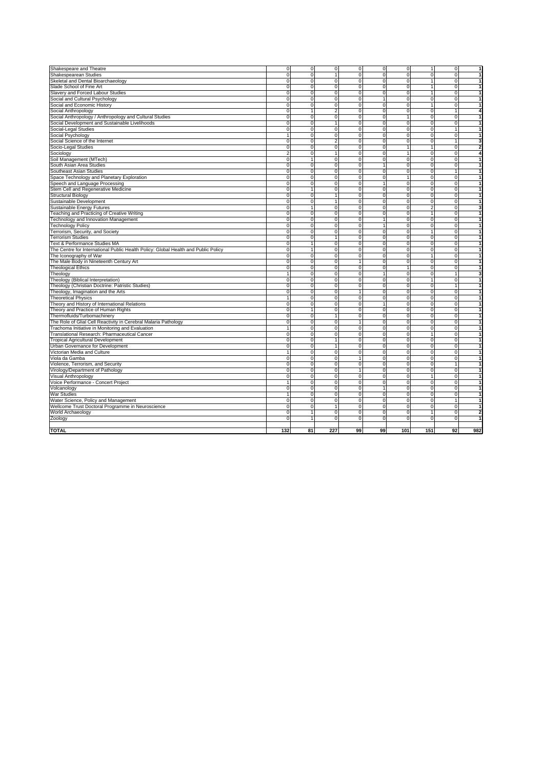| | | | | | | | | | |
|---|---|---|---|---|---|---|---|---|---|
| Shakespeare and Theatre | 0 | 0 | 0 | 0 | 0 | 0 | 1 | 0 | **1** |
| Shakespearean Studies | 0 | 0 | 1 | 0 | 0 | 0 | 0 | 0 | **1** |
| Skeletal and Dental Bioarchaeology | 0 | 0 | 0 | 0 | 0 | 0 | 1 | 0 | **1** |
| Slade School of Fine Art | 0 | 0 | 0 | 0 | 0 | 0 | 1 | 0 | **1** |
| Slavery and Forced Labour Studies | 0 | 0 | 0 | 0 | 0 | 0 | 1 | 0 | **1** |
| Social and Cultural Psychology | 0 | 0 | 0 | 0 | 1 | 0 | 0 | 0 | **1** |
| Social and Economic History | 0 | 0 | 0 | 0 | 0 | 0 | 1 | 0 | **1** |
| Social Anthropology | 0 | 1 | 2 | 0 | 0 | 0 | 0 | 1 | **4** |
| Social Anthropology / Anthropology and Cultural Studies | 0 | 0 | 0 | 0 | 0 | 1 | 0 | 0 | **1** |
| Social Development and Sustainable Livelihoods | 0 | 0 | 1 | 0 | 0 | 0 | 0 | 0 | **1** |
| Social-Legal Studies | 0 | 0 | 0 | 0 | 0 | 0 | 0 | 1 | **1** |
| Social Psychology | 1 | 0 | 0 | 0 | 0 | 0 | 0 | 0 | **1** |
| Social Science of the Internet | 0 | 0 | 2 | 0 | 0 | 0 | 0 | 1 | **3** |
| Socio-Legal Studies | 0 | 0 | 0 | 0 | 0 | 1 | 1 | 0 | **2** |
| Sociology | 2 | 0 | 1 | 0 | 0 | 1 | 0 | 0 | **4** |
| Soil Management (MTech) | 0 | 1 | 0 | 0 | 0 | 0 | 0 | 0 | **1** |
| South Asian Area Studies | 0 | 0 | 0 | 0 | 1 | 0 | 0 | 0 | **1** |
| Southeast Asian Studies | 0 | 0 | 0 | 0 | 0 | 0 | 0 | 1 | **1** |
| Space Technology and Planetary Exploration | 0 | 0 | 0 | 0 | 0 | 1 | 0 | 0 | **1** |
| Speech and Language Processing | 0 | 0 | 0 | 0 | 1 | 0 | 0 | 0 | **1** |
| Stem Cell and Regenerative Medicine | 0 | 1 | 0 | 0 | 0 | 0 | 0 | 0 | **1** |
| Structural Biology | 0 | 0 | 1 | 0 | 0 | 0 | 0 | 0 | **1** |
| Sustainable Development | 0 | 0 | 1 | 0 | 0 | 0 | 0 | 0 | **1** |
| Sustainable Energy Futures | 0 | 1 | 0 | 0 | 0 | 0 | 2 | 0 | **3** |
| Teaching and Practicing of Creative Writing | 0 | 0 | 0 | 0 | 0 | 0 | 1 | 0 | **1** |
| Technology and Innovation Management | 0 | 0 | 0 | 0 | 1 | 0 | 0 | 0 | **1** |
| Technology Policy | 0 | 0 | 0 | 0 | 1 | 0 | 0 | 0 | **1** |
| Terrorism, Security, and Society | 0 | 0 | 0 | 0 | 0 | 0 | 1 | 0 | **1** |
| Terrorism Studies | 0 | 0 | 1 | 0 | 0 | 0 | 0 | 0 | **1** |
| Text & Performance Studies MA | 0 | 1 | 0 | 0 | 0 | 0 | 0 | 0 | **1** |
| The Centre for International Public Health Policy: Global Health and Public Policy | 0 | 1 | 0 | 0 | 0 | 0 | 0 | 0 | **1** |
| The Iconography of War | 0 | 0 | 0 | 0 | 0 | 0 | 1 | 0 | **1** |
| The Male Body in Nineteenth Century Art | 0 | 0 | 0 | 1 | 0 | 0 | 0 | 0 | **1** |
| Theological Ethics | 0 | 0 | 0 | 0 | 0 | 1 | 0 | 0 | **1** |
| Theology | 1 | 0 | 0 | 0 | 1 | 0 | 0 | 1 | **3** |
| Theology (Biblical Interpretation) | 0 | 0 | 0 | 0 | 0 | 0 | 1 | 0 | **1** |
| Theology (Christian Doctrine: Patristic Studies) | 0 | 0 | 0 | 0 | 0 | 0 | 0 | 1 | **1** |
| Theology, Imagination and the Arts | 0 | 0 | 0 | 1 | 0 | 0 | 0 | 0 | **1** |
| Theoretical Physics | 1 | 0 | 0 | 0 | 0 | 0 | 0 | 0 | **1** |
| Theory and History of International Relations | 0 | 0 | 0 | 0 | 1 | 0 | 0 | 0 | **1** |
| Theory and Practice of Human Rights | 0 | 1 | 0 | 0 | 0 | 0 | 0 | 0 | **1** |
| Thermofluids/Turbomachinery | 0 | 0 | 1 | 0 | 0 | 0 | 0 | 0 | **1** |
| The Role of Glial Cell Reactivity in Cerebral Malaria Pathology | 0 | 0 | 0 | 1 | 0 | 0 | 0 | 0 | **1** |
| Trachoma Initiative in Monitoring and Evaluation | 1 | 0 | 0 | 0 | 0 | 0 | 0 | 0 | **1** |
| Translational Research: Pharmaceutical Cancer | 0 | 0 | 0 | 0 | 0 | 0 | 1 | 0 | **1** |
| Tropical Agricultural Development | 0 | 0 | 1 | 0 | 0 | 0 | 0 | 0 | **1** |
| Urban Governance for Development | 0 | 0 | 1 | 0 | 0 | 0 | 0 | 0 | **1** |
| Victorian Media and Culture | 1 | 0 | 0 | 0 | 0 | 0 | 0 | 0 | **1** |
| Viola da Gamba | 0 | 0 | 0 | 1 | 0 | 0 | 0 | 0 | **1** |
| Violence, Terrorism, and Security | 0 | 0 | 0 | 0 | 0 | 0 | 0 | 1 | **1** |
| Virology/Department of Pathology | 0 | 0 | 0 | 1 | 0 | 0 | 0 | 0 | **1** |
| Visual Anthropology | 0 | 0 | 0 | 0 | 0 | 0 | 1 | 0 | **1** |
| Voice Performance - Concert Project | 1 | 0 | 0 | 0 | 0 | 0 | 0 | 0 | **1** |
| Volcanology | 0 | 0 | 0 | 0 | 1 | 0 | 0 | 0 | **1** |
| War Studies | 1 | 0 | 0 | 0 | 0 | 0 | 0 | 0 | **1** |
| Water Science, Policy and Management | 0 | 0 | 0 | 0 | 0 | 0 | 0 | 1 | **1** |
| Wellcome Trust Doctoral Programme in Neuroscience | 0 | 0 | 1 | 0 | 0 | 0 | 0 | 0 | **1** |
| World Archaeology | 0 | 1 | 0 | 0 | 0 | 0 | 1 | 0 | **2** |
| Zoology | 0 | 1 | 0 | 0 | 0 | 0 | 0 | 0 | **1** |
| | | | | | | | | | |
| **TOTAL** | **132** | **81** | **227** | **99** | **99** | **101** | **151** | **92** | **982** |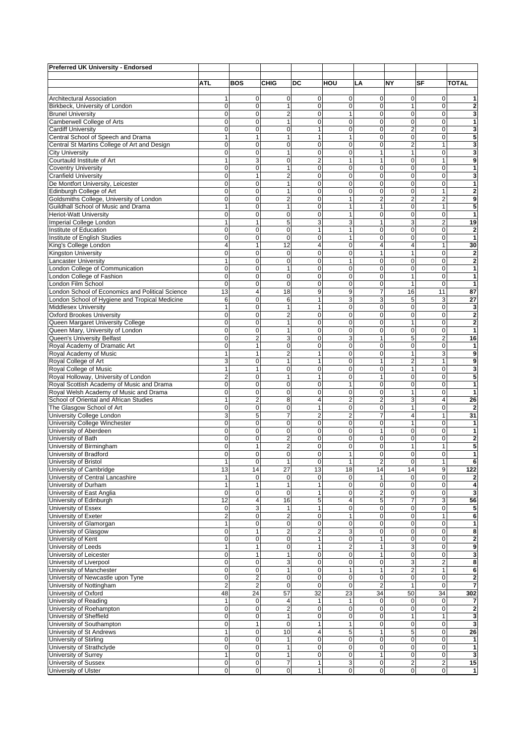**Preferred UK University - Endorsed**

| | ATL | BOS | CHIG | DC | HOU | LA | NY | SF | TOTAL |
|---|---|---|---|---|---|---|---|---|---|
| Architectural Association | 1 | 0 | 0 | 0 | 0 | 0 | 0 | 0 | **1** |
| Birkbeck, University of London | 0 | 0 | 1 | 0 | 0 | 0 | 1 | 0 | **2** |
| Brunel University | 0 | 0 | 2 | 0 | 1 | 0 | 0 | 0 | **3** |
| Camberwell College of Arts | 0 | 0 | 1 | 0 | 0 | 0 | 0 | 0 | **1** |
| Cardiff University | 0 | 0 | 0 | 1 | 0 | 0 | 2 | 0 | **3** |
| Central School of Speech and Drama | 1 | 1 | 1 | 1 | 1 | 0 | 0 | 0 | **5** |
| Central St Martins College of Art and Design | 0 | 0 | 0 | 0 | 0 | 0 | 2 | 1 | **3** |
| City University | 0 | 0 | 1 | 0 | 0 | 1 | 1 | 0 | **3** |
| Courtauld Institute of Art | 1 | 3 | 0 | 2 | 1 | 1 | 0 | 1 | **9** |
| Coventry University | 0 | 0 | 1 | 0 | 0 | 0 | 0 | 0 | **1** |
| Cranfield University | 0 | 1 | 2 | 0 | 0 | 0 | 0 | 0 | **3** |
| De Montfort University, Leicester | 0 | 0 | 1 | 0 | 0 | 0 | 0 | 0 | **1** |
| Edinburgh College of Art | 0 | 0 | 1 | 0 | 0 | 0 | 0 | 1 | **2** |
| Goldsmiths College, University of London | 0 | 0 | 2 | 0 | 1 | 2 | 2 | 2 | **9** |
| Guildhall School of Music and Drama | 1 | 0 | 1 | 0 | 1 | 1 | 0 | 1 | **5** |
| Heriot-Watt University | 0 | 0 | 0 | 0 | 1 | 0 | 0 | 0 | **1** |
| Imperial College London | 1 | 1 | 5 | 3 | 3 | 1 | 3 | 2 | **19** |
| Institute of Education | 0 | 0 | 0 | 1 | 1 | 0 | 0 | 0 | **2** |
| Institute of English Studies | 0 | 0 | 0 | 0 | 1 | 0 | 0 | 0 | **1** |
| King's College London | 4 | 1 | 12 | 4 | 0 | 4 | 4 | 1 | **30** |
| Kingston University | 0 | 0 | 0 | 0 | 0 | 1 | 1 | 0 | **2** |
| Lancaster University | 1 | 0 | 0 | 0 | 1 | 0 | 0 | 0 | **2** |
| London College of Communication | 0 | 0 | 1 | 0 | 0 | 0 | 0 | 0 | **1** |
| London College of Fashion | 0 | 0 | 0 | 0 | 0 | 0 | 1 | 0 | **1** |
| London Film School | 0 | 0 | 0 | 0 | 0 | 0 | 1 | 0 | **1** |
| London School of Economics and Political Science | 13 | 4 | 18 | 9 | 9 | 7 | 16 | 11 | **87** |
| London School of Hygiene and Tropical Medicine | 6 | 0 | 6 | 1 | 3 | 3 | 5 | 3 | **27** |
| Middlesex University | 1 | 0 | 1 | 1 | 0 | 0 | 0 | 0 | **3** |
| Oxford Brookes University | 0 | 0 | 2 | 0 | 0 | 0 | 0 | 0 | **2** |
| Queen Margaret University College | 0 | 0 | 1 | 0 | 0 | 0 | 1 | 0 | **2** |
| Queen Mary, University of London | 0 | 0 | 1 | 0 | 0 | 0 | 0 | 0 | **1** |
| Queen's University Belfast | 0 | 2 | 3 | 0 | 3 | 1 | 5 | 2 | **16** |
| Royal Academy of Dramatic Art | 0 | 1 | 0 | 0 | 0 | 0 | 0 | 0 | **1** |
| Royal Academy of Music | 1 | 1 | 2 | 1 | 0 | 0 | 1 | 3 | **9** |
| Royal College of Art | 3 | 0 | 1 | 1 | 0 | 1 | 2 | 1 | **9** |
| Royal College of Music | 1 | 1 | 0 | 0 | 0 | 0 | 1 | 0 | **3** |
| Royal Holloway, University of London | 2 | 0 | 1 | 1 | 0 | 1 | 0 | 0 | **5** |
| Royal Scottish Academy of Music and Drama | 0 | 0 | 0 | 0 | 1 | 0 | 0 | 0 | **1** |
| Royal Welsh Academy of Music and Drama | 0 | 0 | 0 | 0 | 0 | 0 | 1 | 0 | **1** |
| School of Oriental and African Studies | 1 | 2 | 8 | 4 | 2 | 2 | 3 | 4 | **26** |
| The Glasgow School of Art | 0 | 0 | 0 | 1 | 0 | 0 | 1 | 0 | **2** |
| University College London | 3 | 5 | 7 | 2 | 2 | 7 | 4 | 1 | **31** |
| University College Winchester | 0 | 0 | 0 | 0 | 0 | 0 | 1 | 0 | **1** |
| University of Aberdeen | 0 | 0 | 0 | 0 | 0 | 1 | 0 | 0 | **1** |
| University of Bath | 0 | 0 | 2 | 0 | 0 | 0 | 0 | 0 | **2** |
| University of Birmingham | 0 | 1 | 2 | 0 | 0 | 0 | 1 | 1 | **5** |
| University of Bradford | 0 | 0 | 0 | 0 | 1 | 0 | 0 | 0 | **1** |
| University of Bristol | 1 | 0 | 1 | 0 | 1 | 2 | 0 | 1 | **6** |
| University of Cambridge | 13 | 14 | 27 | 13 | 18 | 14 | 14 | 9 | **122** |
| University of Central Lancashire | 1 | 0 | 0 | 0 | 0 | 1 | 0 | 0 | **2** |
| University of Durham | 1 | 1 | 1 | 1 | 0 | 0 | 0 | 0 | **4** |
| University of East Anglia | 0 | 0 | 0 | 1 | 0 | 2 | 0 | 0 | **3** |
| University of Edinburgh | 12 | 4 | 16 | 5 | 4 | 5 | 7 | 3 | **56** |
| University of Essex | 0 | 3 | 1 | 1 | 0 | 0 | 0 | 0 | **5** |
| University of Exeter | 2 | 0 | 2 | 0 | 1 | 0 | 0 | 1 | **6** |
| University of Glamorgan | 1 | 0 | 0 | 0 | 0 | 0 | 0 | 0 | **1** |
| University of Glasgow | 0 | 1 | 2 | 2 | 3 | 0 | 0 | 0 | **8** |
| University of Kent | 0 | 0 | 0 | 1 | 0 | 1 | 0 | 0 | **2** |
| University of Leeds | 1 | 1 | 0 | 1 | 2 | 1 | 3 | 0 | **9** |
| University of Leicester | 0 | 1 | 1 | 0 | 0 | 1 | 0 | 0 | **3** |
| University of Liverpool | 0 | 0 | 3 | 0 | 0 | 0 | 3 | 2 | **8** |
| University of Manchester | 0 | 0 | 1 | 0 | 1 | 1 | 2 | 1 | **6** |
| University of Newcastle upon Tyne | 0 | 2 | 0 | 0 | 0 | 0 | 0 | 0 | **2** |
| University of Nottingham | 2 | 2 | 0 | 0 | 0 | 2 | 1 | 0 | **7** |
| University of Oxford | 48 | 24 | 57 | 32 | 23 | 34 | 50 | 34 | **302** |
| University of Reading | 1 | 0 | 4 | 1 | 1 | 0 | 0 | 0 | **7** |
| University of Roehampton | 0 | 0 | 2 | 0 | 0 | 0 | 0 | 0 | **2** |
| University of Sheffield | 0 | 0 | 1 | 0 | 0 | 0 | 1 | 1 | **3** |
| University of Southampton | 0 | 1 | 0 | 1 | 1 | 0 | 0 | 0 | **3** |
| University of St Andrews | 1 | 0 | 10 | 4 | 5 | 1 | 5 | 0 | **26** |
| University of Stirling | 0 | 0 | 1 | 0 | 0 | 0 | 0 | 0 | **1** |
| University of Strathclyde | 0 | 0 | 1 | 0 | 0 | 0 | 0 | 0 | **1** |
| University of Surrey | 1 | 0 | 1 | 0 | 0 | 1 | 0 | 0 | **3** |
| University of Sussex | 0 | 0 | 7 | 1 | 3 | 0 | 2 | 2 | **15** |
| University of Ulster | 0 | 0 | 0 | 1 | 0 | 0 | 0 | 0 | **1** |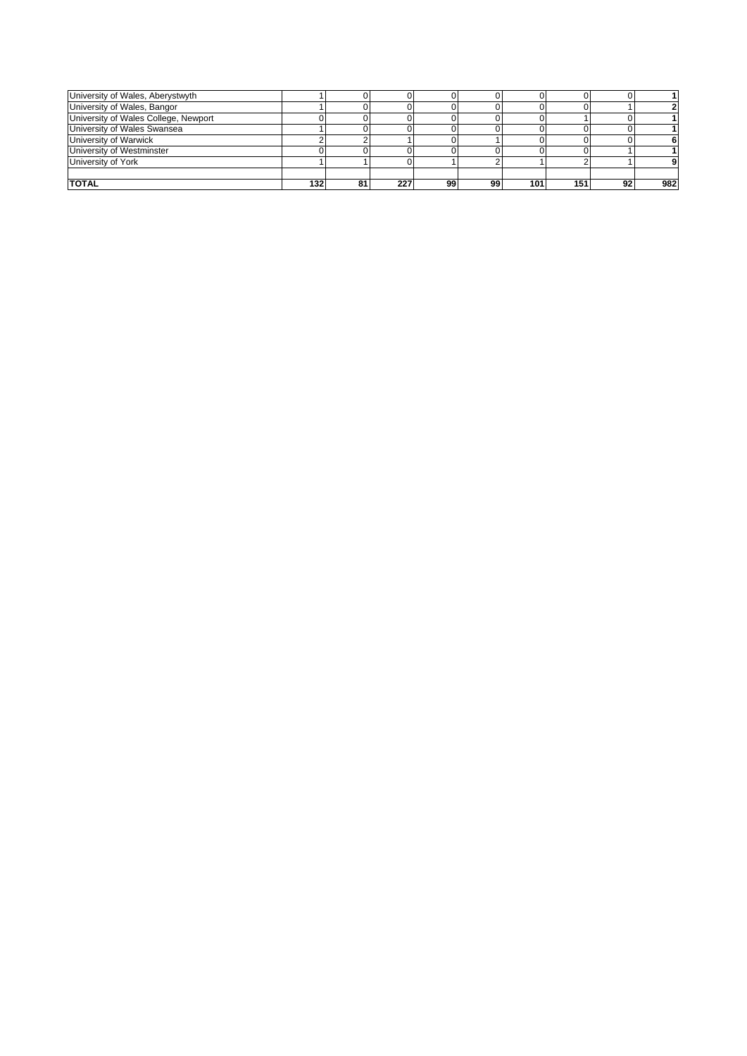| | | | | | | | | | |
|---|---|---|---|---|---|---|---|---|---|
| University of Wales, Aberystwyth | 1 | 0 | 0 | 0 | 0 | 0 | 0 | 0 | **1** |
| University of Wales, Bangor | 1 | 0 | 0 | 0 | 0 | 0 | 0 | 1 | **2** |
| University of Wales College, Newport | 0 | 0 | 0 | 0 | 0 | 0 | 1 | 0 | **1** |
| University of Wales Swansea | 1 | 0 | 0 | 0 | 0 | 0 | 0 | 0 | **1** |
| University of Warwick | 2 | 2 | 1 | 0 | 1 | 0 | 0 | 0 | **6** |
| University of Westminster | 0 | 0 | 0 | 0 | 0 | 0 | 0 | 1 | **1** |
| University of York | 1 | 1 | 0 | 1 | 2 | 1 | 2 | 1 | **9** |
| | | | | | | | | | |
| **TOTAL** | **132** | **81** | **227** | **99** | **99** | **101** | **151** | **92** | **982** |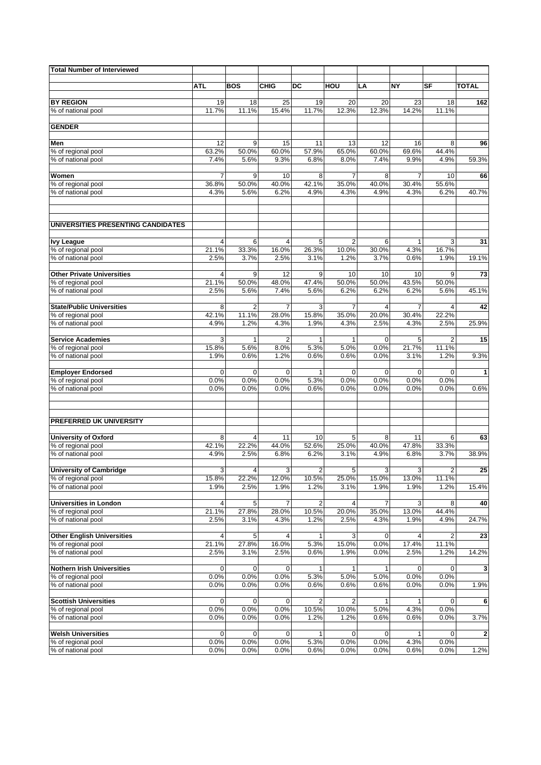| Total Number of Interviewed | | | | | | | | | |
|---|---|---|---|---|---|---|---|---|---|
| | **ATL** | **BOS** | **CHIG** | **DC** | **HOU** | **LA** | **NY** | **SF** | **TOTAL** |
| **BY REGION** | 19 | 18 | 25 | 19 | 20 | 20 | 23 | 18 | **162** |
| % of national pool | 11.7% | 11.1% | 15.4% | 11.7% | 12.3% | 12.3% | 14.2% | 11.1% | |
| **GENDER** | | | | | | | | | |
| **Men** | 12 | 9 | 15 | 11 | 13 | 12 | 16 | 8 | **96** |
| % of regional pool | 63.2% | 50.0% | 60.0% | 57.9% | 65.0% | 60.0% | 69.6% | 44.4% | |
| % of national pool | 7.4% | 5.6% | 9.3% | 6.8% | 8.0% | 7.4% | 9.9% | 4.9% | 59.3% |
| **Women** | 7 | 9 | 10 | 8 | 7 | 8 | 7 | 10 | **66** |
| % of regional pool | 36.8% | 50.0% | 40.0% | 42.1% | 35.0% | 40.0% | 30.4% | 55.6% | |
| % of national pool | 4.3% | 5.6% | 6.2% | 4.9% | 4.3% | 4.9% | 4.3% | 6.2% | 40.7% |
| **UNIVERSITIES PRESENTING CANDIDATES** | | | | | | | | | |
| **Ivy League** | 4 | 6 | 4 | 5 | 2 | 6 | 1 | 3 | **31** |
| % of regional pool | 21.1% | 33.3% | 16.0% | 26.3% | 10.0% | 30.0% | 4.3% | 16.7% | |
| % of national pool | 2.5% | 3.7% | 2.5% | 3.1% | 1.2% | 3.7% | 0.6% | 1.9% | 19.1% |
| **Other Private Universities** | 4 | 9 | 12 | 9 | 10 | 10 | 10 | 9 | **73** |
| % of regional pool | 21.1% | 50.0% | 48.0% | 47.4% | 50.0% | 50.0% | 43.5% | 50.0% | |
| % of national pool | 2.5% | 5.6% | 7.4% | 5.6% | 6.2% | 6.2% | 6.2% | 5.6% | 45.1% |
| **State/Public Universities** | 8 | 2 | 7 | 3 | 7 | 4 | 7 | 4 | **42** |
| % of regional pool | 42.1% | 11.1% | 28.0% | 15.8% | 35.0% | 20.0% | 30.4% | 22.2% | |
| % of national pool | 4.9% | 1.2% | 4.3% | 1.9% | 4.3% | 2.5% | 4.3% | 2.5% | 25.9% |
| **Service Academies** | 3 | 1 | 2 | 1 | 1 | 0 | 5 | 2 | **15** |
| % of regional pool | 15.8% | 5.6% | 8.0% | 5.3% | 5.0% | 0.0% | 21.7% | 11.1% | |
| % of national pool | 1.9% | 0.6% | 1.2% | 0.6% | 0.6% | 0.0% | 3.1% | 1.2% | 9.3% |
| **Employer Endorsed** | 0 | 0 | 0 | 1 | 0 | 0 | 0 | 0 | **1** |
| % of regional pool | 0.0% | 0.0% | 0.0% | 5.3% | 0.0% | 0.0% | 0.0% | 0.0% | |
| % of national pool | 0.0% | 0.0% | 0.0% | 0.6% | 0.0% | 0.0% | 0.0% | 0.0% | 0.6% |
| **PREFERRED UK UNIVERSITY** | | | | | | | | | |
| **University of Oxford** | 8 | 4 | 11 | 10 | 5 | 8 | 11 | 6 | **63** |
| % of regional pool | 42.1% | 22.2% | 44.0% | 52.6% | 25.0% | 40.0% | 47.8% | 33.3% | |
| % of national pool | 4.9% | 2.5% | 6.8% | 6.2% | 3.1% | 4.9% | 6.8% | 3.7% | 38.9% |
| **University of Cambridge** | 3 | 4 | 3 | 2 | 5 | 3 | 3 | 2 | **25** |
| % of regional pool | 15.8% | 22.2% | 12.0% | 10.5% | 25.0% | 15.0% | 13.0% | 11.1% | |
| % of national pool | 1.9% | 2.5% | 1.9% | 1.2% | 3.1% | 1.9% | 1.9% | 1.2% | 15.4% |
| **Universities in London** | 4 | 5 | 7 | 2 | 4 | 7 | 3 | 8 | **40** |
| % of regional pool | 21.1% | 27.8% | 28.0% | 10.5% | 20.0% | 35.0% | 13.0% | 44.4% | |
| % of national pool | 2.5% | 3.1% | 4.3% | 1.2% | 2.5% | 4.3% | 1.9% | 4.9% | 24.7% |
| **Other English Universities** | 4 | 5 | 4 | 1 | 3 | 0 | 4 | 2 | **23** |
| % of regional pool | 21.1% | 27.8% | 16.0% | 5.3% | 15.0% | 0.0% | 17.4% | 11.1% | |
| % of national pool | 2.5% | 3.1% | 2.5% | 0.6% | 1.9% | 0.0% | 2.5% | 1.2% | 14.2% |
| **Nothern Irish Universities** | 0 | 0 | 0 | 1 | 1 | 1 | 0 | 0 | **3** |
| % of regional pool | 0.0% | 0.0% | 0.0% | 5.3% | 5.0% | 5.0% | 0.0% | 0.0% | |
| % of national pool | 0.0% | 0.0% | 0.0% | 0.6% | 0.6% | 0.6% | 0.0% | 0.0% | 1.9% |
| **Scottish Universities** | 0 | 0 | 0 | 2 | 2 | 1 | 1 | 0 | **6** |
| % of regional pool | 0.0% | 0.0% | 0.0% | 10.5% | 10.0% | 5.0% | 4.3% | 0.0% | |
| % of national pool | 0.0% | 0.0% | 0.0% | 1.2% | 1.2% | 0.6% | 0.6% | 0.0% | 3.7% |
| **Welsh Universities** | 0 | 0 | 0 | 1 | 0 | 0 | 1 | 0 | **2** |
| % of regional pool | 0.0% | 0.0% | 0.0% | 5.3% | 0.0% | 0.0% | 4.3% | 0.0% | |
| % of national pool | 0.0% | 0.0% | 0.0% | 0.6% | 0.0% | 0.0% | 0.6% | 0.0% | 1.2% |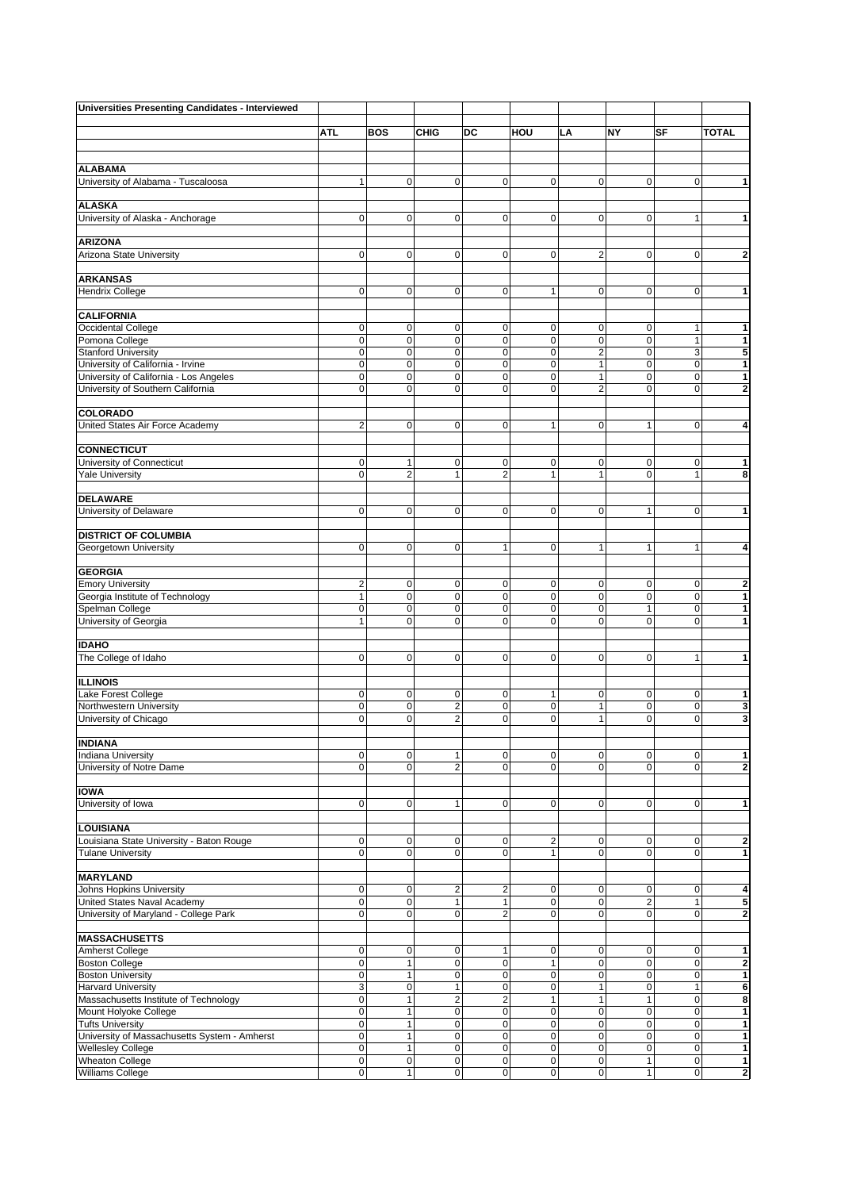| Universities Presenting Candidates - Interviewed | | | | | | | | | |
|---|---|---|---|---|---|---|---|---|---|
| | ATL | BOS | CHIG | DC | HOU | LA | NY | SF | TOTAL |
| **ALABAMA** | | | | | | | | | |
| University of Alabama - Tuscaloosa | 1 | 0 | 0 | 0 | 0 | 0 | 0 | 0 | 1 |
| **ALASKA** | | | | | | | | | |
| University of Alaska - Anchorage | 0 | 0 | 0 | 0 | 0 | 0 | 0 | 1 | 1 |
| **ARIZONA** | | | | | | | | | |
| Arizona State University | 0 | 0 | 0 | 0 | 0 | 2 | 0 | 0 | 2 |
| **ARKANSAS** | | | | | | | | | |
| Hendrix College | 0 | 0 | 0 | 0 | 1 | 0 | 0 | 0 | 1 |
| **CALIFORNIA** | | | | | | | | | |
| Occidental College | 0 | 0 | 0 | 0 | 0 | 0 | 0 | 1 | 1 |
| Pomona College | 0 | 0 | 0 | 0 | 0 | 0 | 0 | 1 | 1 |
| Stanford University | 0 | 0 | 0 | 0 | 0 | 2 | 0 | 3 | 5 |
| University of California - Irvine | 0 | 0 | 0 | 0 | 0 | 1 | 0 | 0 | 1 |
| University of California - Los Angeles | 0 | 0 | 0 | 0 | 0 | 1 | 0 | 0 | 1 |
| University of Southern California | 0 | 0 | 0 | 0 | 0 | 2 | 0 | 0 | 2 |
| **COLORADO** | | | | | | | | | |
| United States Air Force Academy | 2 | 0 | 0 | 0 | 1 | 0 | 1 | 0 | 4 |
| **CONNECTICUT** | | | | | | | | | |
| University of Connecticut | 0 | 1 | 0 | 0 | 0 | 0 | 0 | 0 | 1 |
| Yale University | 0 | 2 | 1 | 2 | 1 | 1 | 0 | 1 | 8 |
| **DELAWARE** | | | | | | | | | |
| University of Delaware | 0 | 0 | 0 | 0 | 0 | 0 | 1 | 0 | 1 |
| **DISTRICT OF COLUMBIA** | | | | | | | | | |
| Georgetown University | 0 | 0 | 0 | 1 | 0 | 1 | 1 | 1 | 4 |
| **GEORGIA** | | | | | | | | | |
| Emory University | 2 | 0 | 0 | 0 | 0 | 0 | 0 | 0 | 2 |
| Georgia Institute of Technology | 1 | 0 | 0 | 0 | 0 | 0 | 0 | 0 | 1 |
| Spelman College | 0 | 0 | 0 | 0 | 0 | 0 | 1 | 0 | 1 |
| University of Georgia | 1 | 0 | 0 | 0 | 0 | 0 | 0 | 0 | 1 |
| **IDAHO** | | | | | | | | | |
| The College of Idaho | 0 | 0 | 0 | 0 | 0 | 0 | 0 | 1 | 1 |
| **ILLINOIS** | | | | | | | | | |
| Lake Forest College | 0 | 0 | 0 | 0 | 1 | 0 | 0 | 0 | 1 |
| Northwestern University | 0 | 0 | 2 | 0 | 0 | 1 | 0 | 0 | 3 |
| University of Chicago | 0 | 0 | 2 | 0 | 0 | 1 | 0 | 0 | 3 |
| **INDIANA** | | | | | | | | | |
| Indiana University | 0 | 0 | 1 | 0 | 0 | 0 | 0 | 0 | 1 |
| University of Notre Dame | 0 | 0 | 2 | 0 | 0 | 0 | 0 | 0 | 2 |
| **IOWA** | | | | | | | | | |
| University of Iowa | 0 | 0 | 1 | 0 | 0 | 0 | 0 | 0 | 1 |
| **LOUISIANA** | | | | | | | | | |
| Louisiana State University - Baton Rouge | 0 | 0 | 0 | 0 | 2 | 0 | 0 | 0 | 2 |
| Tulane University | 0 | 0 | 0 | 0 | 1 | 0 | 0 | 0 | 1 |
| **MARYLAND** | | | | | | | | | |
| Johns Hopkins University | 0 | 0 | 2 | 2 | 0 | 0 | 0 | 0 | 4 |
| United States Naval Academy | 0 | 0 | 1 | 1 | 0 | 0 | 2 | 1 | 5 |
| University of Maryland - College Park | 0 | 0 | 0 | 2 | 0 | 0 | 0 | 0 | 2 |
| **MASSACHUSETTS** | | | | | | | | | |
| Amherst College | 0 | 0 | 0 | 1 | 0 | 0 | 0 | 0 | 1 |
| Boston College | 0 | 1 | 0 | 0 | 1 | 0 | 0 | 0 | 2 |
| Boston University | 0 | 1 | 0 | 0 | 0 | 0 | 0 | 0 | 1 |
| Harvard University | 3 | 0 | 1 | 0 | 0 | 1 | 0 | 1 | 6 |
| Massachusetts Institute of Technology | 0 | 1 | 2 | 2 | 1 | 1 | 1 | 0 | 8 |
| Mount Holyoke College | 0 | 1 | 0 | 0 | 0 | 0 | 0 | 0 | 1 |
| Tufts University | 0 | 1 | 0 | 0 | 0 | 0 | 0 | 0 | 1 |
| University of Massachusetts System - Amherst | 0 | 1 | 0 | 0 | 0 | 0 | 0 | 0 | 1 |
| Wellesley College | 0 | 1 | 0 | 0 | 0 | 0 | 0 | 0 | 1 |
| Wheaton College | 0 | 0 | 0 | 0 | 0 | 0 | 1 | 0 | 1 |
| Williams College | 0 | 1 | 0 | 0 | 0 | 0 | 1 | 0 | 2 |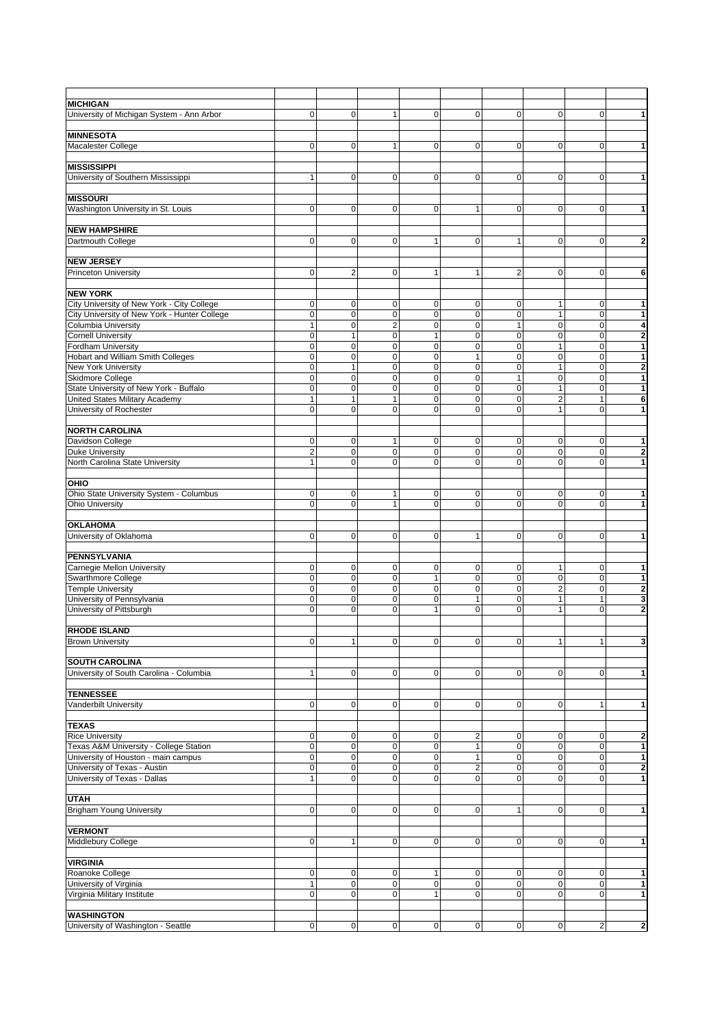| | | | | | | | | | |
|---|---|---|---|---|---|---|---|---|---|
| **MICHIGAN** | | | | | | | | | |
| University of Michigan System - Ann Arbor | 0 | 0 | 1 | 0 | 0 | 0 | 0 | 0 | **1** |
| | | | | | | | | | |
| **MINNESOTA** | | | | | | | | | |
| Macalester College | 0 | 0 | 1 | 0 | 0 | 0 | 0 | 0 | **1** |
| | | | | | | | | | |
| **MISSISSIPPI** | | | | | | | | | |
| University of Southern Mississippi | 1 | 0 | 0 | 0 | 0 | 0 | 0 | 0 | **1** |
| | | | | | | | | | |
| **MISSOURI** | | | | | | | | | |
| Washington University in St. Louis | 0 | 0 | 0 | 0 | 1 | 0 | 0 | 0 | **1** |
| | | | | | | | | | |
| **NEW HAMPSHIRE** | | | | | | | | | |
| Dartmouth College | 0 | 0 | 0 | 1 | 0 | 1 | 0 | 0 | **2** |
| | | | | | | | | | |
| **NEW JERSEY** | | | | | | | | | |
| Princeton University | 0 | 2 | 0 | 1 | 1 | 2 | 0 | 0 | **6** |
| | | | | | | | | | |
| **NEW YORK** | | | | | | | | | |
| City University of New York - City College | 0 | 0 | 0 | 0 | 0 | 0 | 1 | 0 | **1** |
| City University of New York - Hunter College | 0 | 0 | 0 | 0 | 0 | 0 | 1 | 0 | **1** |
| Columbia University | 1 | 0 | 2 | 0 | 0 | 1 | 0 | 0 | **4** |
| Cornell University | 0 | 1 | 0 | 1 | 0 | 0 | 0 | 0 | **2** |
| Fordham University | 0 | 0 | 0 | 0 | 0 | 0 | 1 | 0 | **1** |
| Hobart and William Smith Colleges | 0 | 0 | 0 | 0 | 1 | 0 | 0 | 0 | **1** |
| New York University | 0 | 1 | 0 | 0 | 0 | 0 | 1 | 0 | **2** |
| Skidmore College | 0 | 0 | 0 | 0 | 0 | 1 | 0 | 0 | **1** |
| State University of New York - Buffalo | 0 | 0 | 0 | 0 | 0 | 0 | 1 | 0 | **1** |
| United States Military Academy | 1 | 1 | 1 | 0 | 0 | 0 | 2 | 1 | **6** |
| University of Rochester | 0 | 0 | 0 | 0 | 0 | 0 | 1 | 0 | **1** |
| | | | | | | | | | |
| **NORTH CAROLINA** | | | | | | | | | |
| Davidson College | 0 | 0 | 1 | 0 | 0 | 0 | 0 | 0 | **1** |
| Duke University | 2 | 0 | 0 | 0 | 0 | 0 | 0 | 0 | **2** |
| North Carolina State University | 1 | 0 | 0 | 0 | 0 | 0 | 0 | 0 | **1** |
| | | | | | | | | | |
| **OHIO** | | | | | | | | | |
| Ohio State University System - Columbus | 0 | 0 | 1 | 0 | 0 | 0 | 0 | 0 | **1** |
| Ohio University | 0 | 0 | 1 | 0 | 0 | 0 | 0 | 0 | **1** |
| | | | | | | | | | |
| **OKLAHOMA** | | | | | | | | | |
| University of Oklahoma | 0 | 0 | 0 | 0 | 1 | 0 | 0 | 0 | **1** |
| | | | | | | | | | |
| **PENNSYLVANIA** | | | | | | | | | |
| Carnegie Mellon University | 0 | 0 | 0 | 0 | 0 | 0 | 1 | 0 | **1** |
| Swarthmore College | 0 | 0 | 0 | 1 | 0 | 0 | 0 | 0 | **1** |
| Temple University | 0 | 0 | 0 | 0 | 0 | 0 | 2 | 0 | **2** |
| University of Pennsylvania | 0 | 0 | 0 | 0 | 1 | 0 | 1 | 1 | **3** |
| University of Pittsburgh | 0 | 0 | 0 | 1 | 0 | 0 | 1 | 0 | **2** |
| | | | | | | | | | |
| **RHODE ISLAND** | | | | | | | | | |
| Brown University | 0 | 1 | 0 | 0 | 0 | 0 | 1 | 1 | **3** |
| | | | | | | | | | |
| **SOUTH CAROLINA** | | | | | | | | | |
| University of South Carolina - Columbia | 1 | 0 | 0 | 0 | 0 | 0 | 0 | 0 | **1** |
| | | | | | | | | | |
| **TENNESSEE** | | | | | | | | | |
| Vanderbilt University | 0 | 0 | 0 | 0 | 0 | 0 | 0 | 1 | **1** |
| | | | | | | | | | |
| **TEXAS** | | | | | | | | | |
| Rice University | 0 | 0 | 0 | 0 | 2 | 0 | 0 | 0 | **2** |
| Texas A&M University - College Station | 0 | 0 | 0 | 0 | 1 | 0 | 0 | 0 | **1** |
| University of Houston - main campus | 0 | 0 | 0 | 0 | 1 | 0 | 0 | 0 | **1** |
| University of Texas - Austin | 0 | 0 | 0 | 0 | 2 | 0 | 0 | 0 | **2** |
| University of Texas - Dallas | 1 | 0 | 0 | 0 | 0 | 0 | 0 | 0 | **1** |
| | | | | | | | | | |
| **UTAH** | | | | | | | | | |
| Brigham Young University | 0 | 0 | 0 | 0 | 0 | 1 | 0 | 0 | **1** |
| | | | | | | | | | |
| **VERMONT** | | | | | | | | | |
| Middlebury College | 0 | 1 | 0 | 0 | 0 | 0 | 0 | 0 | **1** |
| | | | | | | | | | |
| **VIRGINIA** | | | | | | | | | |
| Roanoke College | 0 | 0 | 0 | 1 | 0 | 0 | 0 | 0 | **1** |
| University of Virginia | 1 | 0 | 0 | 0 | 0 | 0 | 0 | 0 | **1** |
| Virginia Military Institute | 0 | 0 | 0 | 1 | 0 | 0 | 0 | 0 | **1** |
| | | | | | | | | | |
| **WASHINGTON** | | | | | | | | | |
| University of Washington - Seattle | 0 | 0 | 0 | 0 | 0 | 0 | 0 | 2 | **2** |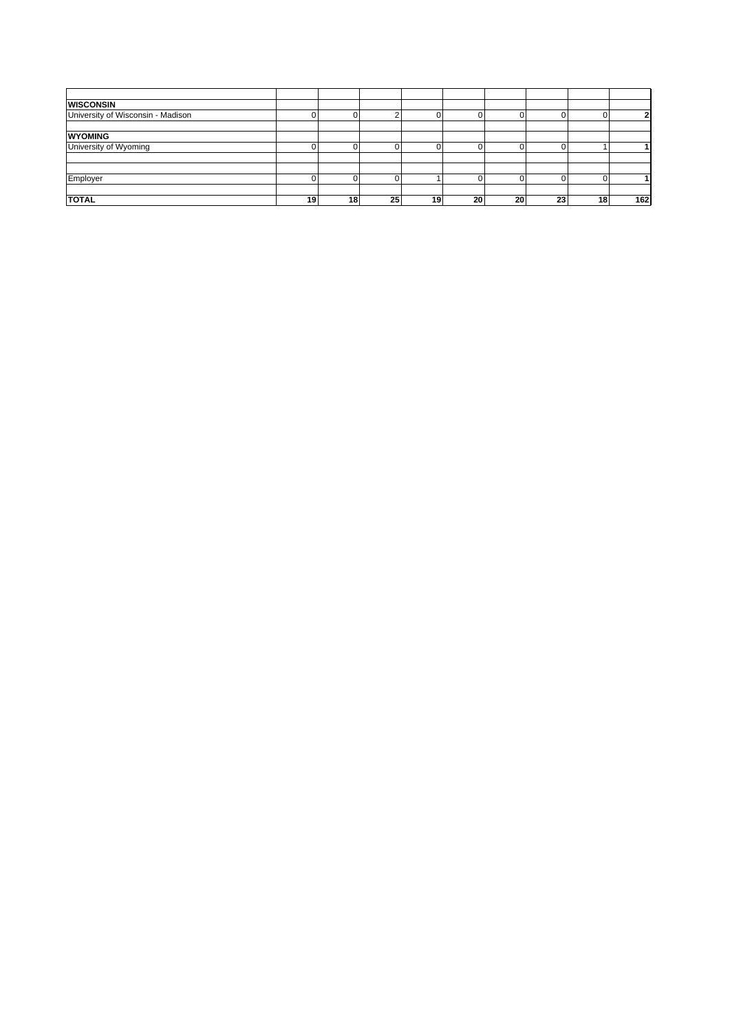| | | | | | | | | | |
|---|---|---|---|---|---|---|---|---|---|
| **WISCONSIN** | | | | | | | | | |
| University of Wisconsin - Madison | 0 | 0 | 2 | 0 | 0 | 0 | 0 | 0 | **2** |
| | | | | | | | | | |
| **WYOMING** | | | | | | | | | |
| University of Wyoming | 0 | 0 | 0 | 0 | 0 | 0 | 0 | 1 | **1** |
| | | | | | | | | | |
| | | | | | | | | | |
| Employer | 0 | 0 | 0 | 1 | 0 | 0 | 0 | 0 | **1** |
| | | | | | | | | | |
| **TOTAL** | **19** | **18** | **25** | **19** | **20** | **20** | **23** | **18** | **162** |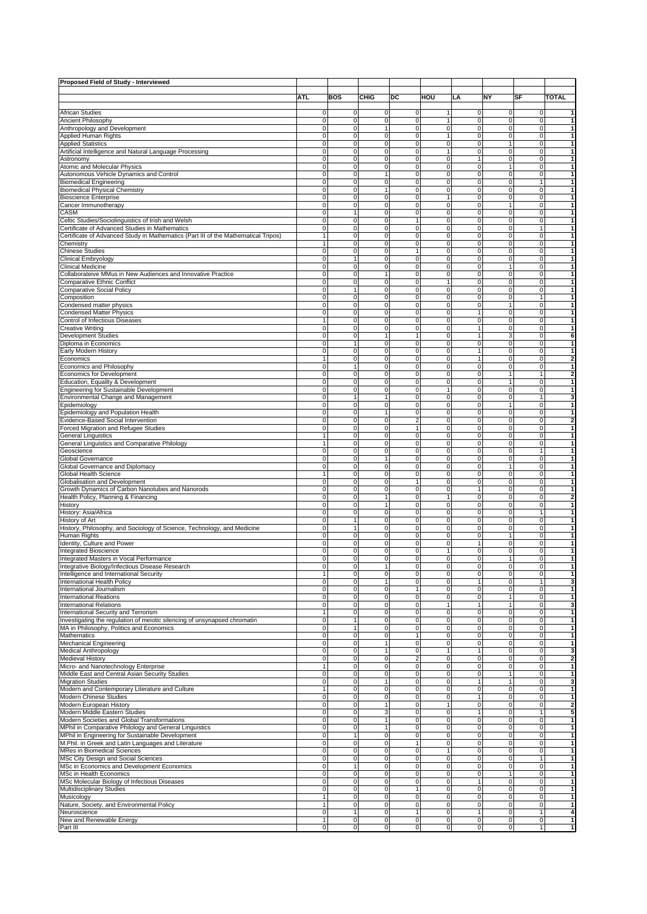**Proposed Field of Study - Interviewed**

| | ATL | BOS | CHIG | DC | HOU | LA | NY | SF | TOTAL |
|---|---|---|---|---|---|---|---|---|---|
| African Studies | 0 | 0 | 0 | 0 | 1 | 0 | 0 | 0 | 1 |
| Ancient Philosophy | 0 | 0 | 0 | 0 | 1 | 0 | 0 | 0 | 1 |
| Anthropology and Development | 0 | 0 | 1 | 0 | 0 | 0 | 0 | 0 | 1 |
| Applied Human Rights | 0 | 0 | 0 | 0 | 1 | 0 | 0 | 0 | 1 |
| Applied Statistics | 0 | 0 | 0 | 0 | 0 | 0 | 1 | 0 | 1 |
| Artificial Intelligence and Natural Language Processing | 0 | 0 | 0 | 0 | 1 | 0 | 0 | 0 | 1 |
| Astronomy | 0 | 0 | 0 | 0 | 0 | 1 | 0 | 0 | 1 |
| Atomic and Molecular Physics | 0 | 0 | 0 | 0 | 0 | 0 | 1 | 0 | 1 |
| Autonomous Vehicle Dynamics and Control | 0 | 0 | 1 | 0 | 0 | 0 | 0 | 0 | 1 |
| Biomedical Engineering | 0 | 0 | 0 | 0 | 0 | 0 | 0 | 1 | 1 |
| Biomedical Physical Chemistry | 0 | 0 | 1 | 0 | 0 | 0 | 0 | 0 | 1 |
| Bioscience Enterprise | 0 | 0 | 0 | 0 | 1 | 0 | 0 | 0 | 1 |
| Cancer Immunotherapy | 0 | 0 | 0 | 0 | 0 | 0 | 1 | 0 | 1 |
| CASM | 0 | 1 | 0 | 0 | 0 | 0 | 0 | 0 | 1 |
| Celtic Studies/Sociolinguistics of Irish and Welsh | 0 | 0 | 0 | 1 | 0 | 0 | 0 | 0 | 1 |
| Certificate of Advanced Studies in Mathematics | 0 | 0 | 0 | 0 | 0 | 0 | 0 | 1 | 1 |
| Certificate of Advanced Study in Mathematics (Part III of the Mathematical Tripos) | 1 | 0 | 0 | 0 | 0 | 0 | 0 | 0 | 1 |
| Chemistry | 1 | 0 | 0 | 0 | 0 | 0 | 0 | 0 | 1 |
| Chinese Studies | 0 | 0 | 0 | 1 | 0 | 0 | 0 | 0 | 1 |
| Clinical Embryology | 0 | 1 | 0 | 0 | 0 | 0 | 0 | 0 | 1 |
| Clinical Medicine | 0 | 0 | 0 | 0 | 0 | 0 | 1 | 0 | 1 |
| Collaborateive MMus in New Audiences and Innovative Practice | 0 | 0 | 1 | 0 | 0 | 0 | 0 | 0 | 1 |
| Comparative Ethnic Conflict | 0 | 0 | 0 | 0 | 1 | 0 | 0 | 0 | 1 |
| Comparative Social Policy | 0 | 1 | 0 | 0 | 0 | 0 | 0 | 0 | 1 |
| Composition | 0 | 0 | 0 | 0 | 0 | 0 | 0 | 1 | 1 |
| Condensed matter physics | 0 | 0 | 0 | 0 | 0 | 0 | 1 | 0 | 1 |
| Condensed Matter Physics | 0 | 0 | 0 | 0 | 0 | 1 | 0 | 0 | 1 |
| Control of Infectious Diseases | 1 | 0 | 0 | 0 | 0 | 0 | 0 | 0 | 1 |
| Creative Writing | 0 | 0 | 0 | 0 | 0 | 1 | 0 | 0 | 1 |
| Development Studies | 0 | 0 | 1 | 1 | 0 | 1 | 3 | 0 | 6 |
| Diploma in Economics | 0 | 1 | 0 | 0 | 0 | 0 | 0 | 0 | 1 |
| Early Modern History | 0 | 0 | 0 | 0 | 0 | 1 | 0 | 0 | 1 |
| Economics | 1 | 0 | 0 | 0 | 0 | 1 | 0 | 0 | 2 |
| Economics and Philosophy | 0 | 1 | 0 | 0 | 0 | 0 | 0 | 0 | 1 |
| Economics for Development | 0 | 0 | 0 | 0 | 0 | 0 | 1 | 1 | 2 |
| Education, Equality & Development | 0 | 0 | 0 | 0 | 0 | 0 | 1 | 0 | 1 |
| Engineering for Sustainable Development | 0 | 0 | 0 | 0 | 1 | 0 | 0 | 0 | 1 |
| Environmental Change and Management | 0 | 1 | 1 | 0 | 0 | 0 | 0 | 1 | 3 |
| Epidemiology | 0 | 0 | 0 | 0 | 0 | 0 | 1 | 0 | 1 |
| Epidemiology and Population Health | 0 | 0 | 1 | 0 | 0 | 0 | 0 | 0 | 1 |
| Evidence-Based Social Intervention | 0 | 0 | 0 | 2 | 0 | 0 | 0 | 0 | 2 |
| Forced Migration and Refugee Studies | 0 | 0 | 0 | 1 | 0 | 0 | 0 | 0 | 1 |
| General Linguistics | 1 | 0 | 0 | 0 | 0 | 0 | 0 | 0 | 1 |
| General Linguistics and Comparative Philology | 1 | 0 | 0 | 0 | 0 | 0 | 0 | 0 | 1 |
| Geoscience | 0 | 0 | 0 | 0 | 0 | 0 | 0 | 1 | 1 |
| Global Governance | 0 | 0 | 1 | 0 | 0 | 0 | 0 | 0 | 1 |
| Global Governance and Diplomacy | 0 | 0 | 0 | 0 | 0 | 0 | 1 | 0 | 1 |
| Global Health Science | 1 | 0 | 0 | 0 | 0 | 0 | 0 | 0 | 1 |
| Globalisation and Development | 0 | 0 | 0 | 1 | 0 | 0 | 0 | 0 | 1 |
| Growth Dynamics of Carbon Nanotubes and Nanorods | 0 | 0 | 0 | 0 | 0 | 1 | 0 | 0 | 1 |
| Health Policy, Planning & Financing | 0 | 0 | 1 | 0 | 1 | 0 | 0 | 0 | 2 |
| History | 0 | 0 | 1 | 0 | 0 | 0 | 0 | 0 | 1 |
| History: Asia/Africa | 0 | 0 | 0 | 0 | 0 | 0 | 0 | 1 | 1 |
| History of Art | 0 | 1 | 0 | 0 | 0 | 0 | 0 | 0 | 1 |
| History, Philosophy, and Sociology of Science, Technology, and Medicine | 0 | 1 | 0 | 0 | 0 | 0 | 0 | 0 | 1 |
| Human Rights | 0 | 0 | 0 | 0 | 0 | 0 | 1 | 0 | 1 |
| Identity, Culture and Power | 0 | 0 | 0 | 0 | 0 | 1 | 0 | 0 | 1 |
| Integrated Bioscience | 0 | 0 | 0 | 0 | 1 | 0 | 0 | 0 | 1 |
| Integrated Masters in Vocal Performance | 0 | 0 | 0 | 0 | 0 | 0 | 1 | 0 | 1 |
| Integrative Biology/Infectious Disease Research | 0 | 0 | 1 | 0 | 0 | 0 | 0 | 0 | 1 |
| Intelligence and International Security | 1 | 0 | 0 | 0 | 0 | 0 | 0 | 0 | 1 |
| International Health Policy | 0 | 0 | 1 | 0 | 0 | 1 | 0 | 1 | 3 |
| International Journalism | 0 | 0 | 0 | 1 | 0 | 0 | 0 | 0 | 1 |
| International Reations | 0 | 0 | 0 | 0 | 0 | 0 | 1 | 0 | 1 |
| International Relations | 0 | 0 | 0 | 0 | 1 | 1 | 1 | 0 | 3 |
| International Security and Terrorism | 1 | 0 | 0 | 0 | 0 | 0 | 0 | 0 | 1 |
| Investigating the regulation of meiotic silencing of unsynapsed chromatin | 0 | 1 | 0 | 0 | 0 | 0 | 0 | 0 | 1 |
| MA in Philosophy, Politics and Economics | 0 | 1 | 0 | 0 | 0 | 0 | 0 | 0 | 1 |
| Mathematics | 0 | 0 | 0 | 1 | 0 | 0 | 0 | 0 | 1 |
| Mechanical Engineering | 0 | 0 | 1 | 0 | 0 | 0 | 0 | 0 | 1 |
| Medical Anthropology | 0 | 0 | 1 | 0 | 1 | 1 | 0 | 0 | 3 |
| Medieval History | 0 | 0 | 0 | 2 | 0 | 0 | 0 | 0 | 2 |
| Micro- and Nanotechnology Enterprise | 1 | 0 | 0 | 0 | 0 | 0 | 0 | 0 | 1 |
| Middle East and Central Asian Security Studies | 0 | 0 | 0 | 0 | 0 | 0 | 1 | 0 | 1 |
| Migration Studies | 0 | 0 | 1 | 0 | 0 | 1 | 1 | 0 | 3 |
| Modern and Contemporary Literature and Culture | 1 | 0 | 0 | 0 | 0 | 0 | 0 | 0 | 1 |
| Modern Chinese Studies | 0 | 0 | 0 | 0 | 0 | 1 | 0 | 0 | 1 |
| Modern European History | 0 | 0 | 1 | 0 | 1 | 0 | 0 | 0 | 2 |
| Modern Middle Eastern Studies | 0 | 0 | 3 | 0 | 0 | 1 | 0 | 1 | 5 |
| Modern Societies and Global Transformations | 0 | 0 | 1 | 0 | 0 | 0 | 0 | 0 | 1 |
| MPhil in Comparative Philology and General Linguistics | 0 | 0 | 1 | 0 | 0 | 0 | 0 | 0 | 1 |
| MPhil in Engineering for Sustainable Development | 0 | 1 | 0 | 0 | 0 | 0 | 0 | 0 | 1 |
| M.Phil. in Greek and Latin Languages and Literature | 0 | 0 | 0 | 1 | 0 | 0 | 0 | 0 | 1 |
| MRes in Biomedical Sciences | 0 | 0 | 0 | 0 | 1 | 0 | 0 | 0 | 1 |
| MSc City Design and Social Sciences | 0 | 0 | 0 | 0 | 0 | 0 | 0 | 1 | 1 |
| MSc in Economics and Development Economics | 0 | 1 | 0 | 0 | 0 | 0 | 0 | 0 | 1 |
| MSc in Health Economics | 0 | 0 | 0 | 0 | 0 | 0 | 1 | 0 | 1 |
| MSc Molecular Biology of Infectious Diseases | 0 | 0 | 0 | 0 | 0 | 1 | 0 | 0 | 1 |
| Multidisciplinary Studies | 0 | 0 | 0 | 1 | 0 | 0 | 0 | 0 | 1 |
| Musicology | 1 | 0 | 0 | 0 | 0 | 0 | 0 | 0 | 1 |
| Nature, Society, and Environmental Policy | 1 | 0 | 0 | 0 | 0 | 0 | 0 | 0 | 1 |
| Neuroscience | 0 | 1 | 0 | 1 | 0 | 1 | 0 | 1 | 4 |
| New and Renewable Energy | 1 | 0 | 0 | 0 | 0 | 0 | 0 | 0 | 1 |
| Part III | 0 | 0 | 0 | 0 | 0 | 0 | 0 | 1 | 1 |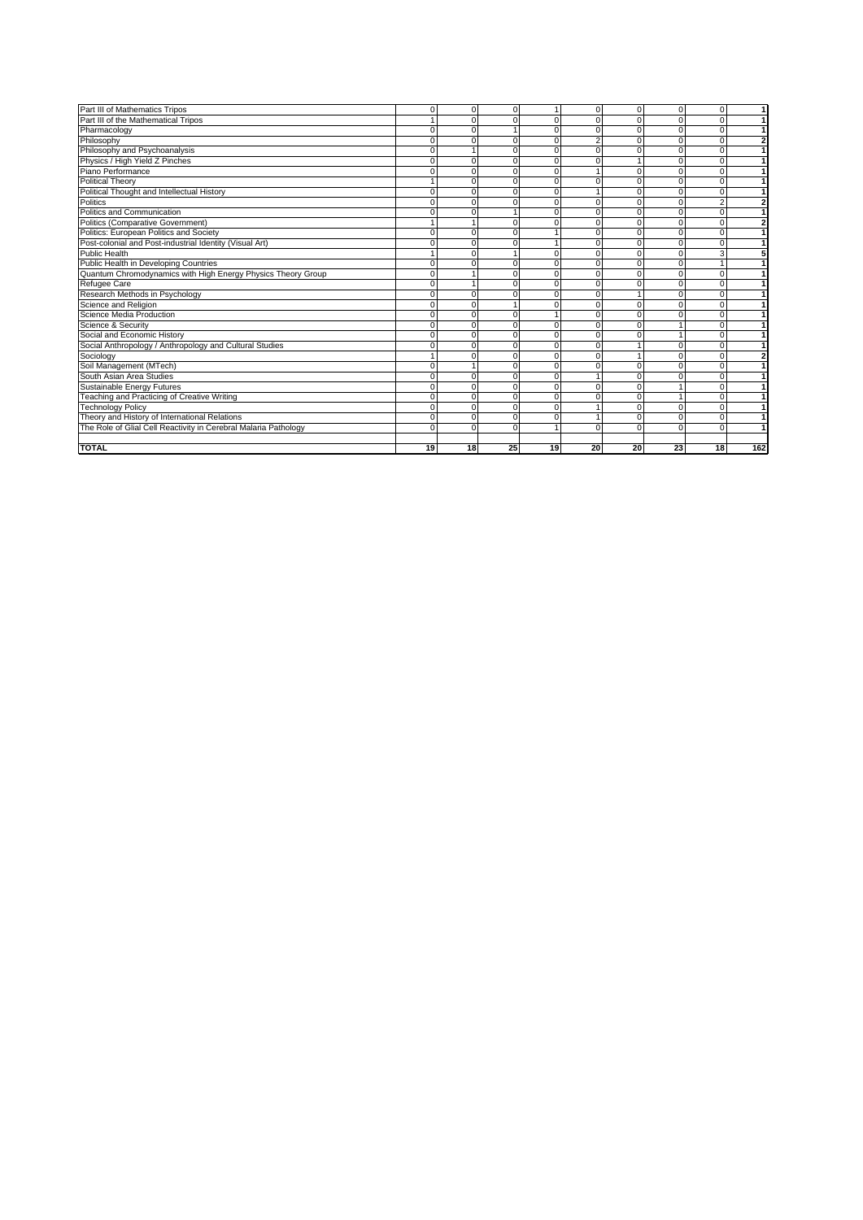| | | | | | | | | | |
|---|---|---|---|---|---|---|---|---|---|
| Part III of Mathematics Tripos | 0 | 0 | 0 | 1 | 0 | 0 | 0 | 0 | **1** |
| Part III of the Mathematical Tripos | 1 | 0 | 0 | 0 | 0 | 0 | 0 | 0 | **1** |
| Pharmacology | 0 | 0 | 1 | 0 | 0 | 0 | 0 | 0 | **1** |
| Philosophy | 0 | 0 | 0 | 0 | 2 | 0 | 0 | 0 | **2** |
| Philosophy and Psychoanalysis | 0 | 1 | 0 | 0 | 0 | 0 | 0 | 0 | **1** |
| Physics / High Yield Z Pinches | 0 | 0 | 0 | 0 | 0 | 1 | 0 | 0 | **1** |
| Piano Performance | 0 | 0 | 0 | 0 | 1 | 0 | 0 | 0 | **1** |
| Political Theory | 1 | 0 | 0 | 0 | 0 | 0 | 0 | 0 | **1** |
| Political Thought and Intellectual History | 0 | 0 | 0 | 0 | 1 | 0 | 0 | 0 | **1** |
| Politics | 0 | 0 | 0 | 0 | 0 | 0 | 0 | 2 | **2** |
| Politics and Communication | 0 | 0 | 1 | 0 | 0 | 0 | 0 | 0 | **1** |
| Politics (Comparative Government) | 1 | 1 | 0 | 0 | 0 | 0 | 0 | 0 | **2** |
| Politics: European Politics and Society | 0 | 0 | 0 | 1 | 0 | 0 | 0 | 0 | **1** |
| Post-colonial and Post-industrial Identity (Visual Art) | 0 | 0 | 0 | 1 | 0 | 0 | 0 | 0 | **1** |
| Public Health | 1 | 0 | 1 | 0 | 0 | 0 | 0 | 3 | **5** |
| Public Health in Developing Countries | 0 | 0 | 0 | 0 | 0 | 0 | 0 | 1 | **1** |
| Quantum Chromodynamics with High Energy Physics Theory Group | 0 | 1 | 0 | 0 | 0 | 0 | 0 | 0 | **1** |
| Refugee Care | 0 | 1 | 0 | 0 | 0 | 0 | 0 | 0 | **1** |
| Research Methods in Psychology | 0 | 0 | 0 | 0 | 0 | 1 | 0 | 0 | **1** |
| Science and Religion | 0 | 0 | 1 | 0 | 0 | 0 | 0 | 0 | **1** |
| Science Media Production | 0 | 0 | 0 | 1 | 0 | 0 | 0 | 0 | **1** |
| Science & Security | 0 | 0 | 0 | 0 | 0 | 0 | 1 | 0 | **1** |
| Social and Economic History | 0 | 0 | 0 | 0 | 0 | 0 | 1 | 0 | **1** |
| Social Anthropology / Anthropology and Cultural Studies | 0 | 0 | 0 | 0 | 0 | 1 | 0 | 0 | **1** |
| Sociology | 1 | 0 | 0 | 0 | 0 | 1 | 0 | 0 | **2** |
| Soil Management (MTech) | 0 | 1 | 0 | 0 | 0 | 0 | 0 | 0 | **1** |
| South Asian Area Studies | 0 | 0 | 0 | 0 | 1 | 0 | 0 | 0 | **1** |
| Sustainable Energy Futures | 0 | 0 | 0 | 0 | 0 | 0 | 1 | 0 | **1** |
| Teaching and Practicing of Creative Writing | 0 | 0 | 0 | 0 | 0 | 0 | 1 | 0 | **1** |
| Technology Policy | 0 | 0 | 0 | 0 | 1 | 0 | 0 | 0 | **1** |
| Theory and History of International Relations | 0 | 0 | 0 | 0 | 1 | 0 | 0 | 0 | **1** |
| The Role of Glial Cell Reactivity in Cerebral Malaria Pathology | 0 | 0 | 0 | 1 | 0 | 0 | 0 | 0 | **1** |
| | | | | | | | | | |
| **TOTAL** | **19** | **18** | **25** | **19** | **20** | **20** | **23** | **18** | **162** |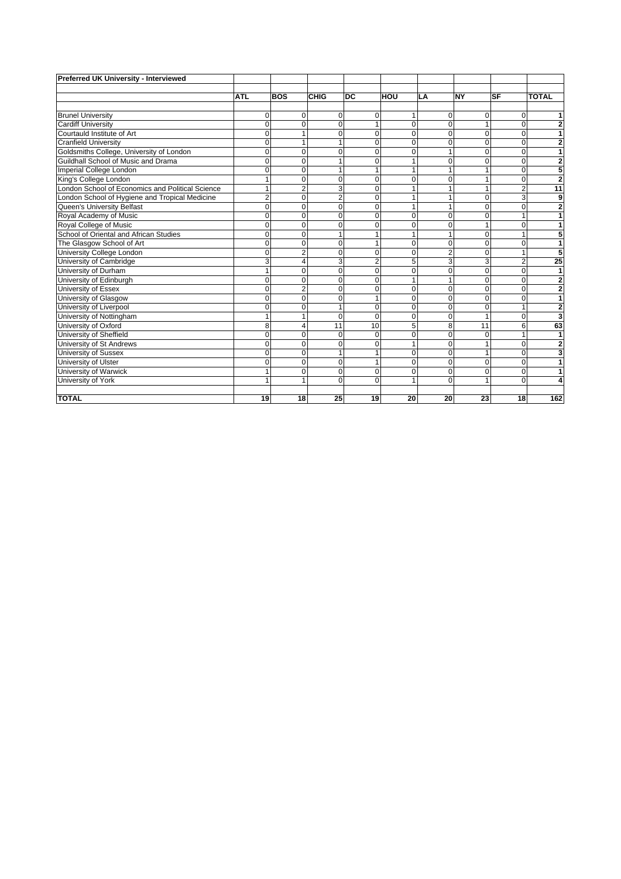| Preferred UK University - Interviewed | | | | | | | | | |
|---|---|---|---|---|---|---|---|---|---|
| | **ATL** | **BOS** | **CHIG** | **DC** | **HOU** | **LA** | **NY** | **SF** | **TOTAL** |
| Brunel University | 0 | 0 | 0 | 0 | 1 | 0 | 0 | 0 | **1** |
| Cardiff University | 0 | 0 | 0 | 1 | 0 | 0 | 1 | 0 | **2** |
| Courtauld Institute of Art | 0 | 1 | 0 | 0 | 0 | 0 | 0 | 0 | **1** |
| Cranfield University | 0 | 1 | 1 | 0 | 0 | 0 | 0 | 0 | **2** |
| Goldsmiths College, University of London | 0 | 0 | 0 | 0 | 0 | 1 | 0 | 0 | **1** |
| Guildhall School of Music and Drama | 0 | 0 | 1 | 0 | 1 | 0 | 0 | 0 | **2** |
| Imperial College London | 0 | 0 | 1 | 1 | 1 | 1 | 1 | 0 | **5** |
| King's College London | 1 | 0 | 0 | 0 | 0 | 0 | 1 | 0 | **2** |
| London School of Economics and Political Science | 1 | 2 | 3 | 0 | 1 | 1 | 1 | 2 | **11** |
| London School of Hygiene and Tropical Medicine | 2 | 0 | 2 | 0 | 1 | 1 | 0 | 3 | **9** |
| Queen's University Belfast | 0 | 0 | 0 | 0 | 1 | 1 | 0 | 0 | **2** |
| Royal Academy of Music | 0 | 0 | 0 | 0 | 0 | 0 | 0 | 1 | **1** |
| Royal College of Music | 0 | 0 | 0 | 0 | 0 | 0 | 1 | 0 | **1** |
| School of Oriental and African Studies | 0 | 0 | 1 | 1 | 1 | 1 | 0 | 1 | **5** |
| The Glasgow School of Art | 0 | 0 | 0 | 1 | 0 | 0 | 0 | 0 | **1** |
| University College London | 0 | 2 | 0 | 0 | 0 | 2 | 0 | 1 | **5** |
| University of Cambridge | 3 | 4 | 3 | 2 | 5 | 3 | 3 | 2 | **25** |
| University of Durham | 1 | 0 | 0 | 0 | 0 | 0 | 0 | 0 | **1** |
| University of Edinburgh | 0 | 0 | 0 | 0 | 1 | 1 | 0 | 0 | **2** |
| University of Essex | 0 | 2 | 0 | 0 | 0 | 0 | 0 | 0 | **2** |
| University of Glasgow | 0 | 0 | 0 | 1 | 0 | 0 | 0 | 0 | **1** |
| University of Liverpool | 0 | 0 | 1 | 0 | 0 | 0 | 0 | 1 | **2** |
| University of Nottingham | 1 | 1 | 0 | 0 | 0 | 0 | 1 | 0 | **3** |
| University of Oxford | 8 | 4 | 11 | 10 | 5 | 8 | 11 | 6 | **63** |
| University of Sheffield | 0 | 0 | 0 | 0 | 0 | 0 | 0 | 1 | **1** |
| University of St Andrews | 0 | 0 | 0 | 0 | 1 | 0 | 1 | 0 | **2** |
| University of Sussex | 0 | 0 | 1 | 1 | 0 | 0 | 1 | 0 | **3** |
| University of Ulster | 0 | 0 | 0 | 1 | 0 | 0 | 0 | 0 | **1** |
| University of Warwick | 1 | 0 | 0 | 0 | 0 | 0 | 0 | 0 | **1** |
| University of York | 1 | 1 | 0 | 0 | 1 | 0 | 1 | 0 | **4** |
| **TOTAL** | **19** | **18** | **25** | **19** | **20** | **20** | **23** | **18** | **162** |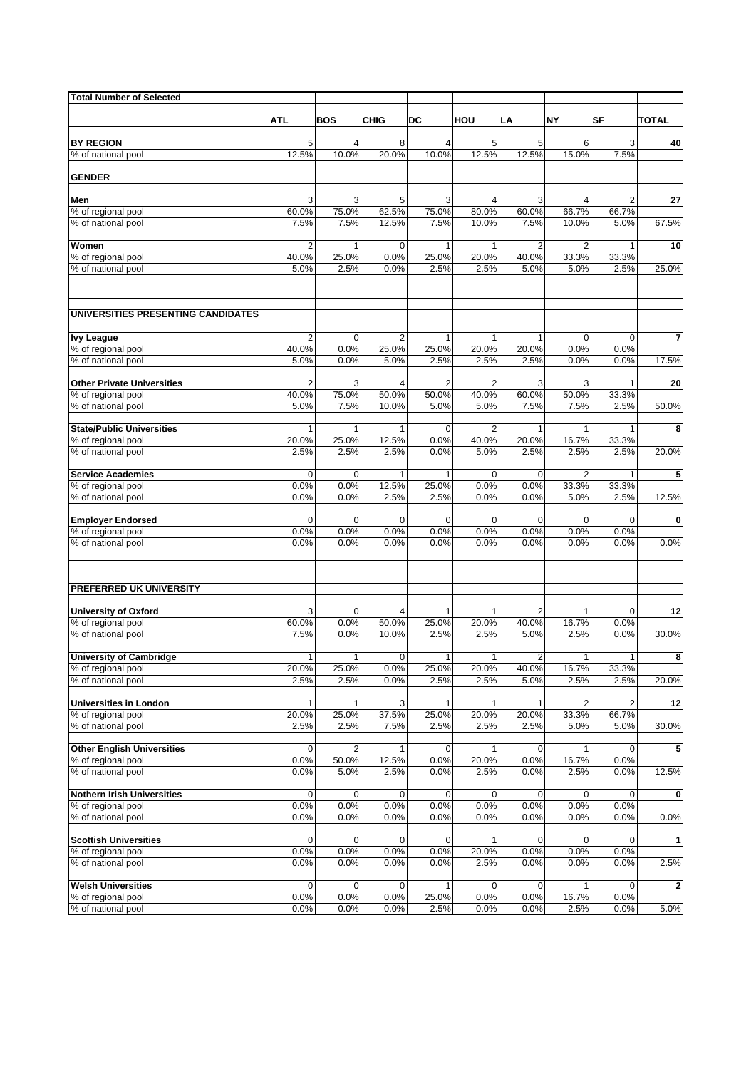| Total Number of Selected | | | | | | | | | |
|---|---|---|---|---|---|---|---|---|---|
| | **ATL** | **BOS** | **CHIG** | **DC** | **HOU** | **LA** | **NY** | **SF** | **TOTAL** |
| **BY REGION** | 5 | 4 | 8 | 4 | 5 | 5 | 6 | 3 | **40** |
| % of national pool | 12.5% | 10.0% | 20.0% | 10.0% | 12.5% | 12.5% | 15.0% | 7.5% | |
| **GENDER** | | | | | | | | | |
| **Men** | 3 | 3 | 5 | 3 | 4 | 3 | 4 | 2 | **27** |
| % of regional pool | 60.0% | 75.0% | 62.5% | 75.0% | 80.0% | 60.0% | 66.7% | 66.7% | |
| % of national pool | 7.5% | 7.5% | 12.5% | 7.5% | 10.0% | 7.5% | 10.0% | 5.0% | 67.5% |
| **Women** | 2 | 1 | 0 | 1 | 1 | 2 | 2 | 1 | **10** |
| % of regional pool | 40.0% | 25.0% | 0.0% | 25.0% | 20.0% | 40.0% | 33.3% | 33.3% | |
| % of national pool | 5.0% | 2.5% | 0.0% | 2.5% | 2.5% | 5.0% | 5.0% | 2.5% | 25.0% |
| **UNIVERSITIES PRESENTING CANDIDATES** | | | | | | | | | |
| **Ivy League** | 2 | 0 | 2 | 1 | 1 | 1 | 0 | 0 | **7** |
| % of regional pool | 40.0% | 0.0% | 25.0% | 25.0% | 20.0% | 20.0% | 0.0% | 0.0% | |
| % of national pool | 5.0% | 0.0% | 5.0% | 2.5% | 2.5% | 2.5% | 0.0% | 0.0% | 17.5% |
| **Other Private Universities** | 2 | 3 | 4 | 2 | 2 | 3 | 3 | 1 | **20** |
| % of regional pool | 40.0% | 75.0% | 50.0% | 50.0% | 40.0% | 60.0% | 50.0% | 33.3% | |
| % of national pool | 5.0% | 7.5% | 10.0% | 5.0% | 5.0% | 7.5% | 7.5% | 2.5% | 50.0% |
| **State/Public Universities** | 1 | 1 | 1 | 0 | 2 | 1 | 1 | 1 | **8** |
| % of regional pool | 20.0% | 25.0% | 12.5% | 0.0% | 40.0% | 20.0% | 16.7% | 33.3% | |
| % of national pool | 2.5% | 2.5% | 2.5% | 0.0% | 5.0% | 2.5% | 2.5% | 2.5% | 20.0% |
| **Service Academies** | 0 | 0 | 1 | 1 | 0 | 0 | 2 | 1 | **5** |
| % of regional pool | 0.0% | 0.0% | 12.5% | 25.0% | 0.0% | 0.0% | 33.3% | 33.3% | |
| % of national pool | 0.0% | 0.0% | 2.5% | 2.5% | 0.0% | 0.0% | 5.0% | 2.5% | 12.5% |
| **Employer Endorsed** | 0 | 0 | 0 | 0 | 0 | 0 | 0 | 0 | **0** |
| % of regional pool | 0.0% | 0.0% | 0.0% | 0.0% | 0.0% | 0.0% | 0.0% | 0.0% | |
| % of national pool | 0.0% | 0.0% | 0.0% | 0.0% | 0.0% | 0.0% | 0.0% | 0.0% | 0.0% |
| **PREFERRED UK UNIVERSITY** | | | | | | | | | |
| **University of Oxford** | 3 | 0 | 4 | 1 | 1 | 2 | 1 | 0 | **12** |
| % of regional pool | 60.0% | 0.0% | 50.0% | 25.0% | 20.0% | 40.0% | 16.7% | 0.0% | |
| % of national pool | 7.5% | 0.0% | 10.0% | 2.5% | 2.5% | 5.0% | 2.5% | 0.0% | 30.0% |
| **University of Cambridge** | 1 | 1 | 0 | 1 | 1 | 2 | 1 | 1 | **8** |
| % of regional pool | 20.0% | 25.0% | 0.0% | 25.0% | 20.0% | 40.0% | 16.7% | 33.3% | |
| % of national pool | 2.5% | 2.5% | 0.0% | 2.5% | 2.5% | 5.0% | 2.5% | 2.5% | 20.0% |
| **Universities in London** | 1 | 1 | 3 | 1 | 1 | 1 | 2 | 2 | **12** |
| % of regional pool | 20.0% | 25.0% | 37.5% | 25.0% | 20.0% | 20.0% | 33.3% | 66.7% | |
| % of national pool | 2.5% | 2.5% | 7.5% | 2.5% | 2.5% | 2.5% | 5.0% | 5.0% | 30.0% |
| **Other English Universities** | 0 | 2 | 1 | 0 | 1 | 0 | 1 | 0 | **5** |
| % of regional pool | 0.0% | 50.0% | 12.5% | 0.0% | 20.0% | 0.0% | 16.7% | 0.0% | |
| % of national pool | 0.0% | 5.0% | 2.5% | 0.0% | 2.5% | 0.0% | 2.5% | 0.0% | 12.5% |
| **Nothern Irish Universities** | 0 | 0 | 0 | 0 | 0 | 0 | 0 | 0 | **0** |
| % of regional pool | 0.0% | 0.0% | 0.0% | 0.0% | 0.0% | 0.0% | 0.0% | 0.0% | |
| % of national pool | 0.0% | 0.0% | 0.0% | 0.0% | 0.0% | 0.0% | 0.0% | 0.0% | 0.0% |
| **Scottish Universities** | 0 | 0 | 0 | 0 | 1 | 0 | 0 | 0 | **1** |
| % of regional pool | 0.0% | 0.0% | 0.0% | 0.0% | 20.0% | 0.0% | 0.0% | 0.0% | |
| % of national pool | 0.0% | 0.0% | 0.0% | 0.0% | 2.5% | 0.0% | 0.0% | 0.0% | 2.5% |
| **Welsh Universities** | 0 | 0 | 0 | 1 | 0 | 0 | 1 | 0 | **2** |
| % of regional pool | 0.0% | 0.0% | 0.0% | 25.0% | 0.0% | 0.0% | 16.7% | 0.0% | |
| % of national pool | 0.0% | 0.0% | 0.0% | 2.5% | 0.0% | 0.0% | 2.5% | 0.0% | 5.0% |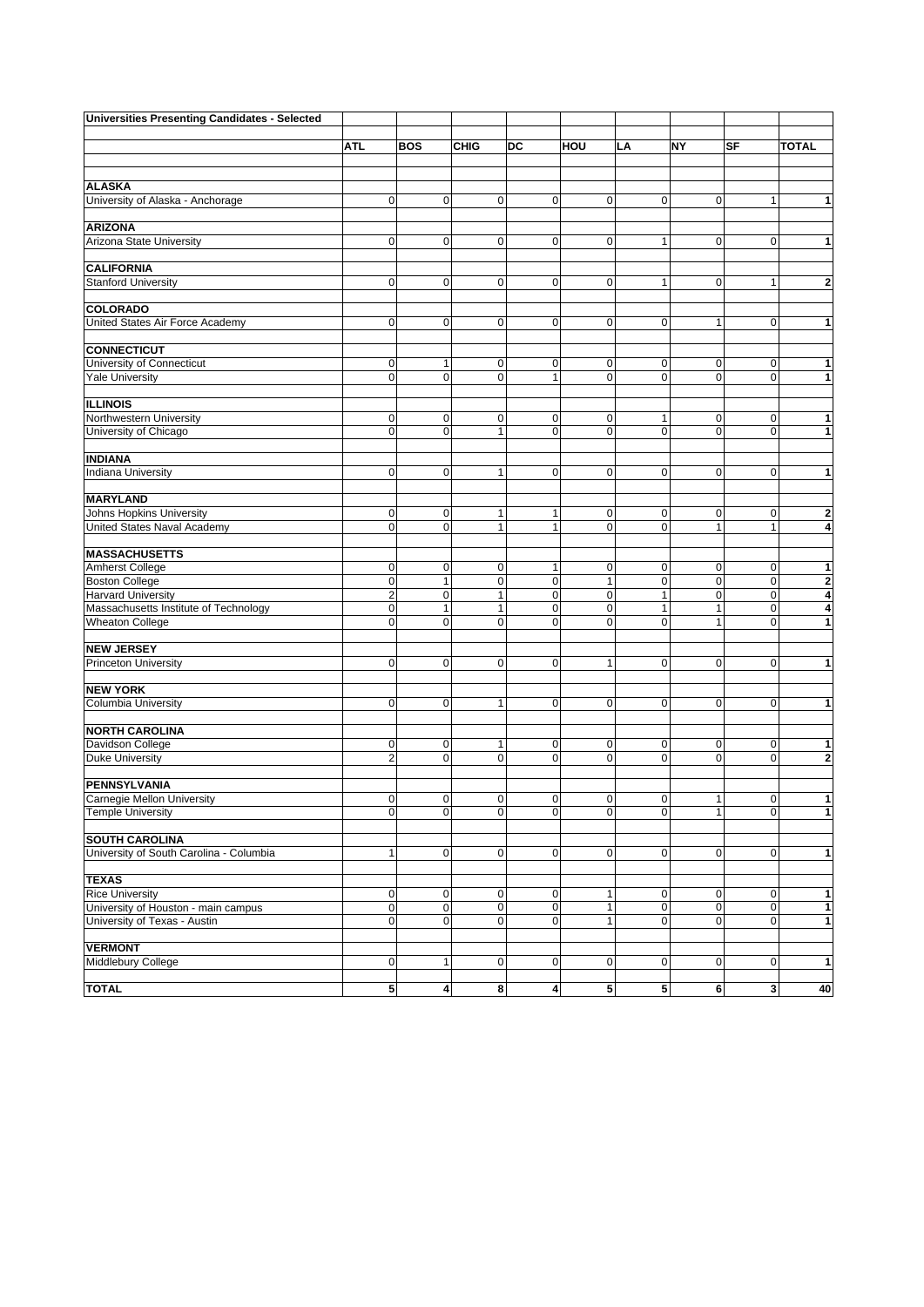| Universities Presenting Candidates - Selected | ATL | BOS | CHIG | DC | HOU | LA | NY | SF | TOTAL |
|---|---|---|---|---|---|---|---|---|---|
| **ALASKA** | | | | | | | | | |
| University of Alaska - Anchorage | 0 | 0 | 0 | 0 | 0 | 0 | 0 | 1 | **1** |
| **ARIZONA** | | | | | | | | | |
| Arizona State University | 0 | 0 | 0 | 0 | 0 | 1 | 0 | 0 | **1** |
| **CALIFORNIA** | | | | | | | | | |
| Stanford University | 0 | 0 | 0 | 0 | 0 | 1 | 0 | 1 | **2** |
| **COLORADO** | | | | | | | | | |
| United States Air Force Academy | 0 | 0 | 0 | 0 | 0 | 0 | 1 | 0 | **1** |
| **CONNECTICUT** | | | | | | | | | |
| University of Connecticut | 0 | 1 | 0 | 0 | 0 | 0 | 0 | 0 | **1** |
| Yale University | 0 | 0 | 0 | 1 | 0 | 0 | 0 | 0 | **1** |
| **ILLINOIS** | | | | | | | | | |
| Northwestern University | 0 | 0 | 0 | 0 | 0 | 1 | 0 | 0 | **1** |
| University of Chicago | 0 | 0 | 1 | 0 | 0 | 0 | 0 | 0 | **1** |
| **INDIANA** | | | | | | | | | |
| Indiana University | 0 | 0 | 1 | 0 | 0 | 0 | 0 | 0 | **1** |
| **MARYLAND** | | | | | | | | | |
| Johns Hopkins University | 0 | 0 | 1 | 1 | 0 | 0 | 0 | 0 | **2** |
| United States Naval Academy | 0 | 0 | 1 | 1 | 0 | 0 | 1 | 1 | **4** |
| **MASSACHUSETTS** | | | | | | | | | |
| Amherst College | 0 | 0 | 0 | 1 | 0 | 0 | 0 | 0 | **1** |
| Boston College | 0 | 1 | 0 | 0 | 1 | 0 | 0 | 0 | **2** |
| Harvard University | 2 | 0 | 1 | 0 | 0 | 1 | 0 | 0 | **4** |
| Massachusetts Institute of Technology | 0 | 1 | 1 | 0 | 0 | 1 | 1 | 0 | **4** |
| Wheaton College | 0 | 0 | 0 | 0 | 0 | 0 | 1 | 0 | **1** |
| **NEW JERSEY** | | | | | | | | | |
| Princeton University | 0 | 0 | 0 | 0 | 1 | 0 | 0 | 0 | **1** |
| **NEW YORK** | | | | | | | | | |
| Columbia University | 0 | 0 | 1 | 0 | 0 | 0 | 0 | 0 | **1** |
| **NORTH CAROLINA** | | | | | | | | | |
| Davidson College | 0 | 0 | 1 | 0 | 0 | 0 | 0 | 0 | **1** |
| Duke University | 2 | 0 | 0 | 0 | 0 | 0 | 0 | 0 | **2** |
| **PENNSYLVANIA** | | | | | | | | | |
| Carnegie Mellon University | 0 | 0 | 0 | 0 | 0 | 0 | 1 | 0 | **1** |
| Temple University | 0 | 0 | 0 | 0 | 0 | 0 | 1 | 0 | **1** |
| **SOUTH CAROLINA** | | | | | | | | | |
| University of South Carolina - Columbia | 1 | 0 | 0 | 0 | 0 | 0 | 0 | 0 | **1** |
| **TEXAS** | | | | | | | | | |
| Rice University | 0 | 0 | 0 | 0 | 1 | 0 | 0 | 0 | **1** |
| University of Houston - main campus | 0 | 0 | 0 | 0 | 1 | 0 | 0 | 0 | **1** |
| University of Texas - Austin | 0 | 0 | 0 | 0 | 1 | 0 | 0 | 0 | **1** |
| **VERMONT** | | | | | | | | | |
| Middlebury College | 0 | 1 | 0 | 0 | 0 | 0 | 0 | 0 | **1** |
| **TOTAL** | **5** | **4** | **8** | **4** | **5** | **5** | **6** | **3** | **40** |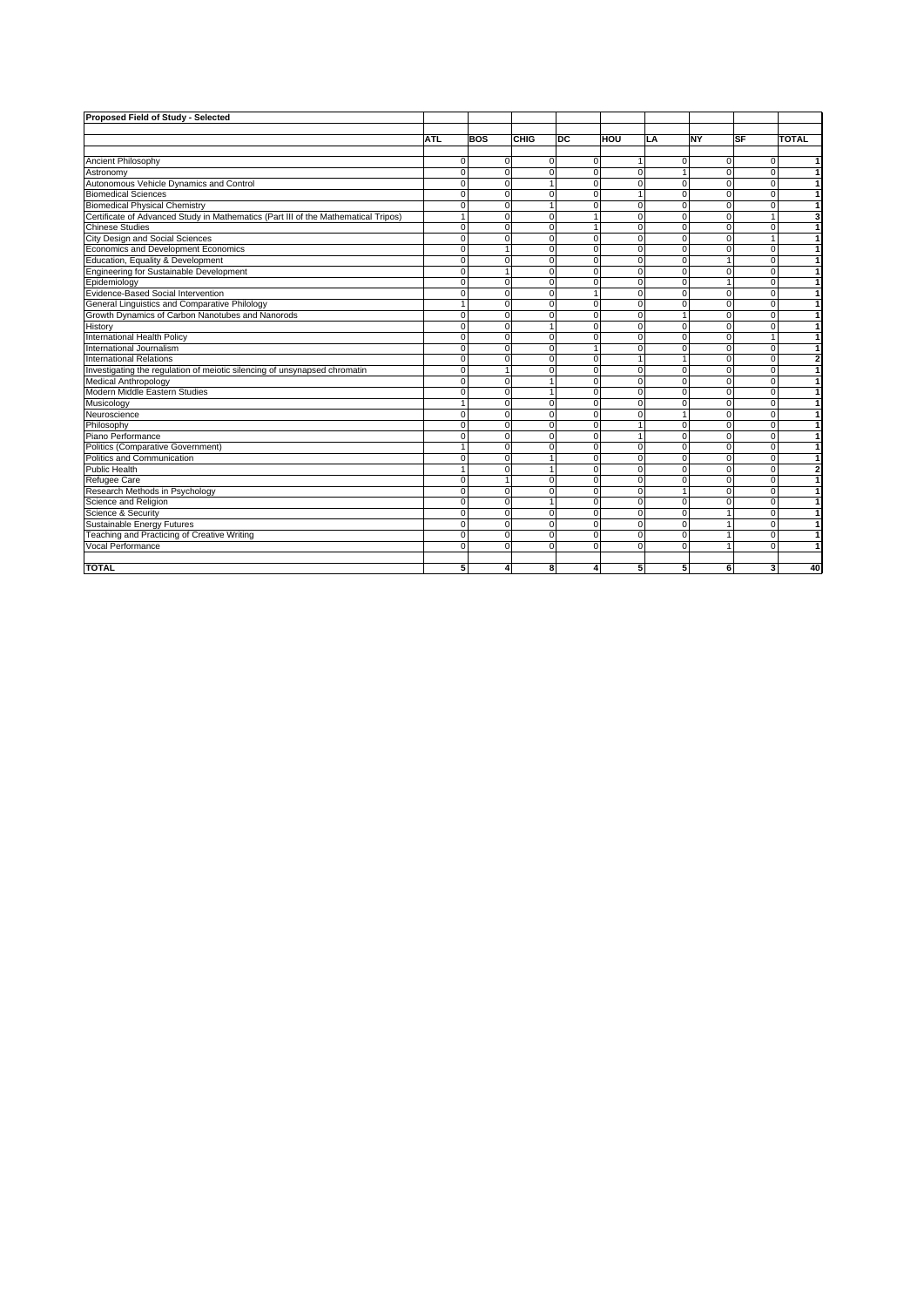**Proposed Field of Study - Selected**

| | ATL | BOS | CHIG | DC | HOU | LA | NY | SF | TOTAL |
|---|---|---|---|---|---|---|---|---|---|
| Ancient Philosophy | 0 | 0 | 0 | 0 | 1 | 0 | 0 | 0 | 1 |
| Astronomy | 0 | 0 | 0 | 0 | 0 | 1 | 0 | 0 | 1 |
| Autonomous Vehicle Dynamics and Control | 0 | 0 | 1 | 0 | 0 | 0 | 0 | 0 | 1 |
| Biomedical Sciences | 0 | 0 | 0 | 0 | 1 | 0 | 0 | 0 | 1 |
| Biomedical Physical Chemistry | 0 | 0 | 1 | 0 | 0 | 0 | 0 | 0 | 1 |
| Certificate of Advanced Study in Mathematics (Part III of the Mathematical Tripos) | 1 | 0 | 0 | 1 | 0 | 0 | 0 | 1 | 3 |
| Chinese Studies | 0 | 0 | 0 | 1 | 0 | 0 | 0 | 0 | 1 |
| City Design and Social Sciences | 0 | 0 | 0 | 0 | 0 | 0 | 0 | 1 | 1 |
| Economics and Development Economics | 0 | 1 | 0 | 0 | 0 | 0 | 0 | 0 | 1 |
| Education, Equality & Development | 0 | 0 | 0 | 0 | 0 | 0 | 1 | 0 | 1 |
| Engineering for Sustainable Development | 0 | 1 | 0 | 0 | 0 | 0 | 0 | 0 | 1 |
| Epidemiology | 0 | 0 | 0 | 0 | 0 | 0 | 1 | 0 | 1 |
| Evidence-Based Social Intervention | 0 | 0 | 0 | 1 | 0 | 0 | 0 | 0 | 1 |
| General Linguistics and Comparative Philology | 1 | 0 | 0 | 0 | 0 | 0 | 0 | 0 | 1 |
| Growth Dynamics of Carbon Nanotubes and Nanorods | 0 | 0 | 0 | 0 | 0 | 1 | 0 | 0 | 1 |
| History | 0 | 0 | 1 | 0 | 0 | 0 | 0 | 0 | 1 |
| International Health Policy | 0 | 0 | 0 | 0 | 0 | 0 | 0 | 1 | 1 |
| International Journalism | 0 | 0 | 0 | 1 | 0 | 0 | 0 | 0 | 1 |
| International Relations | 0 | 0 | 0 | 0 | 1 | 1 | 0 | 0 | 2 |
| Investigating the regulation of meiotic silencing of unsynapsed chromatin | 0 | 1 | 0 | 0 | 0 | 0 | 0 | 0 | 1 |
| Medical Anthropology | 0 | 0 | 1 | 0 | 0 | 0 | 0 | 0 | 1 |
| Modern Middle Eastern Studies | 0 | 0 | 1 | 0 | 0 | 0 | 0 | 0 | 1 |
| Musicology | 1 | 0 | 0 | 0 | 0 | 0 | 0 | 0 | 1 |
| Neuroscience | 0 | 0 | 0 | 0 | 0 | 1 | 0 | 0 | 1 |
| Philosophy | 0 | 0 | 0 | 0 | 1 | 0 | 0 | 0 | 1 |
| Piano Performance | 0 | 0 | 0 | 0 | 1 | 0 | 0 | 0 | 1 |
| Politics (Comparative Government) | 1 | 0 | 0 | 0 | 0 | 0 | 0 | 0 | 1 |
| Politics and Communication | 0 | 0 | 1 | 0 | 0 | 0 | 0 | 0 | 1 |
| Public Health | 1 | 0 | 1 | 0 | 0 | 0 | 0 | 0 | 2 |
| Refugee Care | 0 | 1 | 0 | 0 | 0 | 0 | 0 | 0 | 1 |
| Research Methods in Psychology | 0 | 0 | 0 | 0 | 0 | 1 | 0 | 0 | 1 |
| Science and Religion | 0 | 0 | 1 | 0 | 0 | 0 | 0 | 0 | 1 |
| Science & Security | 0 | 0 | 0 | 0 | 0 | 0 | 1 | 0 | 1 |
| Sustainable Energy Futures | 0 | 0 | 0 | 0 | 0 | 0 | 1 | 0 | 1 |
| Teaching and Practicing of Creative Writing | 0 | 0 | 0 | 0 | 0 | 0 | 1 | 0 | 1 |
| Vocal Performance | 0 | 0 | 0 | 0 | 0 | 0 | 1 | 0 | 1 |
| **TOTAL** | **5** | **4** | **8** | **4** | **5** | **5** | **6** | **3** | **40** |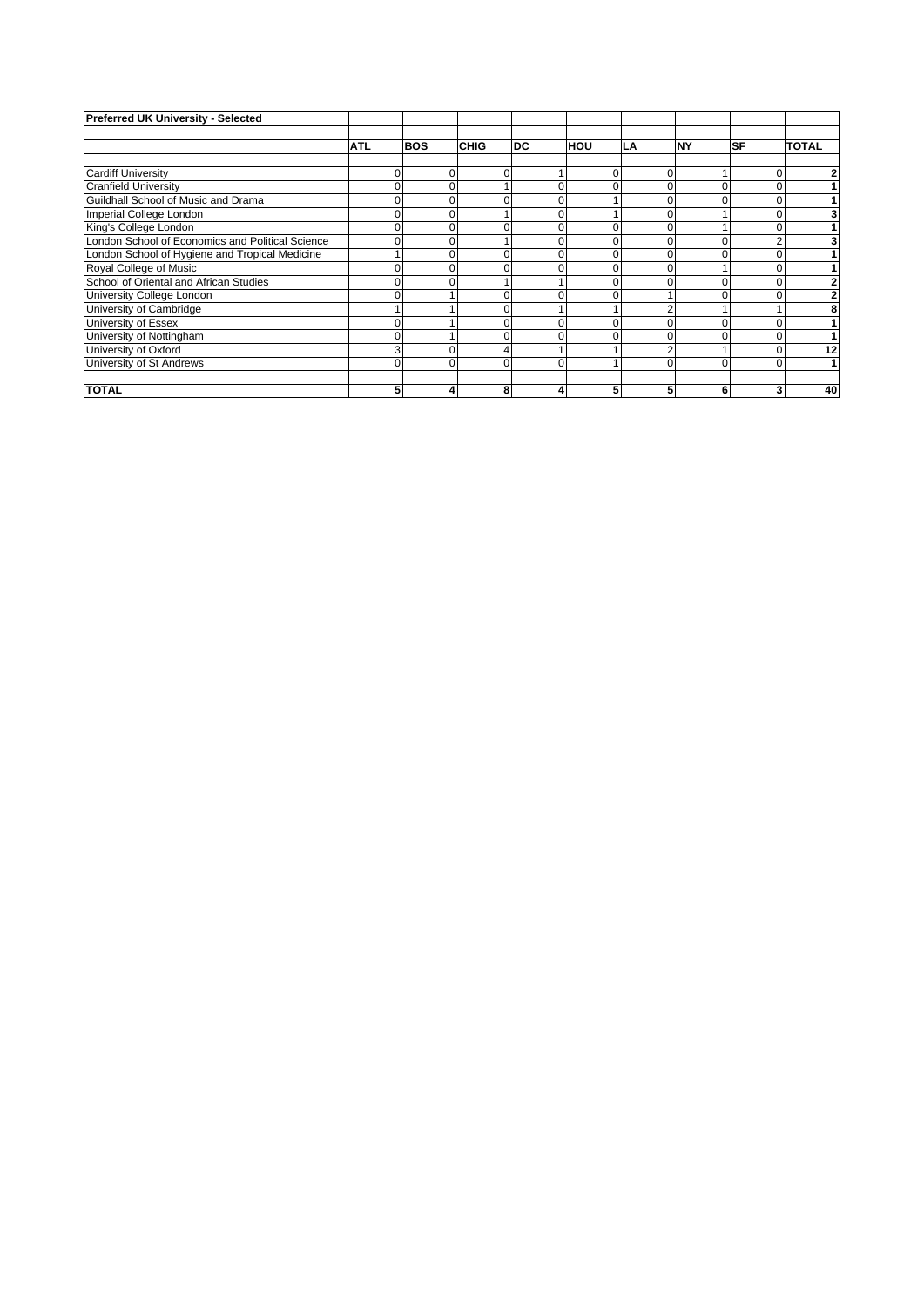| Preferred UK University - Selected | | | | | | | | | |
|---|---|---|---|---|---|---|---|---|---|
| | ATL | BOS | CHIG | DC | HOU | LA | NY | SF | TOTAL |
| Cardiff University | 0 | 0 | 0 | 1 | 0 | 0 | 1 | 0 | 2 |
| Cranfield University | 0 | 0 | 1 | 0 | 0 | 0 | 0 | 0 | 1 |
| Guildhall School of Music and Drama | 0 | 0 | 0 | 0 | 1 | 0 | 0 | 0 | 1 |
| Imperial College London | 0 | 0 | 1 | 0 | 1 | 0 | 1 | 0 | 3 |
| King's College London | 0 | 0 | 0 | 0 | 0 | 0 | 1 | 0 | 1 |
| London School of Economics and Political Science | 0 | 0 | 1 | 0 | 0 | 0 | 0 | 2 | 3 |
| London School of Hygiene and Tropical Medicine | 1 | 0 | 0 | 0 | 0 | 0 | 0 | 0 | 1 |
| Royal College of Music | 0 | 0 | 0 | 0 | 0 | 0 | 1 | 0 | 1 |
| School of Oriental and African Studies | 0 | 0 | 1 | 1 | 0 | 0 | 0 | 0 | 2 |
| University College London | 0 | 1 | 0 | 0 | 0 | 1 | 0 | 0 | 2 |
| University of Cambridge | 1 | 1 | 0 | 1 | 1 | 2 | 1 | 1 | 8 |
| University of Essex | 0 | 1 | 0 | 0 | 0 | 0 | 0 | 0 | 1 |
| University of Nottingham | 0 | 1 | 0 | 0 | 0 | 0 | 0 | 0 | 1 |
| University of Oxford | 3 | 0 | 4 | 1 | 1 | 2 | 1 | 0 | 12 |
| University of St Andrews | 0 | 0 | 0 | 0 | 1 | 0 | 0 | 0 | 1 |
| **TOTAL** | **5** | **4** | **8** | **4** | **5** | **5** | **6** | **3** | **40** |